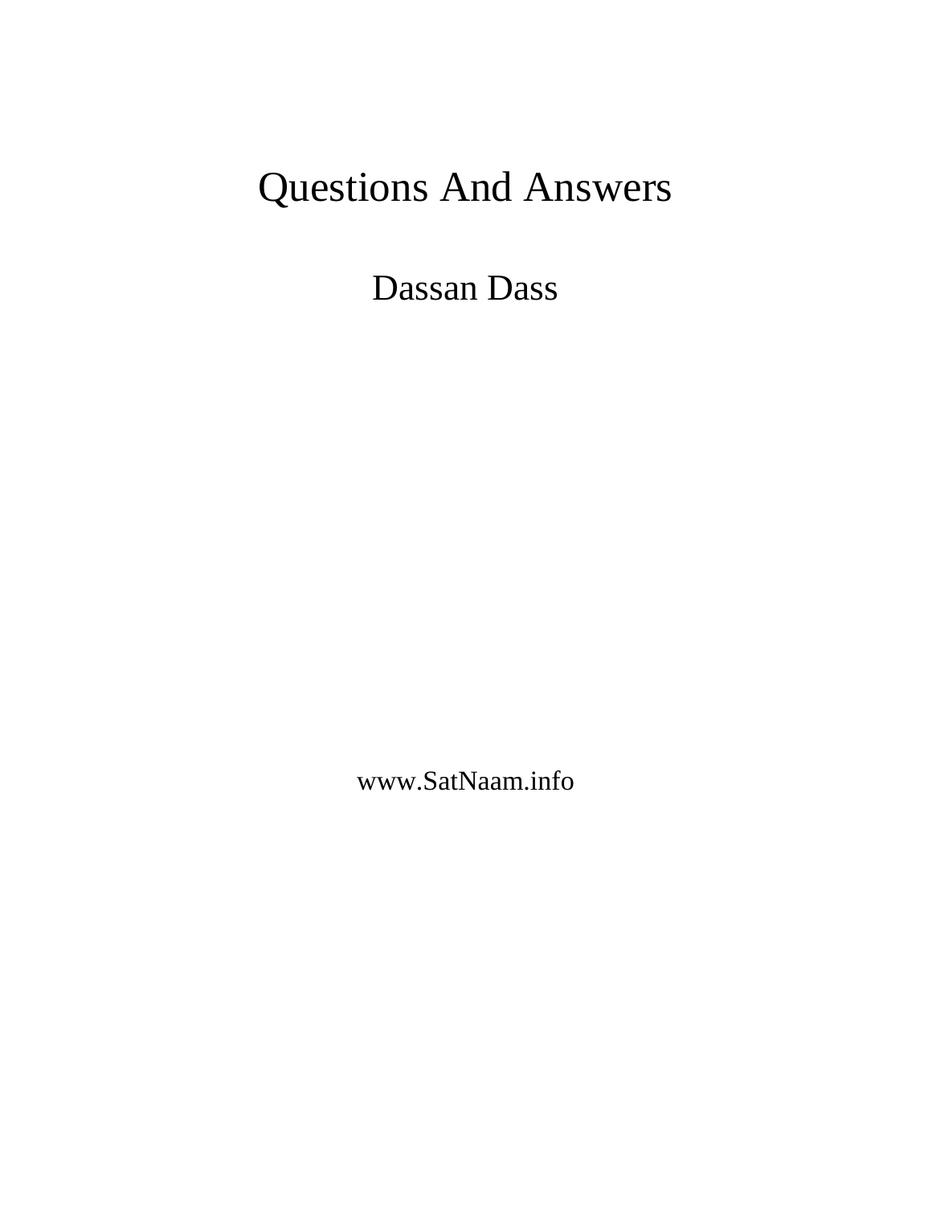# Questions And Answers

Dassan Dass

www.SatNaam.info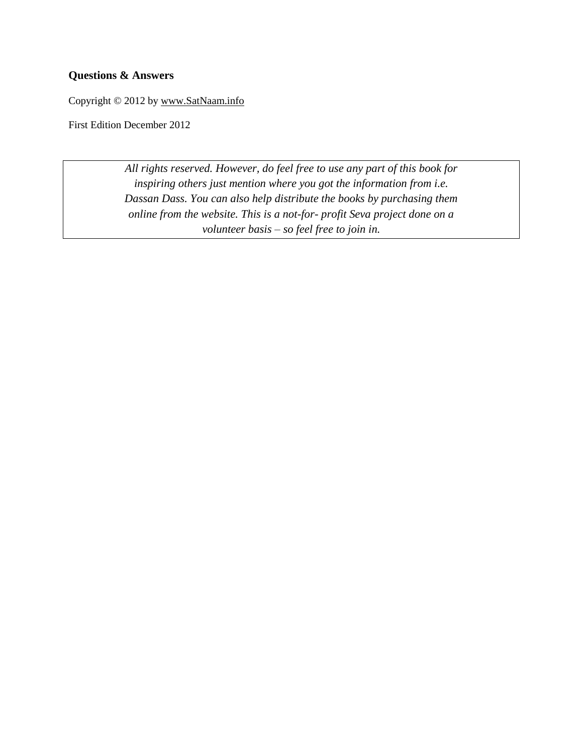**Questions & Answers**

Copyright © 2012 by www.SatNaam.info

First Edition December 2012

*All rights reserved. However, do feel free to use any part of this book for inspiring others just mention where you got the information from i.e. Dassan Dass. You can also help distribute the books by purchasing them online from the website. This is a not-for- profit Seva project done on a volunteer basis – so feel free to join in.*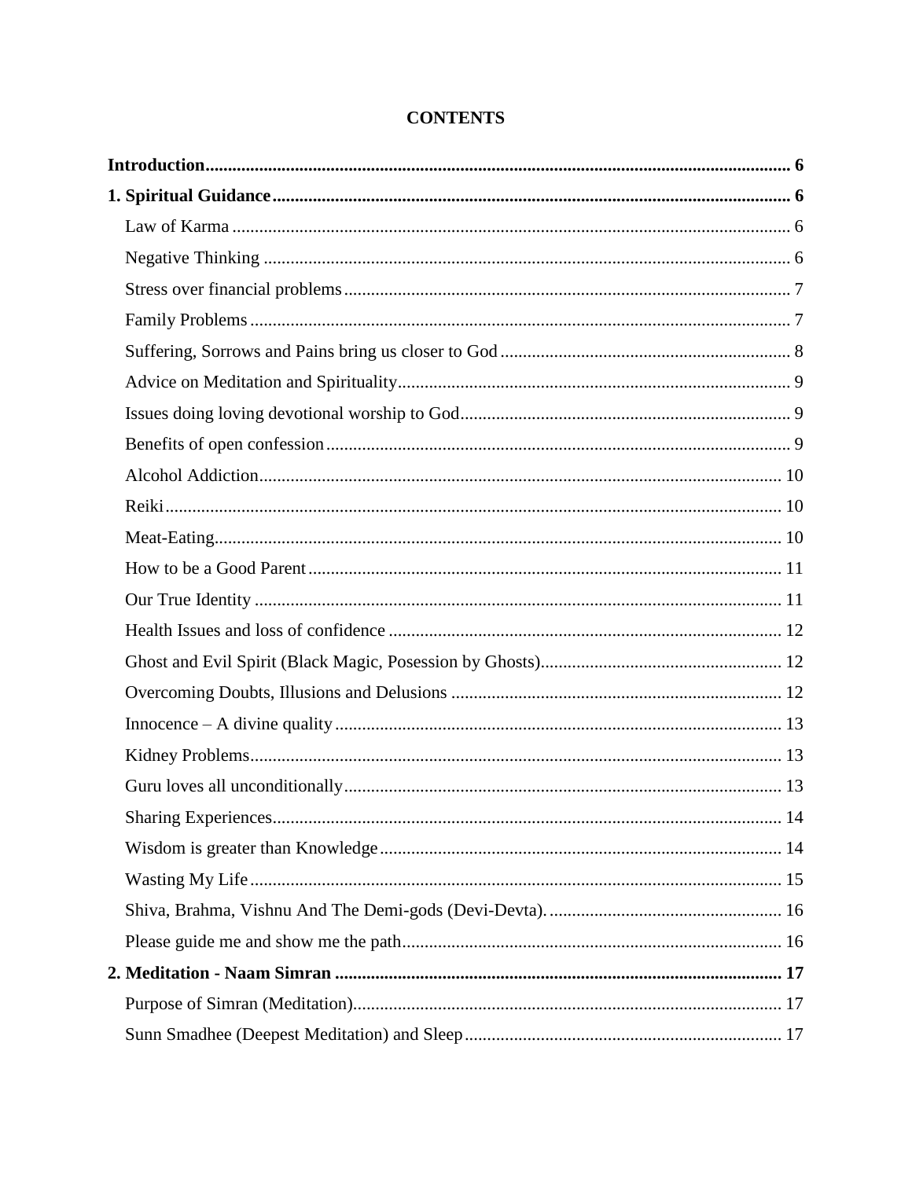# CONTENTS

**Introduction** 6

**1. Spiritual Guidance** 6

- Law of Karma 6
- Negative Thinking 6
- Stress over financial problems 7
- Family Problems 7
- Suffering, Sorrows and Pains bring us closer to God 8
- Advice on Meditation and Spirituality 9
- Issues doing loving devotional worship to God 9
- Benefits of open confession 9
- Alcohol Addiction 10
- Reiki 10
- Meat-Eating 10
- How to be a Good Parent 11
- Our True Identity 11
- Health Issues and loss of confidence 12
- Ghost and Evil Spirit (Black Magic, Posession by Ghosts) 12
- Overcoming Doubts, Illusions and Delusions 12
- Innocence – A divine quality 13
- Kidney Problems 13
- Guru loves all unconditionally 13
- Sharing Experiences 14
- Wisdom is greater than Knowledge 14
- Wasting My Life 15
- Shiva, Brahma, Vishnu And The Demi-gods (Devi-Devta). 16
- Please guide me and show me the path 16

**2. Meditation - Naam Simran** 17

- Purpose of Simran (Meditation) 17
- Sunn Smadhee (Deepest Meditation) and Sleep 17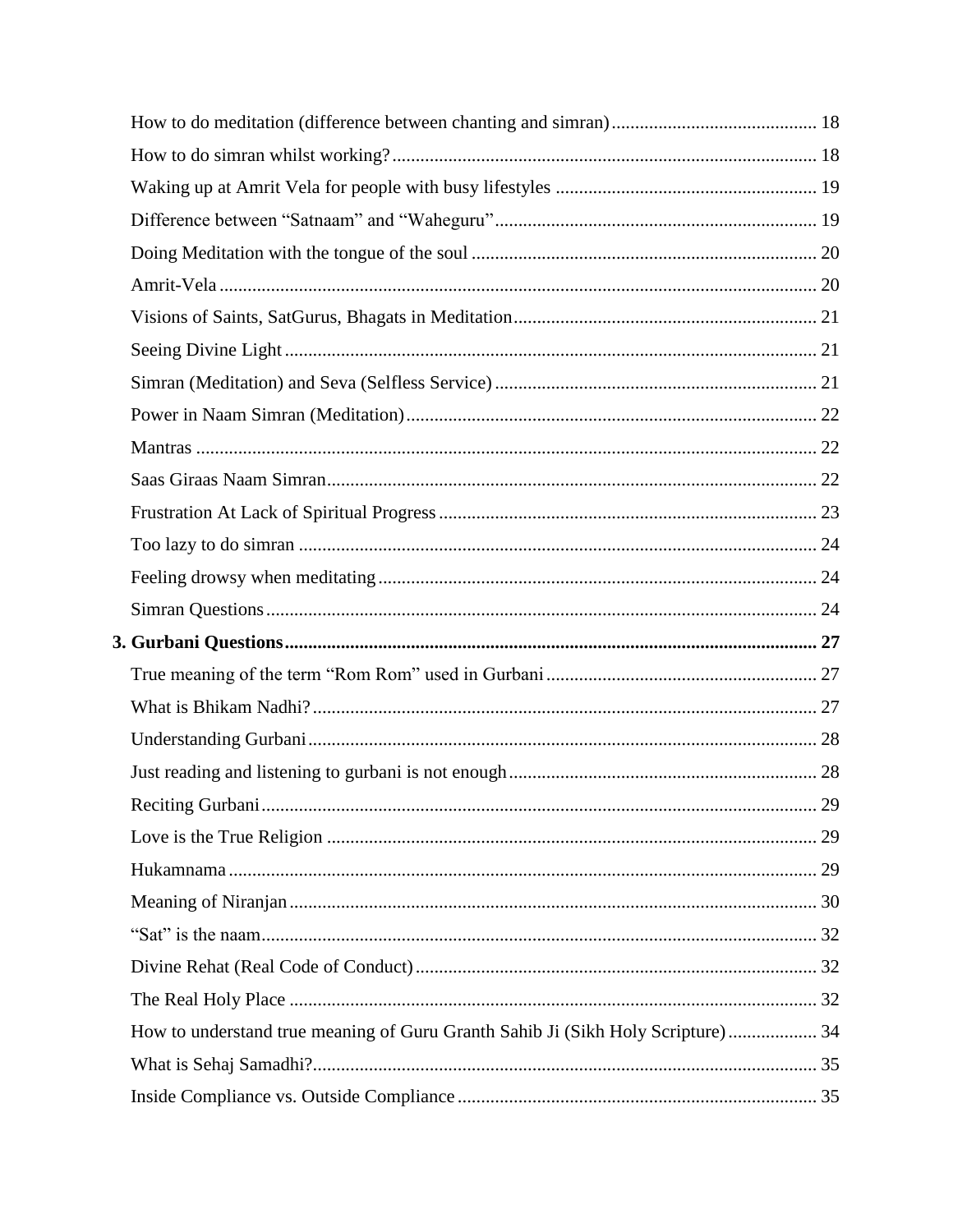How to do meditation (difference between chanting and simran) ........................................... 18

How to do simran whilst working? .......................................................................................... 18

Waking up at Amrit Vela for people with busy lifestyles ....................................................... 19

Difference between "Satnaam" and "Waheguru" .................................................................... 19

Doing Meditation with the tongue of the soul ......................................................................... 20

Amrit-Vela ............................................................................................................................... 20

Visions of Saints, SatGurus, Bhagats in Meditation ................................................................ 21

Seeing Divine Light ................................................................................................................. 21

Simran (Meditation) and Seva (Selfless Service) .................................................................... 21

Power in Naam Simran (Meditation) ....................................................................................... 22

Mantras .................................................................................................................................... 22

Saas Giraas Naam Simran ........................................................................................................ 22

Frustration At Lack of Spiritual Progress ................................................................................ 23

Too lazy to do simran .............................................................................................................. 24

Feeling drowsy when meditating ............................................................................................. 24

Simran Questions ..................................................................................................................... 24

**3. Gurbani Questions ................................................................................................................ 27**

True meaning of the term "Rom Rom" used in Gurbani .......................................................... 27

What is Bhikam Nadhi? ........................................................................................................... 27

Understanding Gurbani ............................................................................................................ 28

Just reading and listening to gurbani is not enough ................................................................. 28

Reciting Gurbani ...................................................................................................................... 29

Love is the True Religion ........................................................................................................ 29

Hukamnama ............................................................................................................................. 29

Meaning of Niranjan ................................................................................................................ 30

"Sat" is the naam ...................................................................................................................... 32

Divine Rehat (Real Code of Conduct) ..................................................................................... 32

The Real Holy Place ................................................................................................................ 32

How to understand true meaning of Guru Granth Sahib Ji (Sikh Holy Scripture) ................... 34

What is Sehaj Samadhi? ........................................................................................................... 35

Inside Compliance vs. Outside Compliance ............................................................................ 35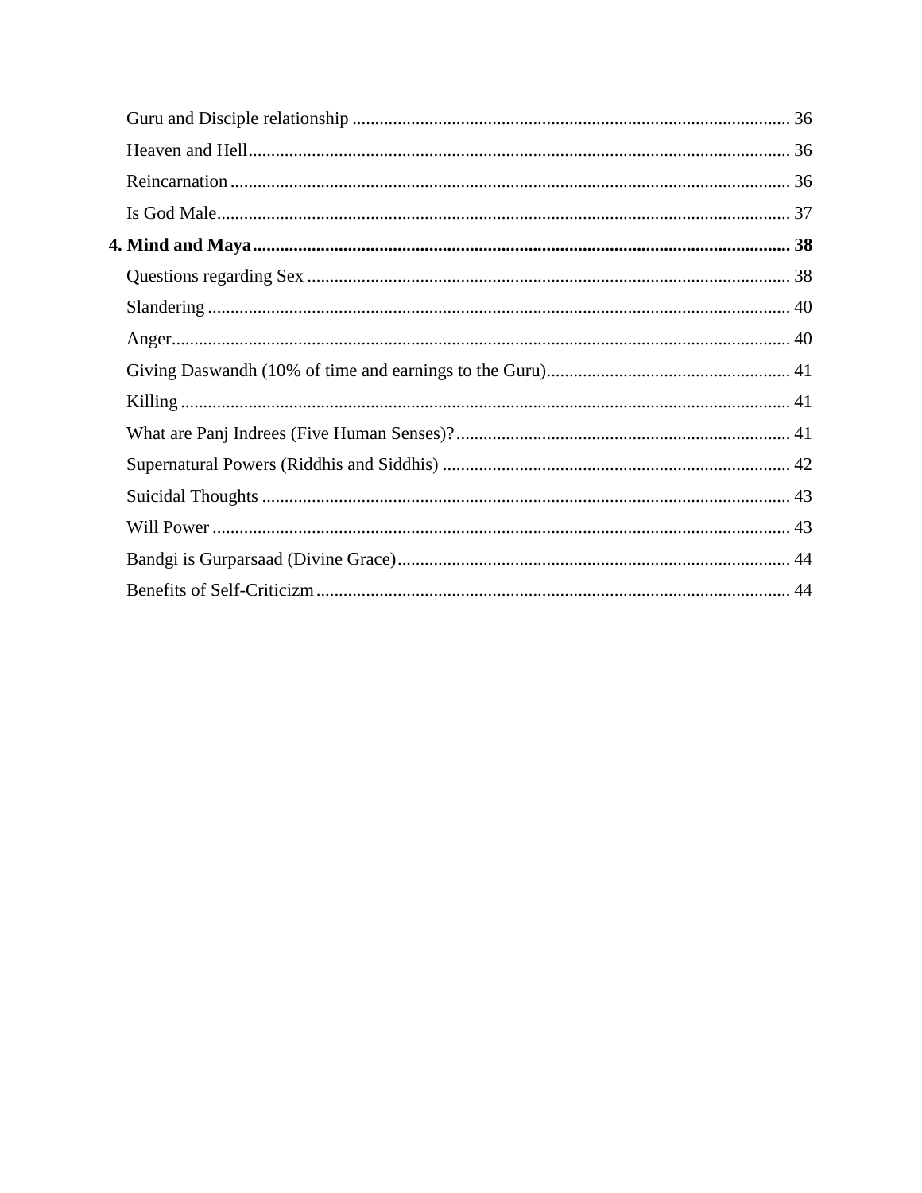Guru and Disciple relationship ................................................................................................ 36

Heaven and Hell....................................................................................................................... 36

Reincarnation .......................................................................................................................... 36

Is God Male............................................................................................................................. 37

**4. Mind and Maya...................................................................................................................... 38**

Questions regarding Sex .......................................................................................................... 38

Slandering ................................................................................................................................ 40

Anger........................................................................................................................................ 40

Giving Daswandh (10% of time and earnings to the Guru)...................................................... 41

Killing ...................................................................................................................................... 41

What are Panj Indrees (Five Human Senses)?.......................................................................... 41

Supernatural Powers (Riddhis and Siddhis) ............................................................................. 42

Suicidal Thoughts .................................................................................................................... 43

Will Power ............................................................................................................................... 43

Bandgi is Gurparsaad (Divine Grace)....................................................................................... 44

Benefits of Self-Criticizm........................................................................................................ 44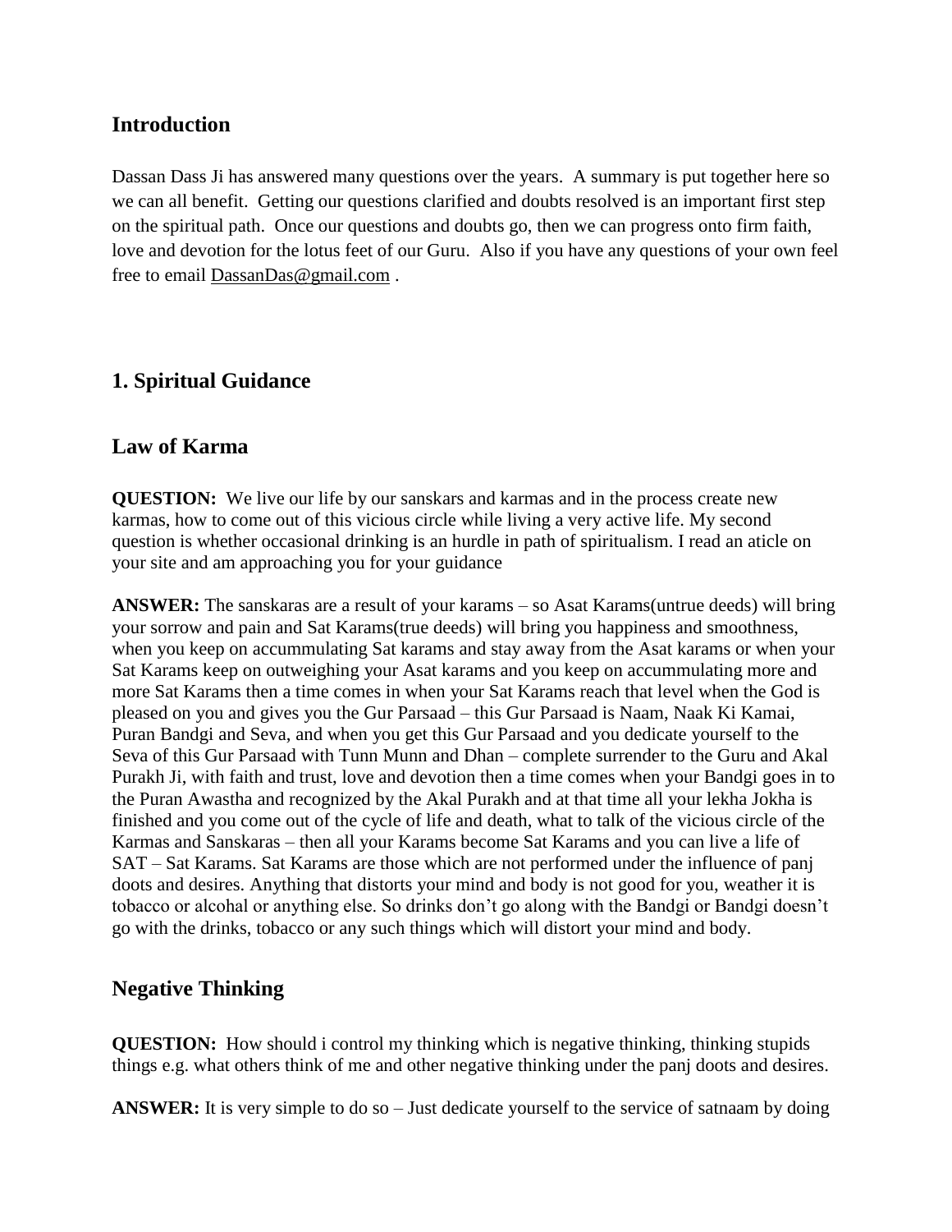## Introduction

Dassan Dass Ji has answered many questions over the years. A summary is put together here so we can all benefit. Getting our questions clarified and doubts resolved is an important first step on the spiritual path. Once our questions and doubts go, then we can progress onto firm faith, love and devotion for the lotus feet of our Guru. Also if you have any questions of your own feel free to email DassanDas@gmail.com .

## 1. Spiritual Guidance

### Law of Karma

**QUESTION:** We live our life by our sanskars and karmas and in the process create new karmas, how to come out of this vicious circle while living a very active life. My second question is whether occasional drinking is an hurdle in path of spiritualism. I read an aticle on your site and am approaching you for your guidance

**ANSWER:** The sanskaras are a result of your karams – so Asat Karams(untrue deeds) will bring your sorrow and pain and Sat Karams(true deeds) will bring you happiness and smoothness, when you keep on accummulating Sat karams and stay away from the Asat karams or when your Sat Karams keep on outweighing your Asat karams and you keep on accummulating more and more Sat Karams then a time comes in when your Sat Karams reach that level when the God is pleased on you and gives you the Gur Parsaad – this Gur Parsaad is Naam, Naak Ki Kamai, Puran Bandgi and Seva, and when you get this Gur Parsaad and you dedicate yourself to the Seva of this Gur Parsaad with Tunn Munn and Dhan – complete surrender to the Guru and Akal Purakh Ji, with faith and trust, love and devotion then a time comes when your Bandgi goes in to the Puran Awastha and recognized by the Akal Purakh and at that time all your lekha Jokha is finished and you come out of the cycle of life and death, what to talk of the vicious circle of the Karmas and Sanskaras – then all your Karams become Sat Karams and you can live a life of SAT – Sat Karams. Sat Karams are those which are not performed under the influence of panj doots and desires. Anything that distorts your mind and body is not good for you, weather it is tobacco or alcohal or anything else. So drinks don't go along with the Bandgi or Bandgi doesn't go with the drinks, tobacco or any such things which will distort your mind and body.

### Negative Thinking

**QUESTION:** How should i control my thinking which is negative thinking, thinking stupids things e.g. what others think of me and other negative thinking under the panj doots and desires.

**ANSWER:** It is very simple to do so – Just dedicate yourself to the service of satnaam by doing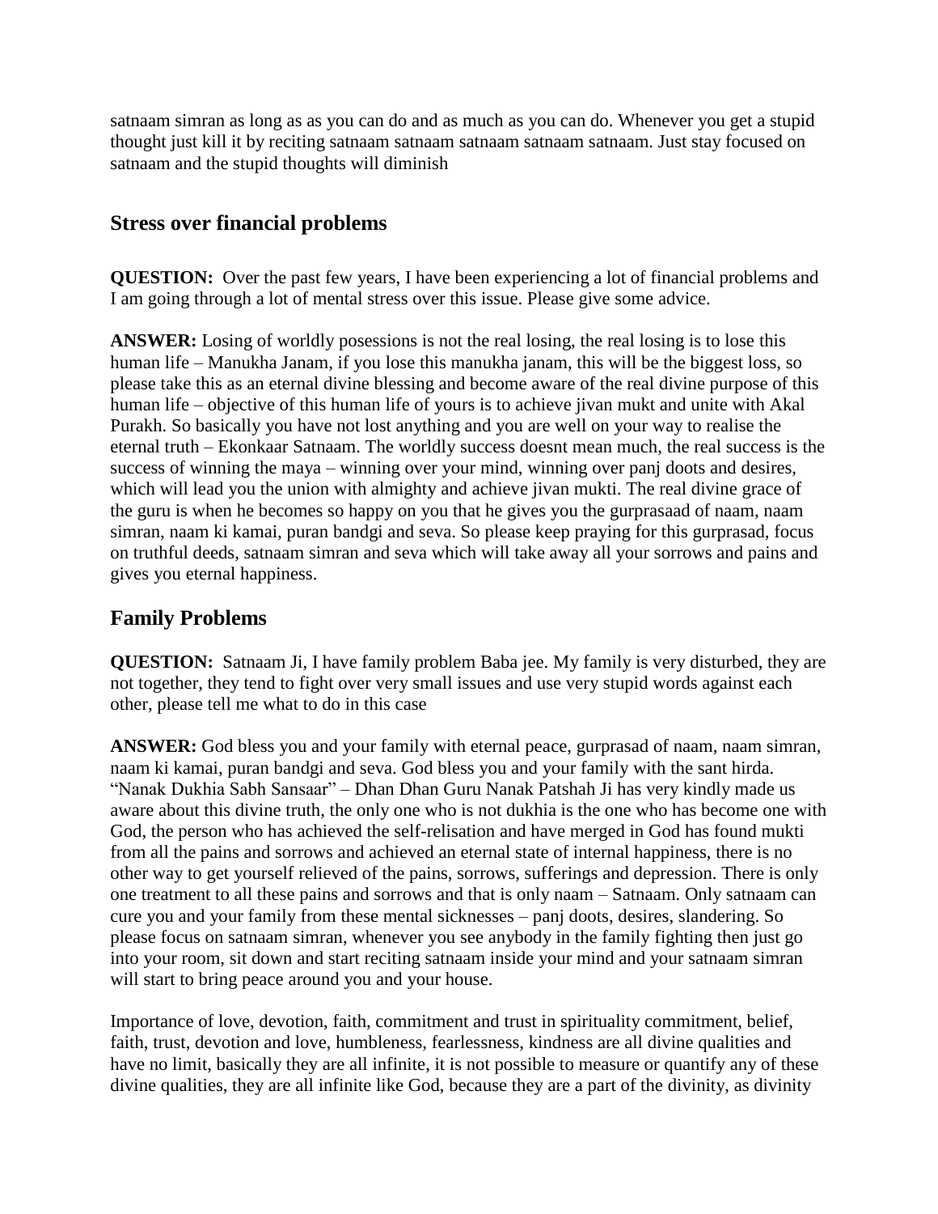satnaam simran as long as as you can do and as much as you can do. Whenever you get a stupid thought just kill it by reciting satnaam satnaam satnaam satnaam satnaam. Just stay focused on satnaam and the stupid thoughts will diminish

## Stress over financial problems

**QUESTION:** Over the past few years, I have been experiencing a lot of financial problems and I am going through a lot of mental stress over this issue. Please give some advice.

**ANSWER:** Losing of worldly posessions is not the real losing, the real losing is to lose this human life – Manukha Janam, if you lose this manukha janam, this will be the biggest loss, so please take this as an eternal divine blessing and become aware of the real divine purpose of this human life – objective of this human life of yours is to achieve jivan mukt and unite with Akal Purakh. So basically you have not lost anything and you are well on your way to realise the eternal truth – Ekonkaar Satnaam. The worldly success doesnt mean much, the real success is the success of winning the maya – winning over your mind, winning over panj doots and desires, which will lead you the union with almighty and achieve jivan mukti. The real divine grace of the guru is when he becomes so happy on you that he gives you the gurprasaad of naam, naam simran, naam ki kamai, puran bandgi and seva. So please keep praying for this gurprasad, focus on truthful deeds, satnaam simran and seva which will take away all your sorrows and pains and gives you eternal happiness.

## Family Problems

**QUESTION:** Satnaam Ji, I have family problem Baba jee. My family is very disturbed, they are not together, they tend to fight over very small issues and use very stupid words against each other, please tell me what to do in this case

**ANSWER:** God bless you and your family with eternal peace, gurprasad of naam, naam simran, naam ki kamai, puran bandgi and seva. God bless you and your family with the sant hirda. "Nanak Dukhia Sabh Sansaar" – Dhan Dhan Guru Nanak Patshah Ji has very kindly made us aware about this divine truth, the only one who is not dukhia is the one who has become one with God, the person who has achieved the self-relisation and have merged in God has found mukti from all the pains and sorrows and achieved an eternal state of internal happiness, there is no other way to get yourself relieved of the pains, sorrows, sufferings and depression. There is only one treatment to all these pains and sorrows and that is only naam – Satnaam. Only satnaam can cure you and your family from these mental sicknesses – panj doots, desires, slandering. So please focus on satnaam simran, whenever you see anybody in the family fighting then just go into your room, sit down and start reciting satnaam inside your mind and your satnaam simran will start to bring peace around you and your house.

Importance of love, devotion, faith, commitment and trust in spirituality commitment, belief, faith, trust, devotion and love, humbleness, fearlessness, kindness are all divine qualities and have no limit, basically they are all infinite, it is not possible to measure or quantify any of these divine qualities, they are all infinite like God, because they are a part of the divinity, as divinity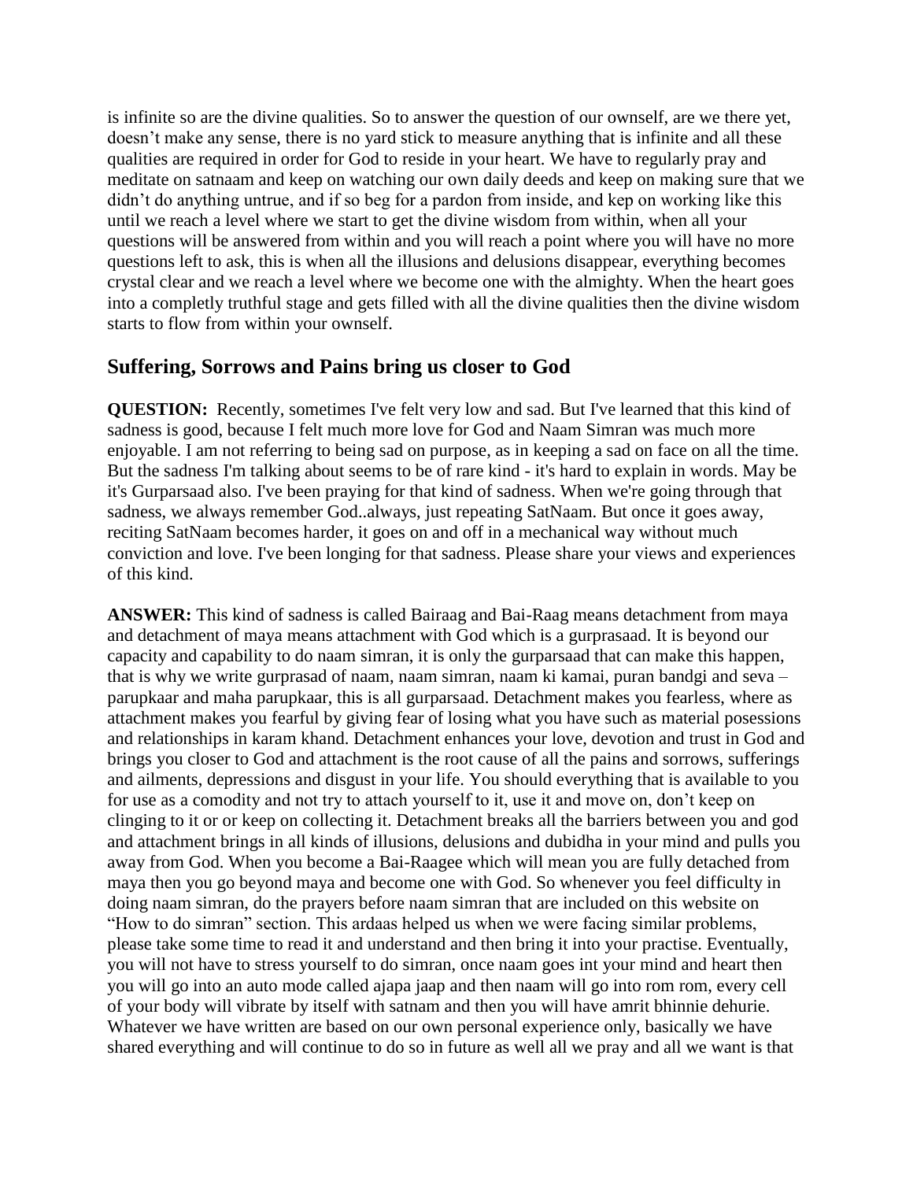is infinite so are the divine qualities. So to answer the question of our ownself, are we there yet, doesn't make any sense, there is no yard stick to measure anything that is infinite and all these qualities are required in order for God to reside in your heart. We have to regularly pray and meditate on satnaam and keep on watching our own daily deeds and keep on making sure that we didn't do anything untrue, and if so beg for a pardon from inside, and kep on working like this until we reach a level where we start to get the divine wisdom from within, when all your questions will be answered from within and you will reach a point where you will have no more questions left to ask, this is when all the illusions and delusions disappear, everything becomes crystal clear and we reach a level where we become one with the almighty. When the heart goes into a completly truthful stage and gets filled with all the divine qualities then the divine wisdom starts to flow from within your ownself.

## Suffering, Sorrows and Pains bring us closer to God

**QUESTION:** Recently, sometimes I've felt very low and sad. But I've learned that this kind of sadness is good, because I felt much more love for God and Naam Simran was much more enjoyable. I am not referring to being sad on purpose, as in keeping a sad on face on all the time. But the sadness I'm talking about seems to be of rare kind - it's hard to explain in words. May be it's Gurparsaad also. I've been praying for that kind of sadness. When we're going through that sadness, we always remember God..always, just repeating SatNaam. But once it goes away, reciting SatNaam becomes harder, it goes on and off in a mechanical way without much conviction and love. I've been longing for that sadness. Please share your views and experiences of this kind.

**ANSWER:** This kind of sadness is called Bairaag and Bai-Raag means detachment from maya and detachment of maya means attachment with God which is a gurprasaad. It is beyond our capacity and capability to do naam simran, it is only the gurparsaad that can make this happen, that is why we write gurprasad of naam, naam simran, naam ki kamai, puran bandgi and seva – parupkaar and maha parupkaar, this is all gurparsaad. Detachment makes you fearless, where as attachment makes you fearful by giving fear of losing what you have such as material posessions and relationships in karam khand. Detachment enhances your love, devotion and trust in God and brings you closer to God and attachment is the root cause of all the pains and sorrows, sufferings and ailments, depressions and disgust in your life. You should everything that is available to you for use as a comodity and not try to attach yourself to it, use it and move on, don't keep on clinging to it or or keep on collecting it. Detachment breaks all the barriers between you and god and attachment brings in all kinds of illusions, delusions and dubidha in your mind and pulls you away from God. When you become a Bai-Raagee which will mean you are fully detached from maya then you go beyond maya and become one with God. So whenever you feel difficulty in doing naam simran, do the prayers before naam simran that are included on this website on "How to do simran" section. This ardaas helped us when we were facing similar problems, please take some time to read it and understand and then bring it into your practise. Eventually, you will not have to stress yourself to do simran, once naam goes int your mind and heart then you will go into an auto mode called ajapa jaap and then naam will go into rom rom, every cell of your body will vibrate by itself with satnam and then you will have amrit bhinnie dehurie. Whatever we have written are based on our own personal experience only, basically we have shared everything and will continue to do so in future as well all we pray and all we want is that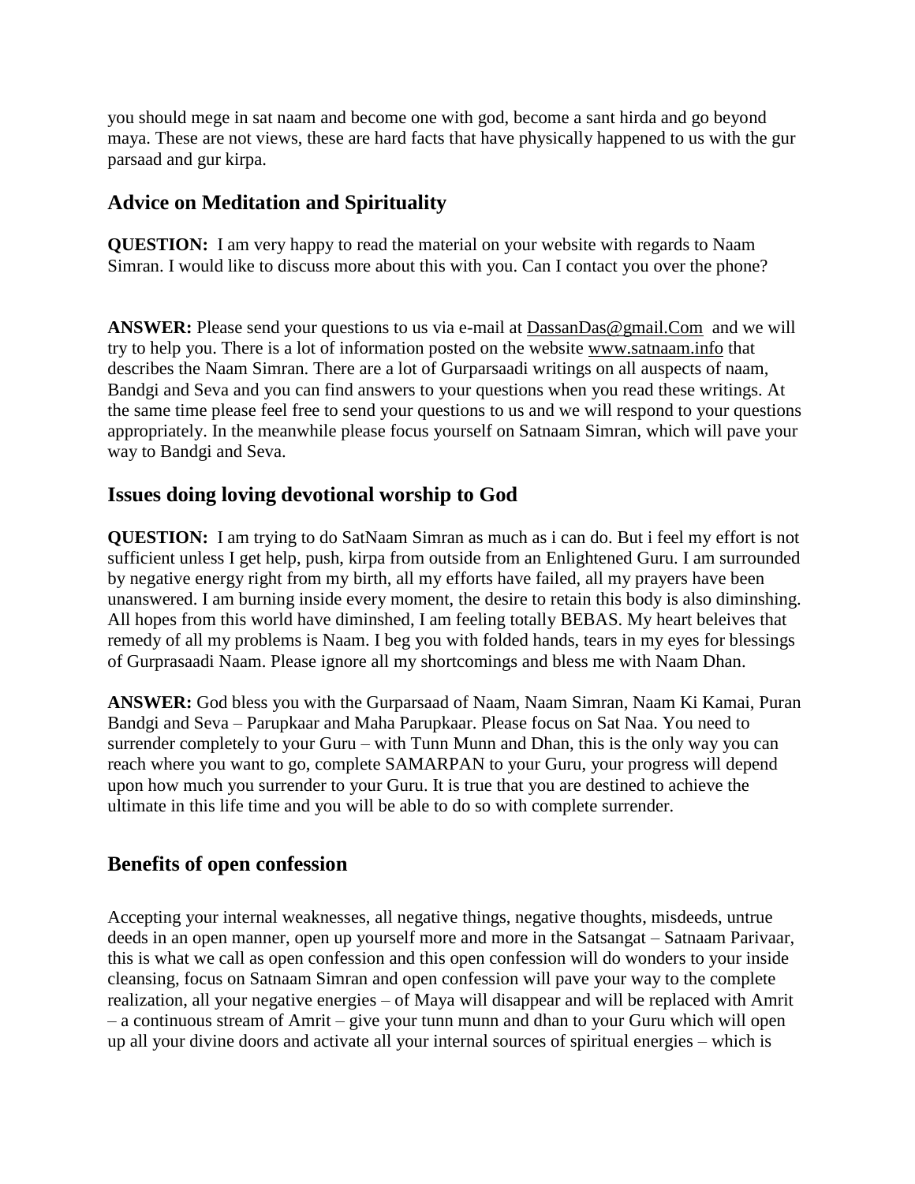you should mege in sat naam and become one with god, become a sant hirda and go beyond maya. These are not views, these are hard facts that have physically happened to us with the gur parsaad and gur kirpa.

## Advice on Meditation and Spirituality

**QUESTION:** I am very happy to read the material on your website with regards to Naam Simran. I would like to discuss more about this with you. Can I contact you over the phone?

**ANSWER:** Please send your questions to us via e-mail at DassanDas@gmail.Com and we will try to help you. There is a lot of information posted on the website www.satnaam.info that describes the Naam Simran. There are a lot of Gurparsaadi writings on all auspects of naam, Bandgi and Seva and you can find answers to your questions when you read these writings. At the same time please feel free to send your questions to us and we will respond to your questions appropriately. In the meanwhile please focus yourself on Satnaam Simran, which will pave your way to Bandgi and Seva.

## Issues doing loving devotional worship to God

**QUESTION:** I am trying to do SatNaam Simran as much as i can do. But i feel my effort is not sufficient unless I get help, push, kirpa from outside from an Enlightened Guru. I am surrounded by negative energy right from my birth, all my efforts have failed, all my prayers have been unanswered. I am burning inside every moment, the desire to retain this body is also diminshing. All hopes from this world have diminshed, I am feeling totally BEBAS. My heart beleives that remedy of all my problems is Naam. I beg you with folded hands, tears in my eyes for blessings of Gurprasaadi Naam. Please ignore all my shortcomings and bless me with Naam Dhan.

**ANSWER:** God bless you with the Gurparsaad of Naam, Naam Simran, Naam Ki Kamai, Puran Bandgi and Seva – Parupkaar and Maha Parupkaar. Please focus on Sat Naa. You need to surrender completely to your Guru – with Tunn Munn and Dhan, this is the only way you can reach where you want to go, complete SAMARPAN to your Guru, your progress will depend upon how much you surrender to your Guru. It is true that you are destined to achieve the ultimate in this life time and you will be able to do so with complete surrender.

## Benefits of open confession

Accepting your internal weaknesses, all negative things, negative thoughts, misdeeds, untrue deeds in an open manner, open up yourself more and more in the Satsangat – Satnaam Parivaar, this is what we call as open confession and this open confession will do wonders to your inside cleansing, focus on Satnaam Simran and open confession will pave your way to the complete realization, all your negative energies – of Maya will disappear and will be replaced with Amrit – a continuous stream of Amrit – give your tunn munn and dhan to your Guru which will open up all your divine doors and activate all your internal sources of spiritual energies – which is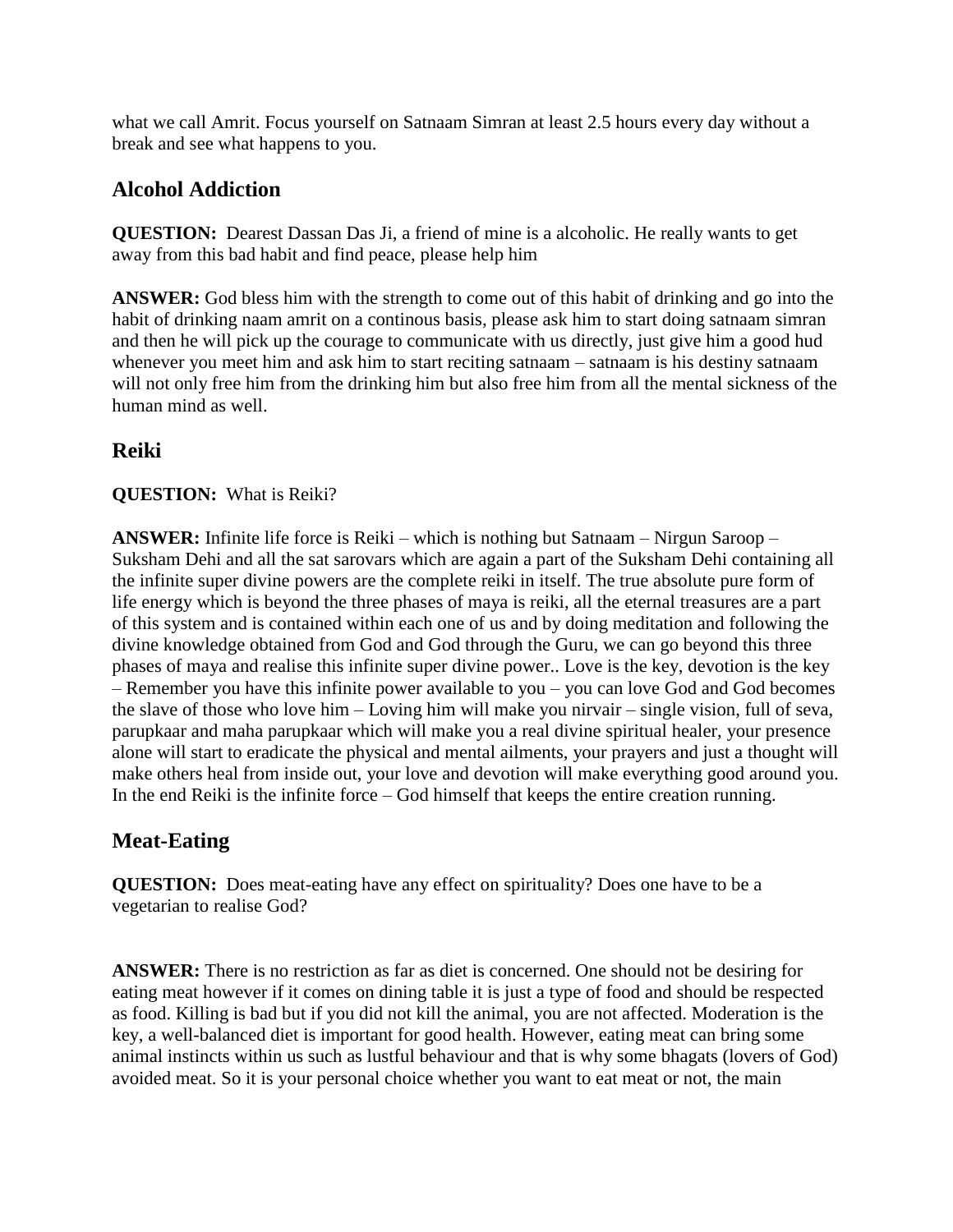what we call Amrit. Focus yourself on Satnaam Simran at least 2.5 hours every day without a break and see what happens to you.

## Alcohol Addiction

**QUESTION:** Dearest Dassan Das Ji, a friend of mine is a alcoholic. He really wants to get away from this bad habit and find peace, please help him

**ANSWER:** God bless him with the strength to come out of this habit of drinking and go into the habit of drinking naam amrit on a continous basis, please ask him to start doing satnaam simran and then he will pick up the courage to communicate with us directly, just give him a good hud whenever you meet him and ask him to start reciting satnaam – satnaam is his destiny satnaam will not only free him from the drinking him but also free him from all the mental sickness of the human mind as well.

## Reiki

**QUESTION:** What is Reiki?

**ANSWER:** Infinite life force is Reiki – which is nothing but Satnaam – Nirgun Saroop – Suksham Dehi and all the sat sarovars which are again a part of the Suksham Dehi containing all the infinite super divine powers are the complete reiki in itself. The true absolute pure form of life energy which is beyond the three phases of maya is reiki, all the eternal treasures are a part of this system and is contained within each one of us and by doing meditation and following the divine knowledge obtained from God and God through the Guru, we can go beyond this three phases of maya and realise this infinite super divine power.. Love is the key, devotion is the key – Remember you have this infinite power available to you – you can love God and God becomes the slave of those who love him – Loving him will make you nirvair – single vision, full of seva, parupkaar and maha parupkaar which will make you a real divine spiritual healer, your presence alone will start to eradicate the physical and mental ailments, your prayers and just a thought will make others heal from inside out, your love and devotion will make everything good around you. In the end Reiki is the infinite force – God himself that keeps the entire creation running.

## Meat-Eating

**QUESTION:** Does meat-eating have any effect on spirituality? Does one have to be a vegetarian to realise God?

**ANSWER:** There is no restriction as far as diet is concerned. One should not be desiring for eating meat however if it comes on dining table it is just a type of food and should be respected as food. Killing is bad but if you did not kill the animal, you are not affected. Moderation is the key, a well-balanced diet is important for good health. However, eating meat can bring some animal instincts within us such as lustful behaviour and that is why some bhagats (lovers of God) avoided meat. So it is your personal choice whether you want to eat meat or not, the main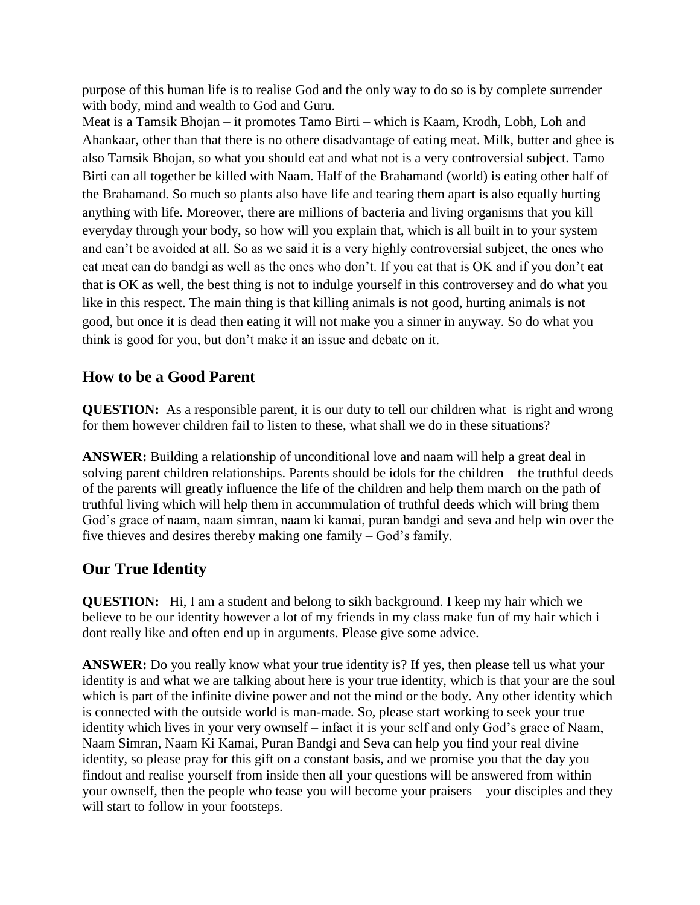purpose of this human life is to realise God and the only way to do so is by complete surrender with body, mind and wealth to God and Guru.

Meat is a Tamsik Bhojan – it promotes Tamo Birti – which is Kaam, Krodh, Lobh, Loh and Ahankaar, other than that there is no othere disadvantage of eating meat. Milk, butter and ghee is also Tamsik Bhojan, so what you should eat and what not is a very controversial subject. Tamo Birti can all together be killed with Naam. Half of the Brahamand (world) is eating other half of the Brahamand. So much so plants also have life and tearing them apart is also equally hurting anything with life. Moreover, there are millions of bacteria and living organisms that you kill everyday through your body, so how will you explain that, which is all built in to your system and can't be avoided at all. So as we said it is a very highly controversial subject, the ones who eat meat can do bandgi as well as the ones who don't. If you eat that is OK and if you don't eat that is OK as well, the best thing is not to indulge yourself in this controversey and do what you like in this respect. The main thing is that killing animals is not good, hurting animals is not good, but once it is dead then eating it will not make you a sinner in anyway. So do what you think is good for you, but don't make it an issue and debate on it.

## How to be a Good Parent

**QUESTION:** As a responsible parent, it is our duty to tell our children what is right and wrong for them however children fail to listen to these, what shall we do in these situations?

**ANSWER:** Building a relationship of unconditional love and naam will help a great deal in solving parent children relationships. Parents should be idols for the children – the truthful deeds of the parents will greatly influence the life of the children and help them march on the path of truthful living which will help them in accummulation of truthful deeds which will bring them God's grace of naam, naam simran, naam ki kamai, puran bandgi and seva and help win over the five thieves and desires thereby making one family – God's family.

## Our True Identity

**QUESTION:** Hi, I am a student and belong to sikh background. I keep my hair which we believe to be our identity however a lot of my friends in my class make fun of my hair which i dont really like and often end up in arguments. Please give some advice.

**ANSWER:** Do you really know what your true identity is? If yes, then please tell us what your identity is and what we are talking about here is your true identity, which is that your are the soul which is part of the infinite divine power and not the mind or the body. Any other identity which is connected with the outside world is man-made. So, please start working to seek your true identity which lives in your very ownself – infact it is your self and only God's grace of Naam, Naam Simran, Naam Ki Kamai, Puran Bandgi and Seva can help you find your real divine identity, so please pray for this gift on a constant basis, and we promise you that the day you findout and realise yourself from inside then all your questions will be answered from within your ownself, then the people who tease you will become your praisers – your disciples and they will start to follow in your footsteps.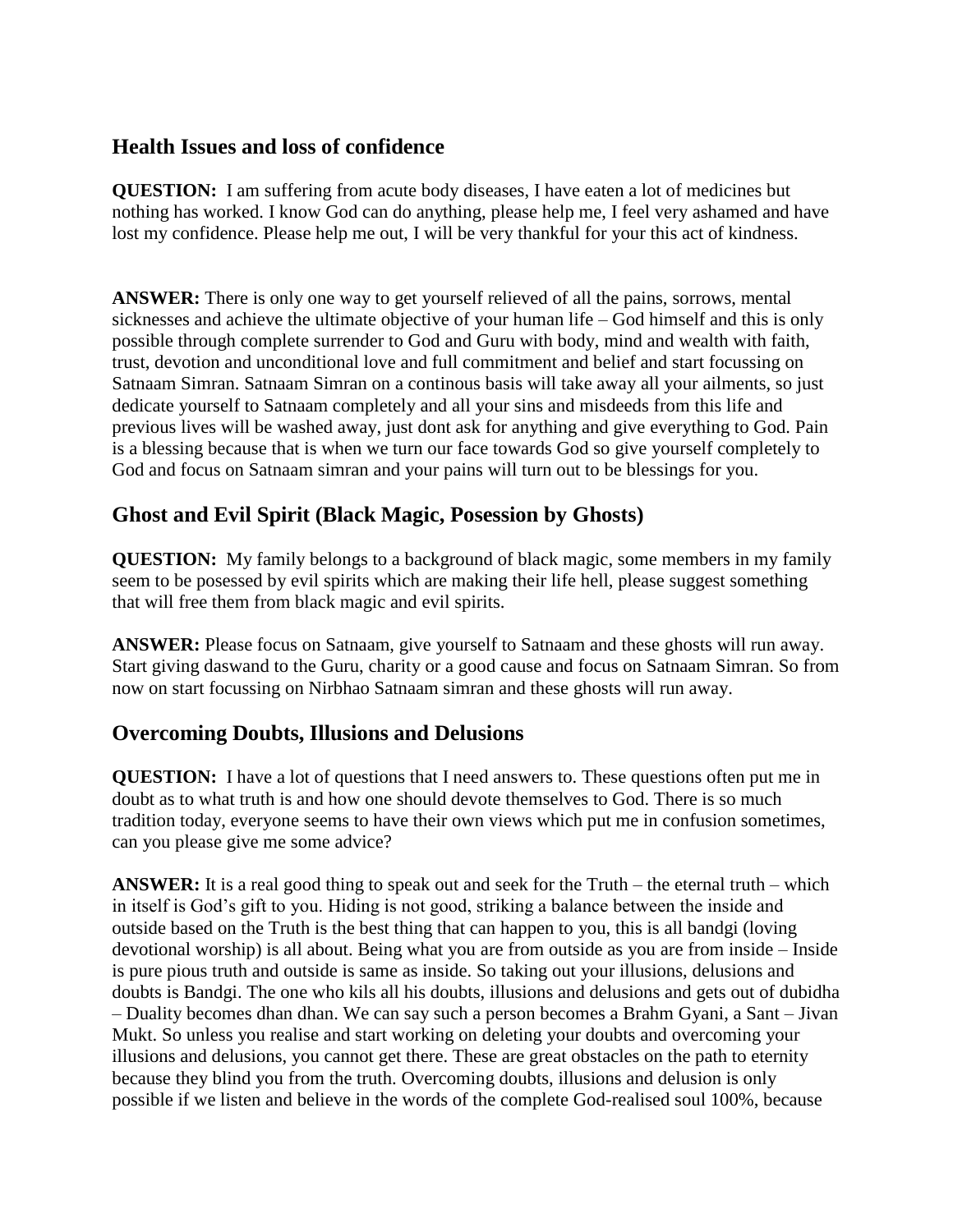## Health Issues and loss of confidence

**QUESTION:** I am suffering from acute body diseases, I have eaten a lot of medicines but nothing has worked. I know God can do anything, please help me, I feel very ashamed and have lost my confidence. Please help me out, I will be very thankful for your this act of kindness.

**ANSWER:** There is only one way to get yourself relieved of all the pains, sorrows, mental sicknesses and achieve the ultimate objective of your human life – God himself and this is only possible through complete surrender to God and Guru with body, mind and wealth with faith, trust, devotion and unconditional love and full commitment and belief and start focussing on Satnaam Simran. Satnaam Simran on a continous basis will take away all your ailments, so just dedicate yourself to Satnaam completely and all your sins and misdeeds from this life and previous lives will be washed away, just dont ask for anything and give everything to God. Pain is a blessing because that is when we turn our face towards God so give yourself completely to God and focus on Satnaam simran and your pains will turn out to be blessings for you.

## Ghost and Evil Spirit (Black Magic, Posession by Ghosts)

**QUESTION:** My family belongs to a background of black magic, some members in my family seem to be posessed by evil spirits which are making their life hell, please suggest something that will free them from black magic and evil spirits.

**ANSWER:** Please focus on Satnaam, give yourself to Satnaam and these ghosts will run away. Start giving daswand to the Guru, charity or a good cause and focus on Satnaam Simran. So from now on start focussing on Nirbhao Satnaam simran and these ghosts will run away.

## Overcoming Doubts, Illusions and Delusions

**QUESTION:** I have a lot of questions that I need answers to. These questions often put me in doubt as to what truth is and how one should devote themselves to God. There is so much tradition today, everyone seems to have their own views which put me in confusion sometimes, can you please give me some advice?

**ANSWER:** It is a real good thing to speak out and seek for the Truth – the eternal truth – which in itself is God's gift to you. Hiding is not good, striking a balance between the inside and outside based on the Truth is the best thing that can happen to you, this is all bandgi (loving devotional worship) is all about. Being what you are from outside as you are from inside – Inside is pure pious truth and outside is same as inside. So taking out your illusions, delusions and doubts is Bandgi. The one who kils all his doubts, illusions and delusions and gets out of dubidha – Duality becomes dhan dhan. We can say such a person becomes a Brahm Gyani, a Sant – Jivan Mukt. So unless you realise and start working on deleting your doubts and overcoming your illusions and delusions, you cannot get there. These are great obstacles on the path to eternity because they blind you from the truth. Overcoming doubts, illusions and delusion is only possible if we listen and believe in the words of the complete God-realised soul 100%, because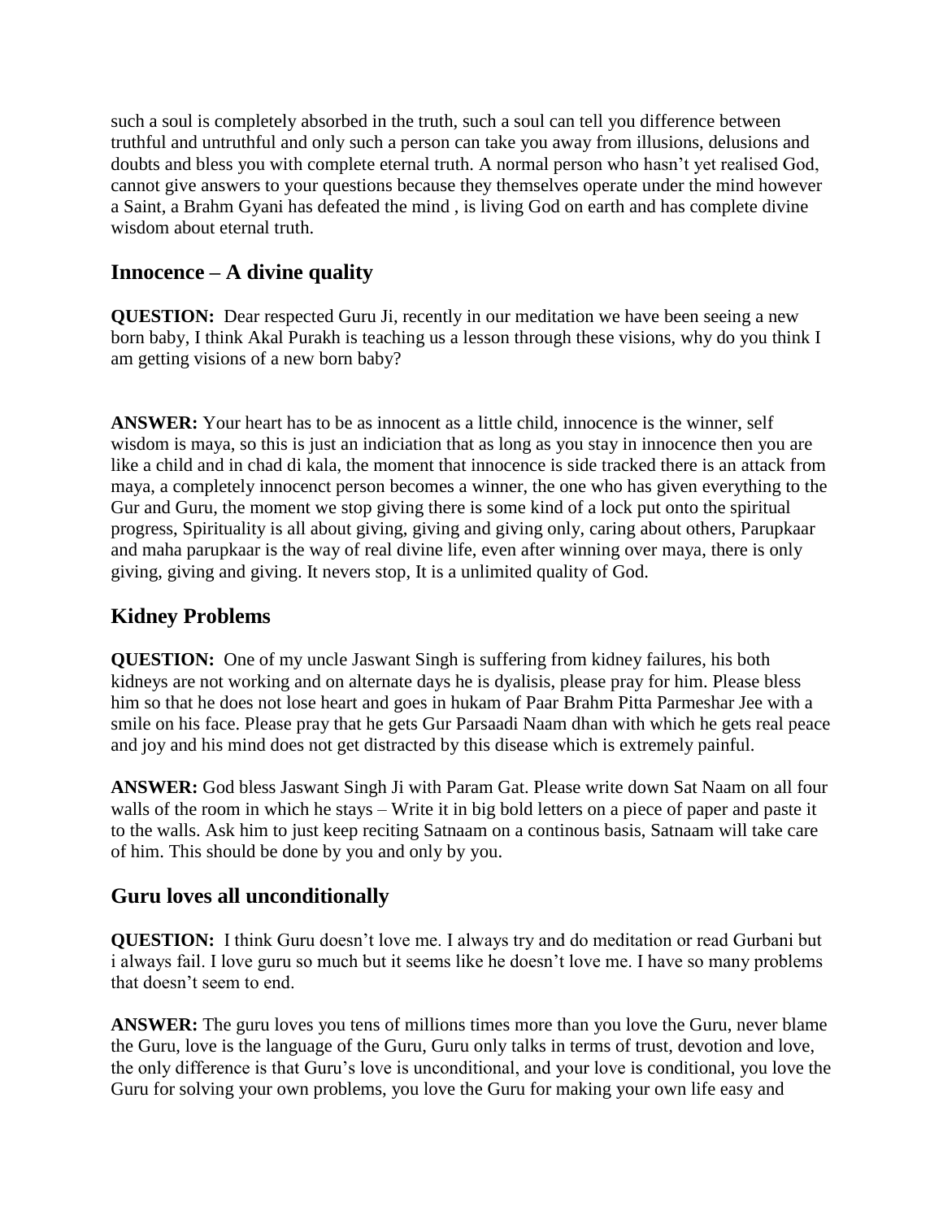such a soul is completely absorbed in the truth, such a soul can tell you difference between truthful and untruthful and only such a person can take you away from illusions, delusions and doubts and bless you with complete eternal truth. A normal person who hasn't yet realised God, cannot give answers to your questions because they themselves operate under the mind however a Saint, a Brahm Gyani has defeated the mind , is living God on earth and has complete divine wisdom about eternal truth.

## Innocence – A divine quality

**QUESTION:** Dear respected Guru Ji, recently in our meditation we have been seeing a new born baby, I think Akal Purakh is teaching us a lesson through these visions, why do you think I am getting visions of a new born baby?

**ANSWER:** Your heart has to be as innocent as a little child, innocence is the winner, self wisdom is maya, so this is just an indiciation that as long as you stay in innocence then you are like a child and in chad di kala, the moment that innocence is side tracked there is an attack from maya, a completely innocenct person becomes a winner, the one who has given everything to the Gur and Guru, the moment we stop giving there is some kind of a lock put onto the spiritual progress, Spirituality is all about giving, giving and giving only, caring about others, Parupkaar and maha parupkaar is the way of real divine life, even after winning over maya, there is only giving, giving and giving. It nevers stop, It is a unlimited quality of God.

## Kidney Problems

**QUESTION:** One of my uncle Jaswant Singh is suffering from kidney failures, his both kidneys are not working and on alternate days he is dyalisis, please pray for him. Please bless him so that he does not lose heart and goes in hukam of Paar Brahm Pitta Parmeshar Jee with a smile on his face. Please pray that he gets Gur Parsaadi Naam dhan with which he gets real peace and joy and his mind does not get distracted by this disease which is extremely painful.

**ANSWER:** God bless Jaswant Singh Ji with Param Gat. Please write down Sat Naam on all four walls of the room in which he stays – Write it in big bold letters on a piece of paper and paste it to the walls. Ask him to just keep reciting Satnaam on a continous basis, Satnaam will take care of him. This should be done by you and only by you.

## Guru loves all unconditionally

**QUESTION:** I think Guru doesn't love me. I always try and do meditation or read Gurbani but i always fail. I love guru so much but it seems like he doesn't love me. I have so many problems that doesn't seem to end.

**ANSWER:** The guru loves you tens of millions times more than you love the Guru, never blame the Guru, love is the language of the Guru, Guru only talks in terms of trust, devotion and love, the only difference is that Guru's love is unconditional, and your love is conditional, you love the Guru for solving your own problems, you love the Guru for making your own life easy and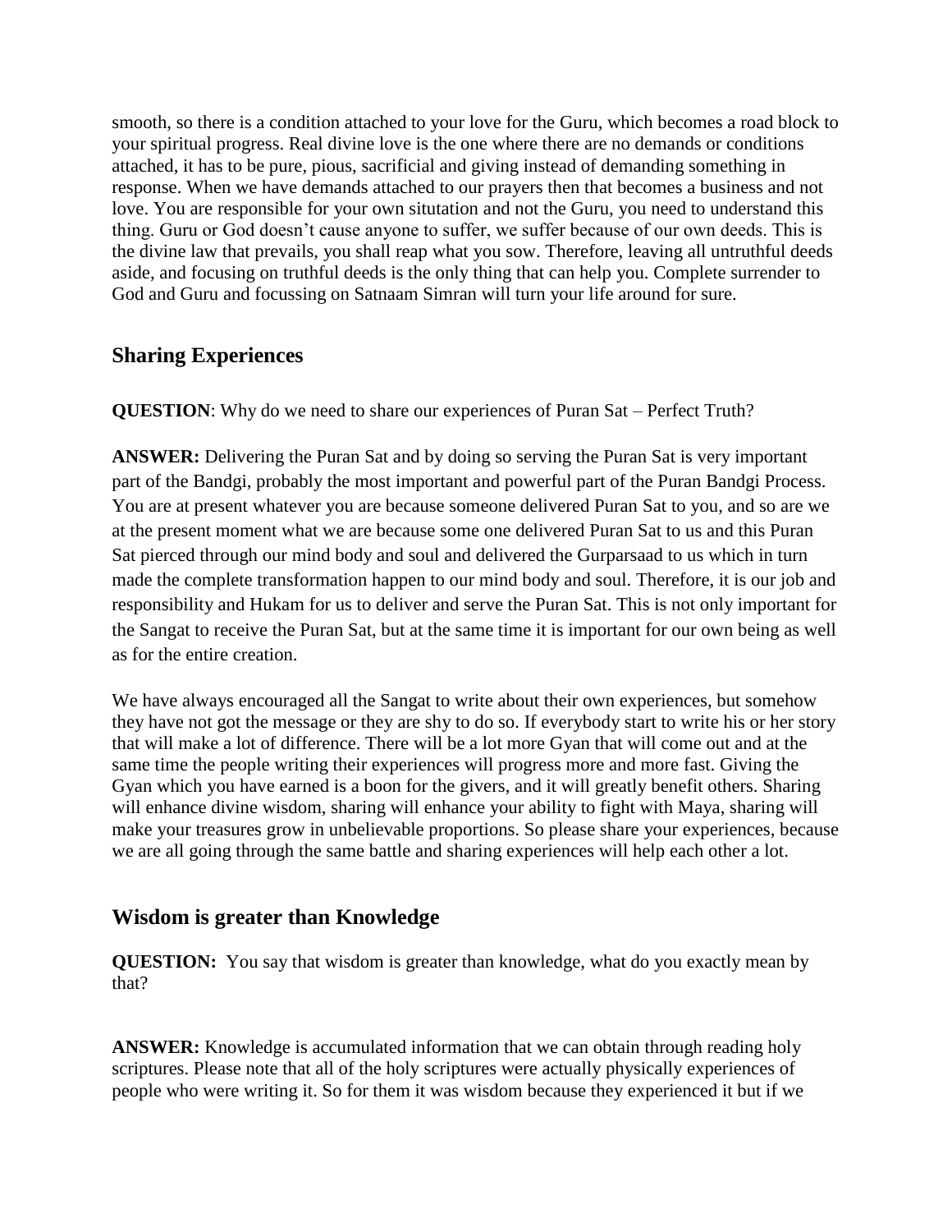smooth, so there is a condition attached to your love for the Guru, which becomes a road block to your spiritual progress. Real divine love is the one where there are no demands or conditions attached, it has to be pure, pious, sacrificial and giving instead of demanding something in response. When we have demands attached to our prayers then that becomes a business and not love. You are responsible for your own situtation and not the Guru, you need to understand this thing. Guru or God doesn't cause anyone to suffer, we suffer because of our own deeds. This is the divine law that prevails, you shall reap what you sow. Therefore, leaving all untruthful deeds aside, and focusing on truthful deeds is the only thing that can help you. Complete surrender to God and Guru and focussing on Satnaam Simran will turn your life around for sure.

## Sharing Experiences

**QUESTION**: Why do we need to share our experiences of Puran Sat – Perfect Truth?

**ANSWER:** Delivering the Puran Sat and by doing so serving the Puran Sat is very important part of the Bandgi, probably the most important and powerful part of the Puran Bandgi Process. You are at present whatever you are because someone delivered Puran Sat to you, and so are we at the present moment what we are because some one delivered Puran Sat to us and this Puran Sat pierced through our mind body and soul and delivered the Gurparsaad to us which in turn made the complete transformation happen to our mind body and soul. Therefore, it is our job and responsibility and Hukam for us to deliver and serve the Puran Sat. This is not only important for the Sangat to receive the Puran Sat, but at the same time it is important for our own being as well as for the entire creation.

We have always encouraged all the Sangat to write about their own experiences, but somehow they have not got the message or they are shy to do so. If everybody start to write his or her story that will make a lot of difference. There will be a lot more Gyan that will come out and at the same time the people writing their experiences will progress more and more fast. Giving the Gyan which you have earned is a boon for the givers, and it will greatly benefit others. Sharing will enhance divine wisdom, sharing will enhance your ability to fight with Maya, sharing will make your treasures grow in unbelievable proportions. So please share your experiences, because we are all going through the same battle and sharing experiences will help each other a lot.

## Wisdom is greater than Knowledge

**QUESTION:** You say that wisdom is greater than knowledge, what do you exactly mean by that?

**ANSWER:** Knowledge is accumulated information that we can obtain through reading holy scriptures. Please note that all of the holy scriptures were actually physically experiences of people who were writing it. So for them it was wisdom because they experienced it but if we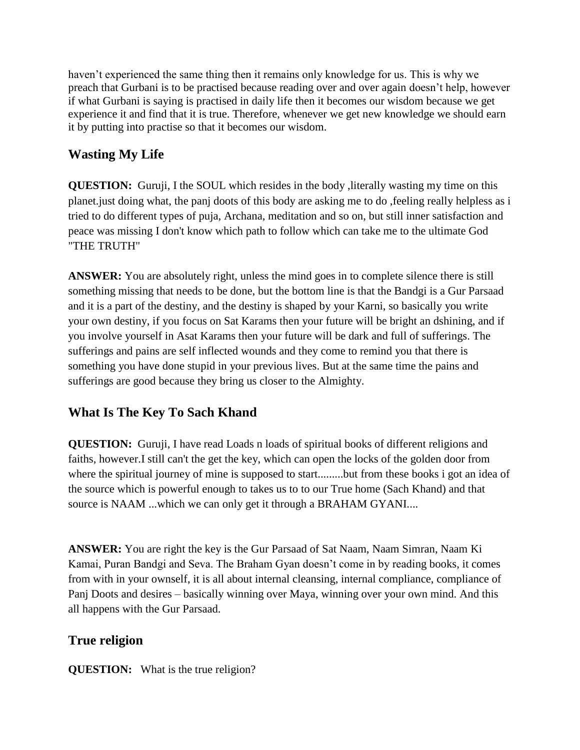haven't experienced the same thing then it remains only knowledge for us. This is why we preach that Gurbani is to be practised because reading over and over again doesn't help, however if what Gurbani is saying is practised in daily life then it becomes our wisdom because we get experience it and find that it is true. Therefore, whenever we get new knowledge we should earn it by putting into practise so that it becomes our wisdom.

## Wasting My Life

**QUESTION:** Guruji, I the SOUL which resides in the body ,literally wasting my time on this planet.just doing what, the panj doots of this body are asking me to do ,feeling really helpless as i tried to do different types of puja, Archana, meditation and so on, but still inner satisfaction and peace was missing I don't know which path to follow which can take me to the ultimate God "THE TRUTH"

**ANSWER:** You are absolutely right, unless the mind goes in to complete silence there is still something missing that needs to be done, but the bottom line is that the Bandgi is a Gur Parsaad and it is a part of the destiny, and the destiny is shaped by your Karni, so basically you write your own destiny, if you focus on Sat Karams then your future will be bright an dshining, and if you involve yourself in Asat Karams then your future will be dark and full of sufferings. The sufferings and pains are self inflected wounds and they come to remind you that there is something you have done stupid in your previous lives. But at the same time the pains and sufferings are good because they bring us closer to the Almighty.

## What Is The Key To Sach Khand

**QUESTION:** Guruji, I have read Loads n loads of spiritual books of different religions and faiths, however.I still can't the get the key, which can open the locks of the golden door from where the spiritual journey of mine is supposed to start.........but from these books i got an idea of the source which is powerful enough to takes us to to our True home (Sach Khand) and that source is NAAM ...which we can only get it through a BRAHAM GYANI....

**ANSWER:** You are right the key is the Gur Parsaad of Sat Naam, Naam Simran, Naam Ki Kamai, Puran Bandgi and Seva. The Braham Gyan doesn't come in by reading books, it comes from with in your ownself, it is all about internal cleansing, internal compliance, compliance of Panj Doots and desires – basically winning over Maya, winning over your own mind. And this all happens with the Gur Parsaad.

## True religion

**QUESTION:** What is the true religion?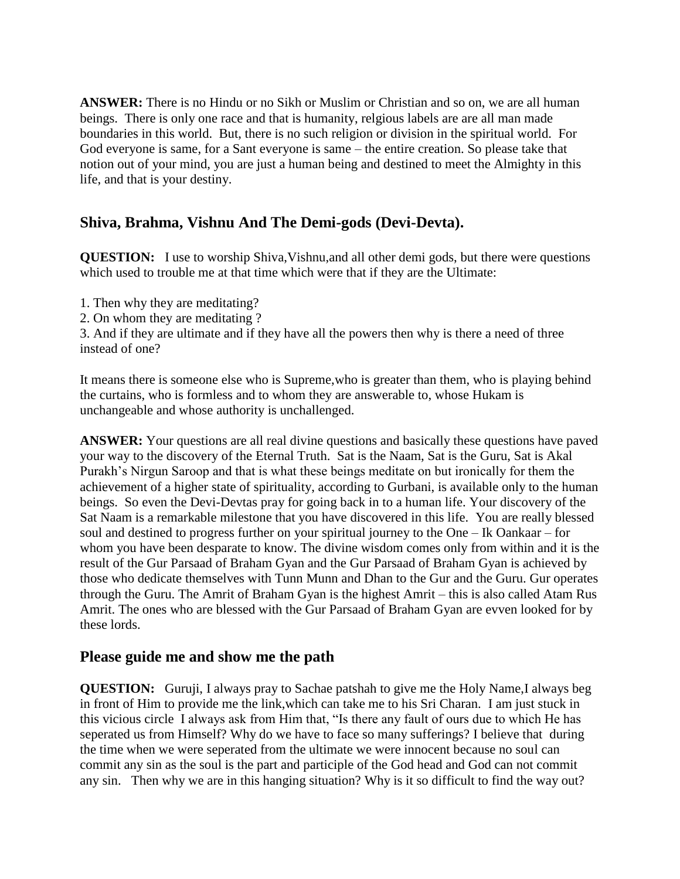**ANSWER:** There is no Hindu or no Sikh or Muslim or Christian and so on, we are all human beings. There is only one race and that is humanity, relgious labels are are all man made boundaries in this world. But, there is no such religion or division in the spiritual world. For God everyone is same, for a Sant everyone is same – the entire creation. So please take that notion out of your mind, you are just a human being and destined to meet the Almighty in this life, and that is your destiny.

## Shiva, Brahma, Vishnu And The Demi-gods (Devi-Devta).

**QUESTION:** I use to worship Shiva,Vishnu,and all other demi gods, but there were questions which used to trouble me at that time which were that if they are the Ultimate:

1. Then why they are meditating?
2. On whom they are meditating ?
3. And if they are ultimate and if they have all the powers then why is there a need of three instead of one?

It means there is someone else who is Supreme,who is greater than them, who is playing behind the curtains, who is formless and to whom they are answerable to, whose Hukam is unchangeable and whose authority is unchallenged.

**ANSWER:** Your questions are all real divine questions and basically these questions have paved your way to the discovery of the Eternal Truth. Sat is the Naam, Sat is the Guru, Sat is Akal Purakh's Nirgun Saroop and that is what these beings meditate on but ironically for them the achievement of a higher state of spirituality, according to Gurbani, is available only to the human beings. So even the Devi-Devtas pray for going back in to a human life. Your discovery of the Sat Naam is a remarkable milestone that you have discovered in this life. You are really blessed soul and destined to progress further on your spiritual journey to the One – Ik Oankaar – for whom you have been desparate to know. The divine wisdom comes only from within and it is the result of the Gur Parsaad of Braham Gyan and the Gur Parsaad of Braham Gyan is achieved by those who dedicate themselves with Tunn Munn and Dhan to the Gur and the Guru. Gur operates through the Guru. The Amrit of Braham Gyan is the highest Amrit – this is also called Atam Rus Amrit. The ones who are blessed with the Gur Parsaad of Braham Gyan are evven looked for by these lords.

## Please guide me and show me the path

**QUESTION:** Guruji, I always pray to Sachae patshah to give me the Holy Name,I always beg in front of Him to provide me the link,which can take me to his Sri Charan. I am just stuck in this vicious circle I always ask from Him that, "Is there any fault of ours due to which He has seperated us from Himself? Why do we have to face so many sufferings? I believe that during the time when we were seperated from the ultimate we were innocent because no soul can commit any sin as the soul is the part and participle of the God head and God can not commit any sin. Then why we are in this hanging situation? Why is it so difficult to find the way out?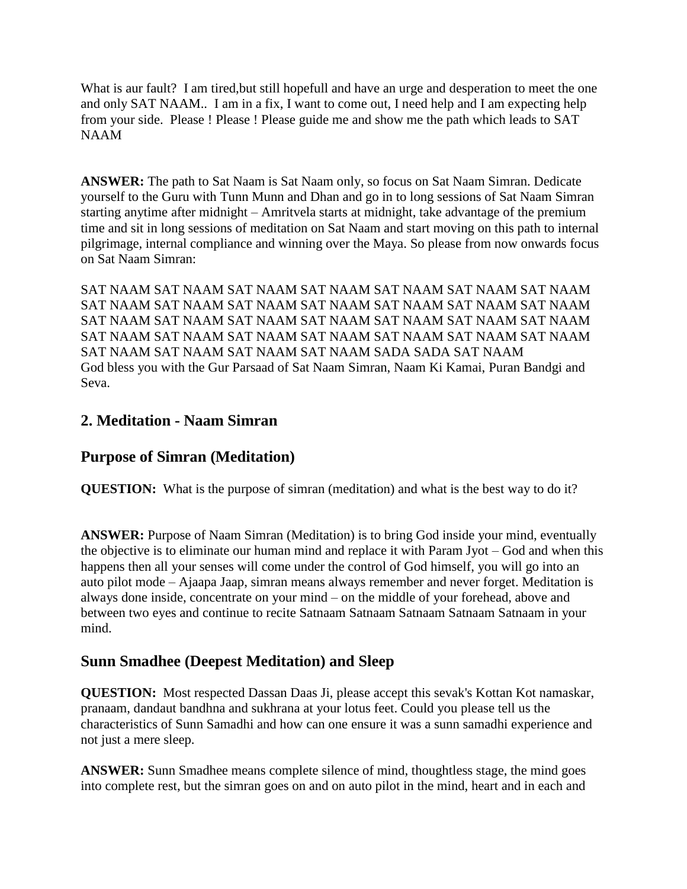What is aur fault? I am tired,but still hopefull and have an urge and desperation to meet the one and only SAT NAAM.. I am in a fix, I want to come out, I need help and I am expecting help from your side. Please ! Please ! Please guide me and show me the path which leads to SAT NAAM

**ANSWER:** The path to Sat Naam is Sat Naam only, so focus on Sat Naam Simran. Dedicate yourself to the Guru with Tunn Munn and Dhan and go in to long sessions of Sat Naam Simran starting anytime after midnight – Amritvela starts at midnight, take advantage of the premium time and sit in long sessions of meditation on Sat Naam and start moving on this path to internal pilgrimage, internal compliance and winning over the Maya. So please from now onwards focus on Sat Naam Simran:

SAT NAAM SAT NAAM SAT NAAM SAT NAAM SAT NAAM SAT NAAM SAT NAAM SAT NAAM SAT NAAM SAT NAAM SAT NAAM SAT NAAM SAT NAAM SAT NAAM SAT NAAM SAT NAAM SAT NAAM SAT NAAM SAT NAAM SAT NAAM SAT NAAM SAT NAAM SAT NAAM SAT NAAM SAT NAAM SAT NAAM SAT NAAM SAT NAAM SAT NAAM SAT NAAM SAT NAAM SAT NAAM SAT NAAM SADA SADA SAT NAAM
God bless you with the Gur Parsaad of Sat Naam Simran, Naam Ki Kamai, Puran Bandgi and Seva.

## 2. Meditation - Naam Simran

## Purpose of Simran (Meditation)

**QUESTION:** What is the purpose of simran (meditation) and what is the best way to do it?

**ANSWER:** Purpose of Naam Simran (Meditation) is to bring God inside your mind, eventually the objective is to eliminate our human mind and replace it with Param Jyot – God and when this happens then all your senses will come under the control of God himself, you will go into an auto pilot mode – Ajaapa Jaap, simran means always remember and never forget. Meditation is always done inside, concentrate on your mind – on the middle of your forehead, above and between two eyes and continue to recite Satnaam Satnaam Satnaam Satnaam Satnaam in your mind.

## Sunn Smadhee (Deepest Meditation) and Sleep

**QUESTION:** Most respected Dassan Daas Ji, please accept this sevak's Kottan Kot namaskar, pranaam, dandaut bandhna and sukhrana at your lotus feet. Could you please tell us the characteristics of Sunn Samadhi and how can one ensure it was a sunn samadhi experience and not just a mere sleep.

**ANSWER:** Sunn Smadhee means complete silence of mind, thoughtless stage, the mind goes into complete rest, but the simran goes on and on auto pilot in the mind, heart and in each and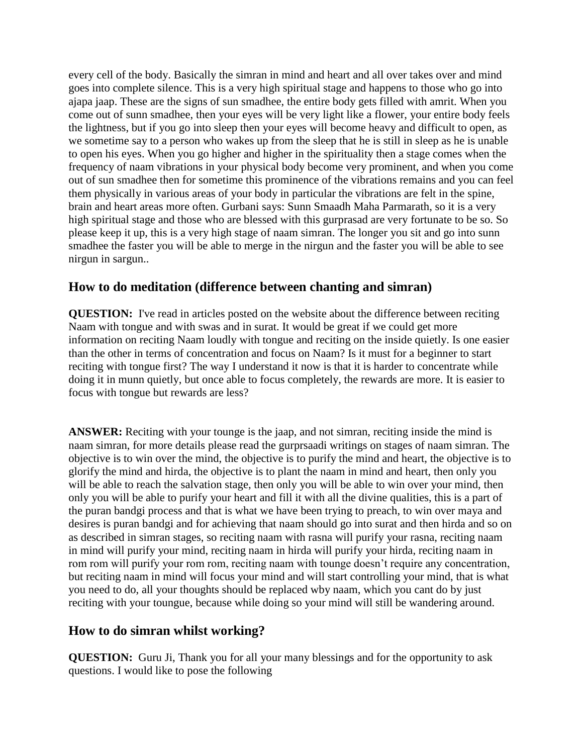every cell of the body. Basically the simran in mind and heart and all over takes over and mind goes into complete silence. This is a very high spiritual stage and happens to those who go into ajapa jaap. These are the signs of sun smadhee, the entire body gets filled with amrit. When you come out of sunn smadhee, then your eyes will be very light like a flower, your entire body feels the lightness, but if you go into sleep then your eyes will become heavy and difficult to open, as we sometime say to a person who wakes up from the sleep that he is still in sleep as he is unable to open his eyes. When you go higher and higher in the spirituality then a stage comes when the frequency of naam vibrations in your physical body become very prominent, and when you come out of sun smadhee then for sometime this prominence of the vibrations remains and you can feel them physically in various areas of your body in particular the vibrations are felt in the spine, brain and heart areas more often. Gurbani says: Sunn Smaadh Maha Parmarath, so it is a very high spiritual stage and those who are blessed with this gurprasad are very fortunate to be so. So please keep it up, this is a very high stage of naam simran. The longer you sit and go into sunn smadhee the faster you will be able to merge in the nirgun and the faster you will be able to see nirgun in sargun..

## How to do meditation (difference between chanting and simran)

**QUESTION:** I've read in articles posted on the website about the difference between reciting Naam with tongue and with swas and in surat. It would be great if we could get more information on reciting Naam loudly with tongue and reciting on the inside quietly. Is one easier than the other in terms of concentration and focus on Naam? Is it must for a beginner to start reciting with tongue first? The way I understand it now is that it is harder to concentrate while doing it in munn quietly, but once able to focus completely, the rewards are more. It is easier to focus with tongue but rewards are less?

**ANSWER:** Reciting with your tounge is the jaap, and not simran, reciting inside the mind is naam simran, for more details please read the gurprsaadi writings on stages of naam simran. The objective is to win over the mind, the objective is to purify the mind and heart, the objective is to glorify the mind and hirda, the objective is to plant the naam in mind and heart, then only you will be able to reach the salvation stage, then only you will be able to win over your mind, then only you will be able to purify your heart and fill it with all the divine qualities, this is a part of the puran bandgi process and that is what we have been trying to preach, to win over maya and desires is puran bandgi and for achieving that naam should go into surat and then hirda and so on as described in simran stages, so reciting naam with rasna will purify your rasna, reciting naam in mind will purify your mind, reciting naam in hirda will purify your hirda, reciting naam in rom rom will purify your rom rom, reciting naam with tounge doesn't require any concentration, but reciting naam in mind will focus your mind and will start controlling your mind, that is what you need to do, all your thoughts should be replaced wby naam, which you cant do by just reciting with your toungue, because while doing so your mind will still be wandering around.

## How to do simran whilst working?

**QUESTION:** Guru Ji, Thank you for all your many blessings and for the opportunity to ask questions. I would like to pose the following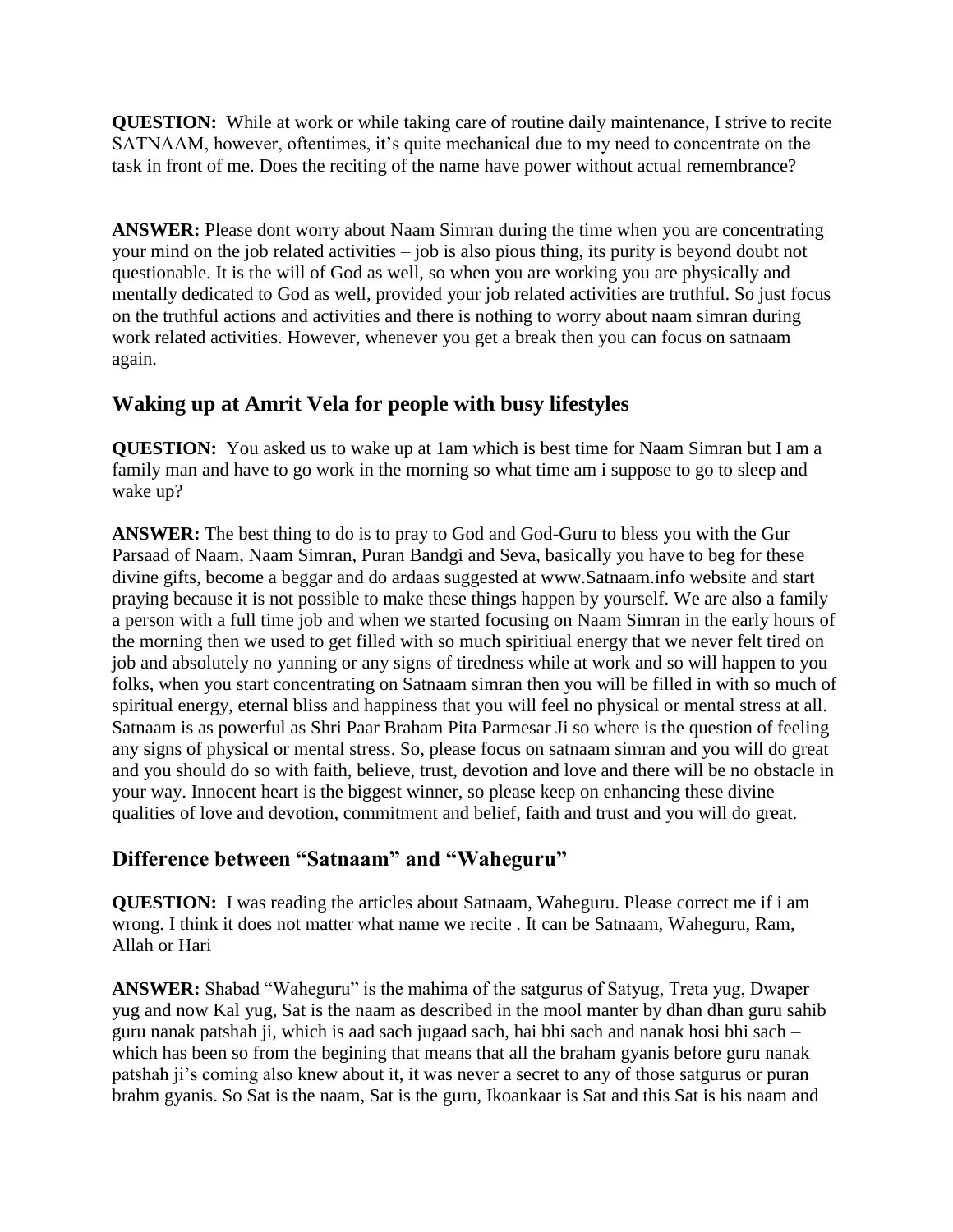**QUESTION:** While at work or while taking care of routine daily maintenance, I strive to recite SATNAAM, however, oftentimes, it's quite mechanical due to my need to concentrate on the task in front of me. Does the reciting of the name have power without actual remembrance?

**ANSWER:** Please dont worry about Naam Simran during the time when you are concentrating your mind on the job related activities – job is also pious thing, its purity is beyond doubt not questionable. It is the will of God as well, so when you are working you are physically and mentally dedicated to God as well, provided your job related activities are truthful. So just focus on the truthful actions and activities and there is nothing to worry about naam simran during work related activities. However, whenever you get a break then you can focus on satnaam again.

## Waking up at Amrit Vela for people with busy lifestyles

**QUESTION:** You asked us to wake up at 1am which is best time for Naam Simran but I am a family man and have to go work in the morning so what time am i suppose to go to sleep and wake up?

**ANSWER:** The best thing to do is to pray to God and God-Guru to bless you with the Gur Parsaad of Naam, Naam Simran, Puran Bandgi and Seva, basically you have to beg for these divine gifts, become a beggar and do ardaas suggested at www.Satnaam.info website and start praying because it is not possible to make these things happen by yourself. We are also a family a person with a full time job and when we started focusing on Naam Simran in the early hours of the morning then we used to get filled with so much spiritiual energy that we never felt tired on job and absolutely no yanning or any signs of tiredness while at work and so will happen to you folks, when you start concentrating on Satnaam simran then you will be filled in with so much of spiritual energy, eternal bliss and happiness that you will feel no physical or mental stress at all. Satnaam is as powerful as Shri Paar Braham Pita Parmesar Ji so where is the question of feeling any signs of physical or mental stress. So, please focus on satnaam simran and you will do great and you should do so with faith, believe, trust, devotion and love and there will be no obstacle in your way. Innocent heart is the biggest winner, so please keep on enhancing these divine qualities of love and devotion, commitment and belief, faith and trust and you will do great.

## Difference between "Satnaam" and "Waheguru"

**QUESTION:** I was reading the articles about Satnaam, Waheguru. Please correct me if i am wrong. I think it does not matter what name we recite . It can be Satnaam, Waheguru, Ram, Allah or Hari

**ANSWER:** Shabad "Waheguru" is the mahima of the satgurus of Satyug, Treta yug, Dwaper yug and now Kal yug, Sat is the naam as described in the mool manter by dhan dhan guru sahib guru nanak patshah ji, which is aad sach jugaad sach, hai bhi sach and nanak hosi bhi sach – which has been so from the begining that means that all the braham gyanis before guru nanak patshah ji's coming also knew about it, it was never a secret to any of those satgurus or puran brahm gyanis. So Sat is the naam, Sat is the guru, Ikoankaar is Sat and this Sat is his naam and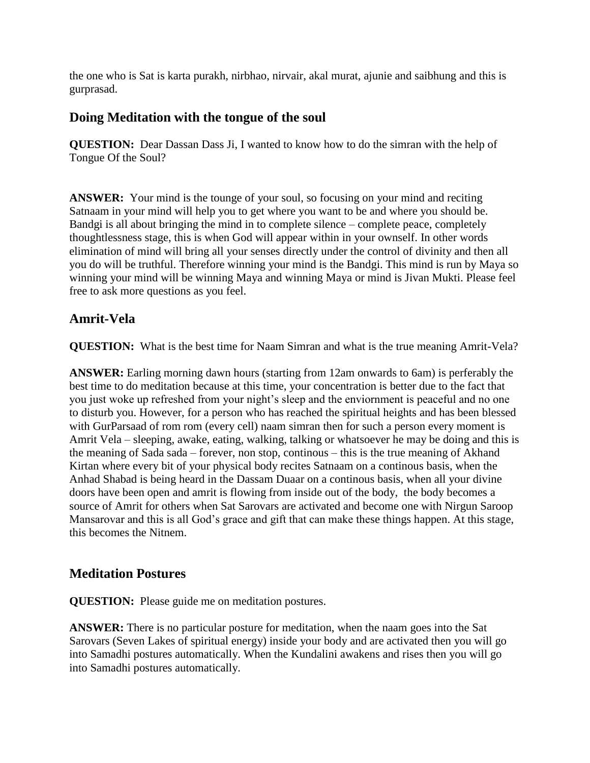the one who is Sat is karta purakh, nirbhao, nirvair, akal murat, ajunie and saibhung and this is gurprasad.

## Doing Meditation with the tongue of the soul

**QUESTION:** Dear Dassan Dass Ji, I wanted to know how to do the simran with the help of Tongue Of the Soul?

**ANSWER:** Your mind is the tounge of your soul, so focusing on your mind and reciting Satnaam in your mind will help you to get where you want to be and where you should be. Bandgi is all about bringing the mind in to complete silence – complete peace, completely thoughtlessness stage, this is when God will appear within in your ownself. In other words elimination of mind will bring all your senses directly under the control of divinity and then all you do will be truthful. Therefore winning your mind is the Bandgi. This mind is run by Maya so winning your mind will be winning Maya and winning Maya or mind is Jivan Mukti. Please feel free to ask more questions as you feel.

## Amrit-Vela

**QUESTION:** What is the best time for Naam Simran and what is the true meaning Amrit-Vela?

**ANSWER:** Earling morning dawn hours (starting from 12am onwards to 6am) is perferably the best time to do meditation because at this time, your concentration is better due to the fact that you just woke up refreshed from your night's sleep and the enviornment is peaceful and no one to disturb you. However, for a person who has reached the spiritual heights and has been blessed with GurParsaad of rom rom (every cell) naam simran then for such a person every moment is Amrit Vela – sleeping, awake, eating, walking, talking or whatsoever he may be doing and this is the meaning of Sada sada – forever, non stop, continous – this is the true meaning of Akhand Kirtan where every bit of your physical body recites Satnaam on a continous basis, when the Anhad Shabad is being heard in the Dassam Duaar on a continous basis, when all your divine doors have been open and amrit is flowing from inside out of the body, the body becomes a source of Amrit for others when Sat Sarovars are activated and become one with Nirgun Saroop Mansarovar and this is all God's grace and gift that can make these things happen. At this stage, this becomes the Nitnem.

## Meditation Postures

**QUESTION:** Please guide me on meditation postures.

**ANSWER:** There is no particular posture for meditation, when the naam goes into the Sat Sarovars (Seven Lakes of spiritual energy) inside your body and are activated then you will go into Samadhi postures automatically. When the Kundalini awakens and rises then you will go into Samadhi postures automatically.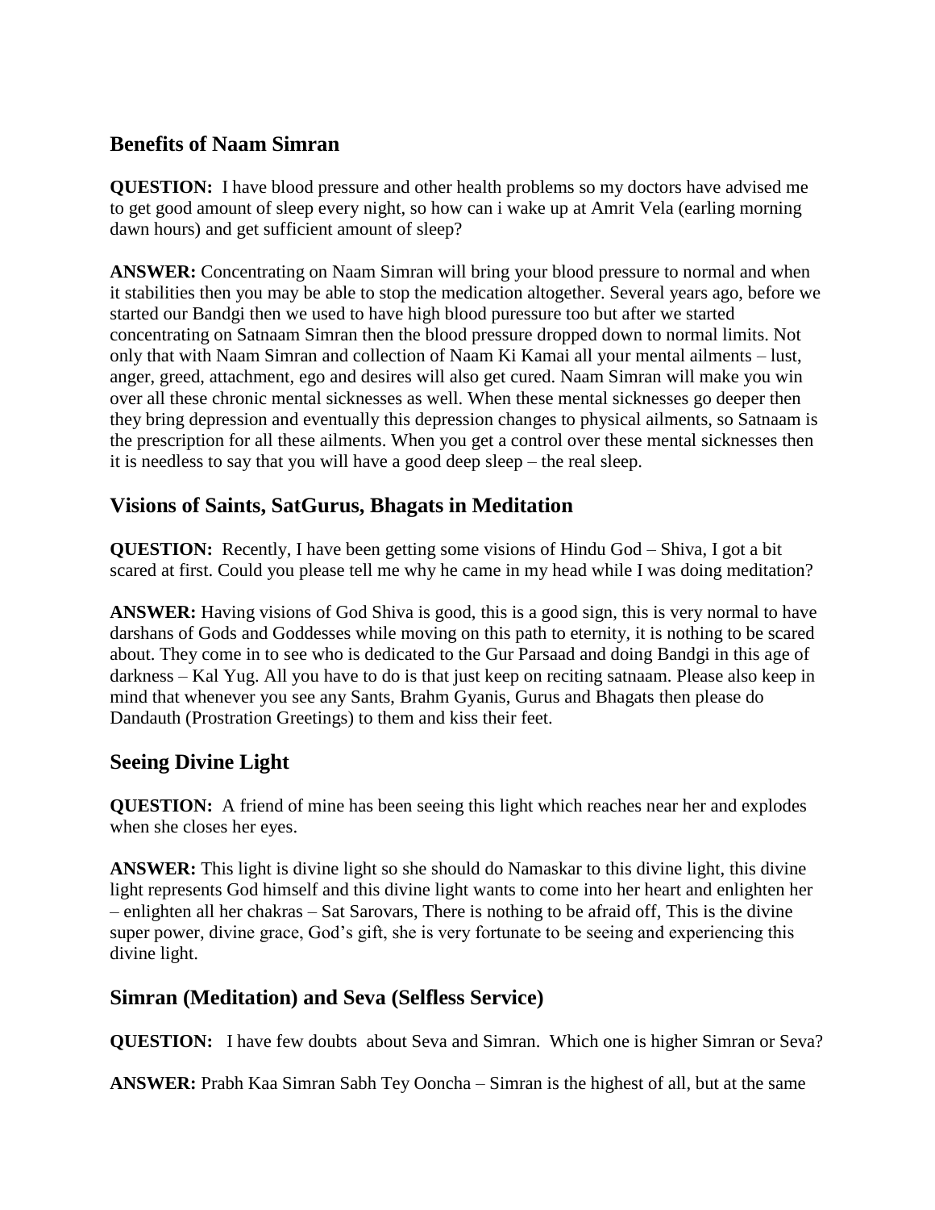## Benefits of Naam Simran

**QUESTION:** I have blood pressure and other health problems so my doctors have advised me to get good amount of sleep every night, so how can i wake up at Amrit Vela (earling morning dawn hours) and get sufficient amount of sleep?

**ANSWER:** Concentrating on Naam Simran will bring your blood pressure to normal and when it stabilities then you may be able to stop the medication altogether. Several years ago, before we started our Bandgi then we used to have high blood puressure too but after we started concentrating on Satnaam Simran then the blood pressure dropped down to normal limits. Not only that with Naam Simran and collection of Naam Ki Kamai all your mental ailments – lust, anger, greed, attachment, ego and desires will also get cured. Naam Simran will make you win over all these chronic mental sicknesses as well. When these mental sicknesses go deeper then they bring depression and eventually this depression changes to physical ailments, so Satnaam is the prescription for all these ailments. When you get a control over these mental sicknesses then it is needless to say that you will have a good deep sleep – the real sleep.

## Visions of Saints, SatGurus, Bhagats in Meditation

**QUESTION:** Recently, I have been getting some visions of Hindu God – Shiva, I got a bit scared at first. Could you please tell me why he came in my head while I was doing meditation?

**ANSWER:** Having visions of God Shiva is good, this is a good sign, this is very normal to have darshans of Gods and Goddesses while moving on this path to eternity, it is nothing to be scared about. They come in to see who is dedicated to the Gur Parsaad and doing Bandgi in this age of darkness – Kal Yug. All you have to do is that just keep on reciting satnaam. Please also keep in mind that whenever you see any Sants, Brahm Gyanis, Gurus and Bhagats then please do Dandauth (Prostration Greetings) to them and kiss their feet.

## Seeing Divine Light

**QUESTION:** A friend of mine has been seeing this light which reaches near her and explodes when she closes her eyes.

**ANSWER:** This light is divine light so she should do Namaskar to this divine light, this divine light represents God himself and this divine light wants to come into her heart and enlighten her – enlighten all her chakras – Sat Sarovars, There is nothing to be afraid off, This is the divine super power, divine grace, God's gift, she is very fortunate to be seeing and experiencing this divine light.

## Simran (Meditation) and Seva (Selfless Service)

**QUESTION:** I have few doubts about Seva and Simran. Which one is higher Simran or Seva?

**ANSWER:** Prabh Kaa Simran Sabh Tey Ooncha – Simran is the highest of all, but at the same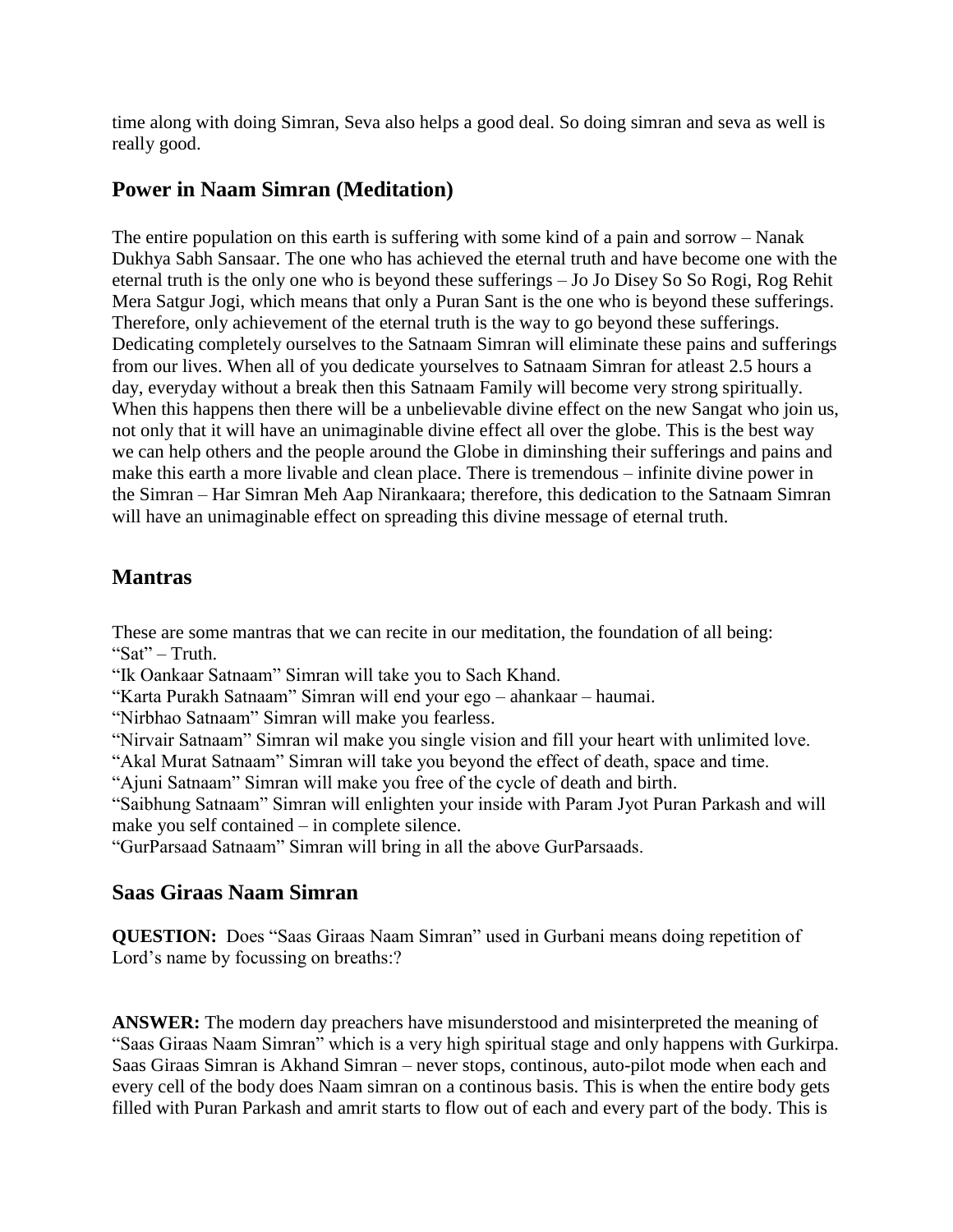time along with doing Simran, Seva also helps a good deal. So doing simran and seva as well is really good.

## Power in Naam Simran (Meditation)

The entire population on this earth is suffering with some kind of a pain and sorrow – Nanak Dukhya Sabh Sansaar. The one who has achieved the eternal truth and have become one with the eternal truth is the only one who is beyond these sufferings – Jo Jo Disey So So Rogi, Rog Rehit Mera Satgur Jogi, which means that only a Puran Sant is the one who is beyond these sufferings. Therefore, only achievement of the eternal truth is the way to go beyond these sufferings. Dedicating completely ourselves to the Satnaam Simran will eliminate these pains and sufferings from our lives. When all of you dedicate yourselves to Satnaam Simran for atleast 2.5 hours a day, everyday without a break then this Satnaam Family will become very strong spiritually. When this happens then there will be a unbelievable divine effect on the new Sangat who join us, not only that it will have an unimaginable divine effect all over the globe. This is the best way we can help others and the people around the Globe in diminshing their sufferings and pains and make this earth a more livable and clean place. There is tremendous – infinite divine power in the Simran – Har Simran Meh Aap Nirankaara; therefore, this dedication to the Satnaam Simran will have an unimaginable effect on spreading this divine message of eternal truth.

## Mantras

These are some mantras that we can recite in our meditation, the foundation of all being:
"Sat" – Truth.
"Ik Oankaar Satnaam" Simran will take you to Sach Khand.
"Karta Purakh Satnaam" Simran will end your ego – ahankaar – haumai.
"Nirbhao Satnaam" Simran will make you fearless.
"Nirvair Satnaam" Simran wil make you single vision and fill your heart with unlimited love.
"Akal Murat Satnaam" Simran will take you beyond the effect of death, space and time.
"Ajuni Satnaam" Simran will make you free of the cycle of death and birth.
"Saibhung Satnaam" Simran will enlighten your inside with Param Jyot Puran Parkash and will make you self contained – in complete silence.
"GurParsaad Satnaam" Simran will bring in all the above GurParsaads.

## Saas Giraas Naam Simran

**QUESTION:** Does "Saas Giraas Naam Simran" used in Gurbani means doing repetition of Lord's name by focussing on breaths:?

**ANSWER:** The modern day preachers have misunderstood and misinterpreted the meaning of "Saas Giraas Naam Simran" which is a very high spiritual stage and only happens with Gurkirpa. Saas Giraas Simran is Akhand Simran – never stops, continous, auto-pilot mode when each and every cell of the body does Naam simran on a continous basis. This is when the entire body gets filled with Puran Parkash and amrit starts to flow out of each and every part of the body. This is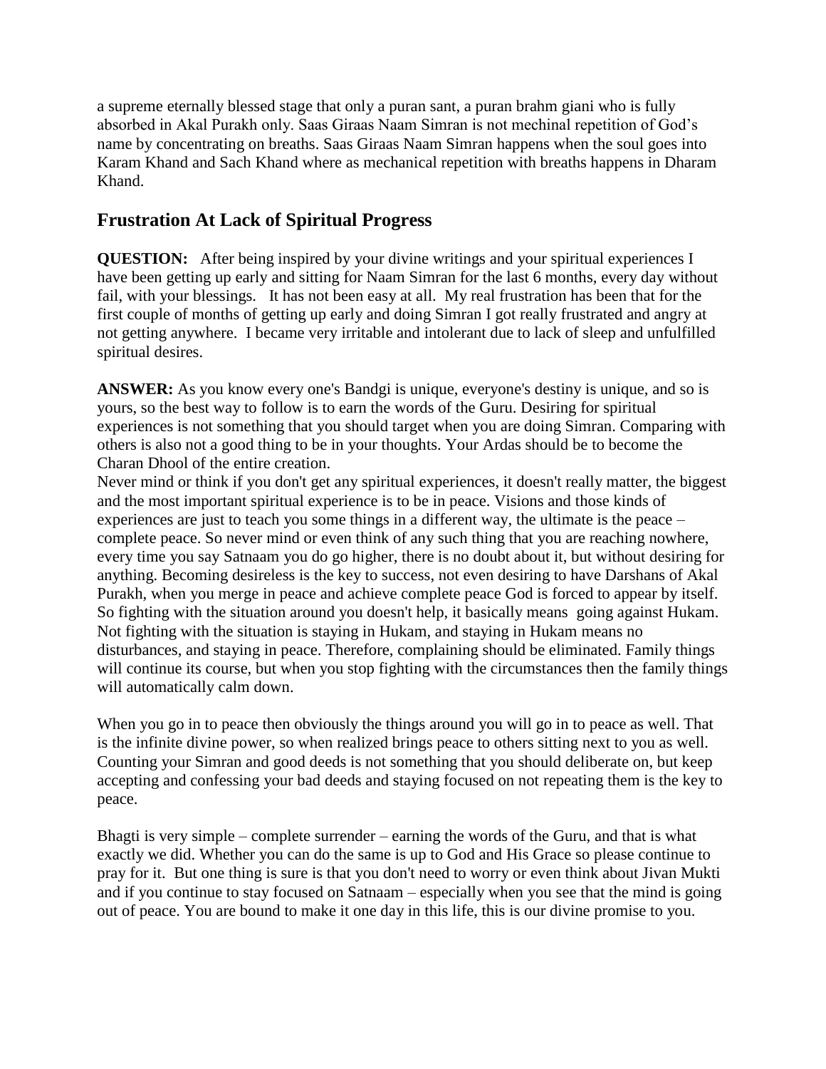a supreme eternally blessed stage that only a puran sant, a puran brahm giani who is fully absorbed in Akal Purakh only. Saas Giraas Naam Simran is not mechinal repetition of God's name by concentrating on breaths. Saas Giraas Naam Simran happens when the soul goes into Karam Khand and Sach Khand where as mechanical repetition with breaths happens in Dharam Khand.

## Frustration At Lack of Spiritual Progress

**QUESTION:** After being inspired by your divine writings and your spiritual experiences I have been getting up early and sitting for Naam Simran for the last 6 months, every day without fail, with your blessings. It has not been easy at all. My real frustration has been that for the first couple of months of getting up early and doing Simran I got really frustrated and angry at not getting anywhere. I became very irritable and intolerant due to lack of sleep and unfulfilled spiritual desires.

**ANSWER:** As you know every one's Bandgi is unique, everyone's destiny is unique, and so is yours, so the best way to follow is to earn the words of the Guru. Desiring for spiritual experiences is not something that you should target when you are doing Simran. Comparing with others is also not a good thing to be in your thoughts. Your Ardas should be to become the Charan Dhool of the entire creation.
Never mind or think if you don't get any spiritual experiences, it doesn't really matter, the biggest and the most important spiritual experience is to be in peace. Visions and those kinds of experiences are just to teach you some things in a different way, the ultimate is the peace – complete peace. So never mind or even think of any such thing that you are reaching nowhere, every time you say Satnaam you do go higher, there is no doubt about it, but without desiring for anything. Becoming desireless is the key to success, not even desiring to have Darshans of Akal Purakh, when you merge in peace and achieve complete peace God is forced to appear by itself. So fighting with the situation around you doesn't help, it basically means going against Hukam. Not fighting with the situation is staying in Hukam, and staying in Hukam means no disturbances, and staying in peace. Therefore, complaining should be eliminated. Family things will continue its course, but when you stop fighting with the circumstances then the family things will automatically calm down.

When you go in to peace then obviously the things around you will go in to peace as well. That is the infinite divine power, so when realized brings peace to others sitting next to you as well. Counting your Simran and good deeds is not something that you should deliberate on, but keep accepting and confessing your bad deeds and staying focused on not repeating them is the key to peace.

Bhagti is very simple – complete surrender – earning the words of the Guru, and that is what exactly we did. Whether you can do the same is up to God and His Grace so please continue to pray for it. But one thing is sure is that you don't need to worry or even think about Jivan Mukti and if you continue to stay focused on Satnaam – especially when you see that the mind is going out of peace. You are bound to make it one day in this life, this is our divine promise to you.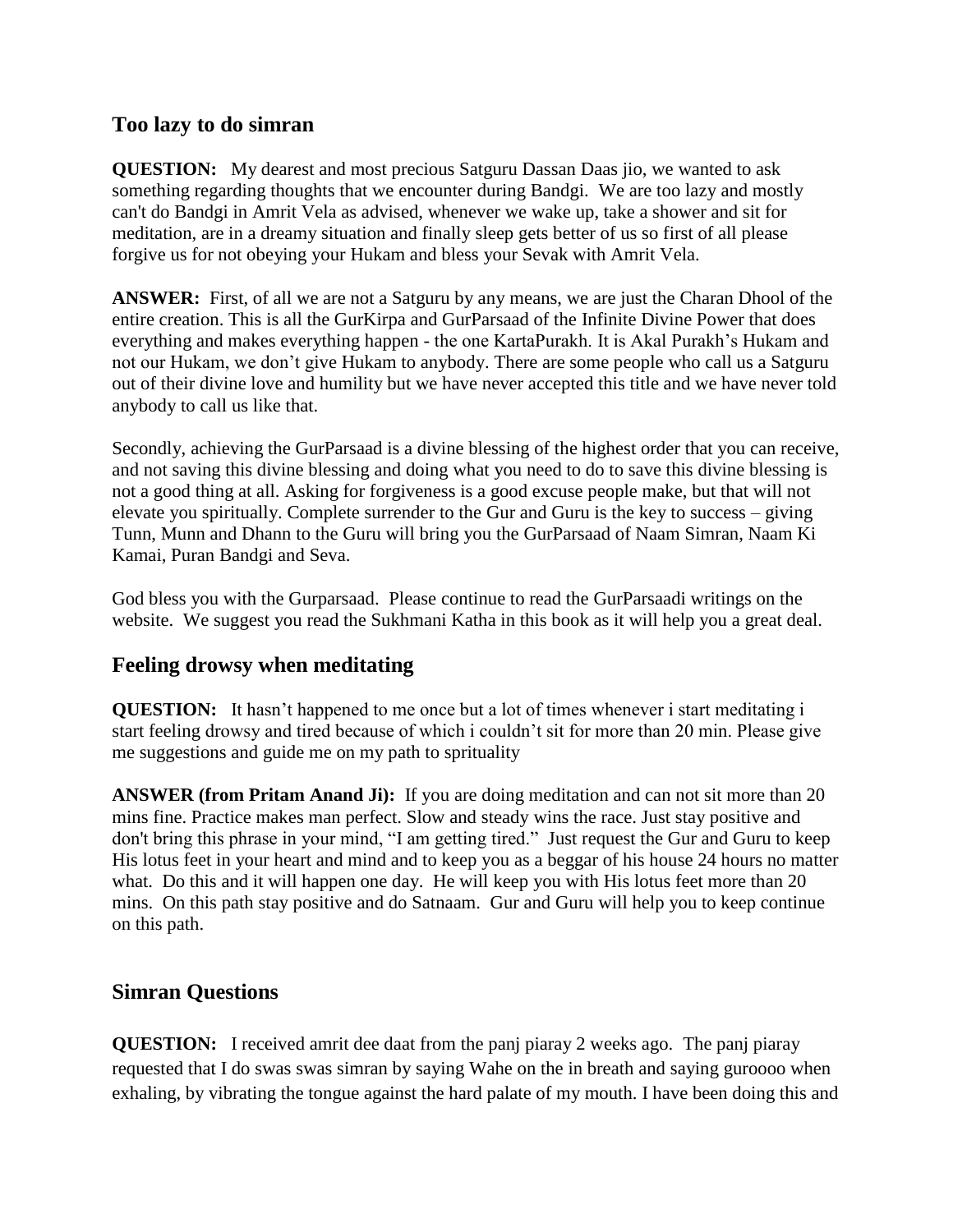## Too lazy to do simran

**QUESTION:** My dearest and most precious Satguru Dassan Daas jio, we wanted to ask something regarding thoughts that we encounter during Bandgi. We are too lazy and mostly can't do Bandgi in Amrit Vela as advised, whenever we wake up, take a shower and sit for meditation, are in a dreamy situation and finally sleep gets better of us so first of all please forgive us for not obeying your Hukam and bless your Sevak with Amrit Vela.

**ANSWER:** First, of all we are not a Satguru by any means, we are just the Charan Dhool of the entire creation. This is all the GurKirpa and GurParsaad of the Infinite Divine Power that does everything and makes everything happen - the one KartaPurakh. It is Akal Purakh's Hukam and not our Hukam, we don't give Hukam to anybody. There are some people who call us a Satguru out of their divine love and humility but we have never accepted this title and we have never told anybody to call us like that.

Secondly, achieving the GurParsaad is a divine blessing of the highest order that you can receive, and not saving this divine blessing and doing what you need to do to save this divine blessing is not a good thing at all. Asking for forgiveness is a good excuse people make, but that will not elevate you spiritually. Complete surrender to the Gur and Guru is the key to success – giving Tunn, Munn and Dhann to the Guru will bring you the GurParsaad of Naam Simran, Naam Ki Kamai, Puran Bandgi and Seva.

God bless you with the Gurparsaad. Please continue to read the GurParsaadi writings on the website. We suggest you read the Sukhmani Katha in this book as it will help you a great deal.

## Feeling drowsy when meditating

**QUESTION:** It hasn't happened to me once but a lot of times whenever i start meditating i start feeling drowsy and tired because of which i couldn't sit for more than 20 min. Please give me suggestions and guide me on my path to sprituality

**ANSWER (from Pritam Anand Ji):** If you are doing meditation and can not sit more than 20 mins fine. Practice makes man perfect. Slow and steady wins the race. Just stay positive and don't bring this phrase in your mind, "I am getting tired." Just request the Gur and Guru to keep His lotus feet in your heart and mind and to keep you as a beggar of his house 24 hours no matter what. Do this and it will happen one day. He will keep you with His lotus feet more than 20 mins. On this path stay positive and do Satnaam. Gur and Guru will help you to keep continue on this path.

## Simran Questions

**QUESTION:** I received amrit dee daat from the panj piaray 2 weeks ago. The panj piaray requested that I do swas swas simran by saying Wahe on the in breath and saying guroooo when exhaling, by vibrating the tongue against the hard palate of my mouth. I have been doing this and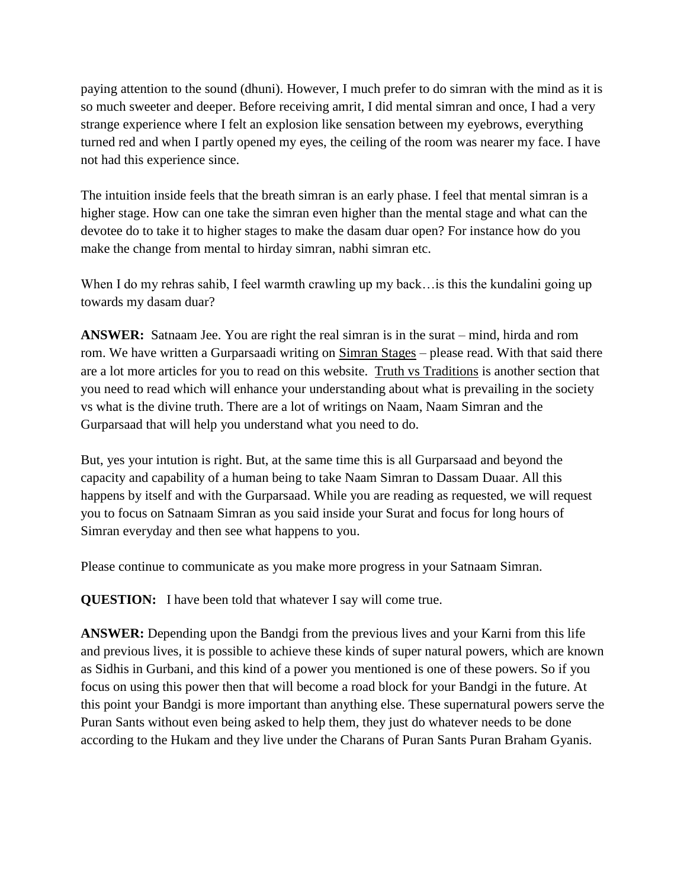paying attention to the sound (dhuni). However, I much prefer to do simran with the mind as it is so much sweeter and deeper. Before receiving amrit, I did mental simran and once, I had a very strange experience where I felt an explosion like sensation between my eyebrows, everything turned red and when I partly opened my eyes, the ceiling of the room was nearer my face. I have not had this experience since.

The intuition inside feels that the breath simran is an early phase. I feel that mental simran is a higher stage. How can one take the simran even higher than the mental stage and what can the devotee do to take it to higher stages to make the dasam duar open? For instance how do you make the change from mental to hirday simran, nabhi simran etc.

When I do my rehras sahib, I feel warmth crawling up my back…is this the kundalini going up towards my dasam duar?

**ANSWER:** Satnaam Jee. You are right the real simran is in the surat – mind, hirda and rom rom. We have written a Gurparsaadi writing on Simran Stages – please read. With that said there are a lot more articles for you to read on this website. Truth vs Traditions is another section that you need to read which will enhance your understanding about what is prevailing in the society vs what is the divine truth. There are a lot of writings on Naam, Naam Simran and the Gurparsaad that will help you understand what you need to do.

But, yes your intution is right. But, at the same time this is all Gurparsaad and beyond the capacity and capability of a human being to take Naam Simran to Dassam Duaar. All this happens by itself and with the Gurparsaad. While you are reading as requested, we will request you to focus on Satnaam Simran as you said inside your Surat and focus for long hours of Simran everyday and then see what happens to you.

Please continue to communicate as you make more progress in your Satnaam Simran.

**QUESTION:** I have been told that whatever I say will come true.

**ANSWER:** Depending upon the Bandgi from the previous lives and your Karni from this life and previous lives, it is possible to achieve these kinds of super natural powers, which are known as Sidhis in Gurbani, and this kind of a power you mentioned is one of these powers. So if you focus on using this power then that will become a road block for your Bandgi in the future. At this point your Bandgi is more important than anything else. These supernatural powers serve the Puran Sants without even being asked to help them, they just do whatever needs to be done according to the Hukam and they live under the Charans of Puran Sants Puran Braham Gyanis.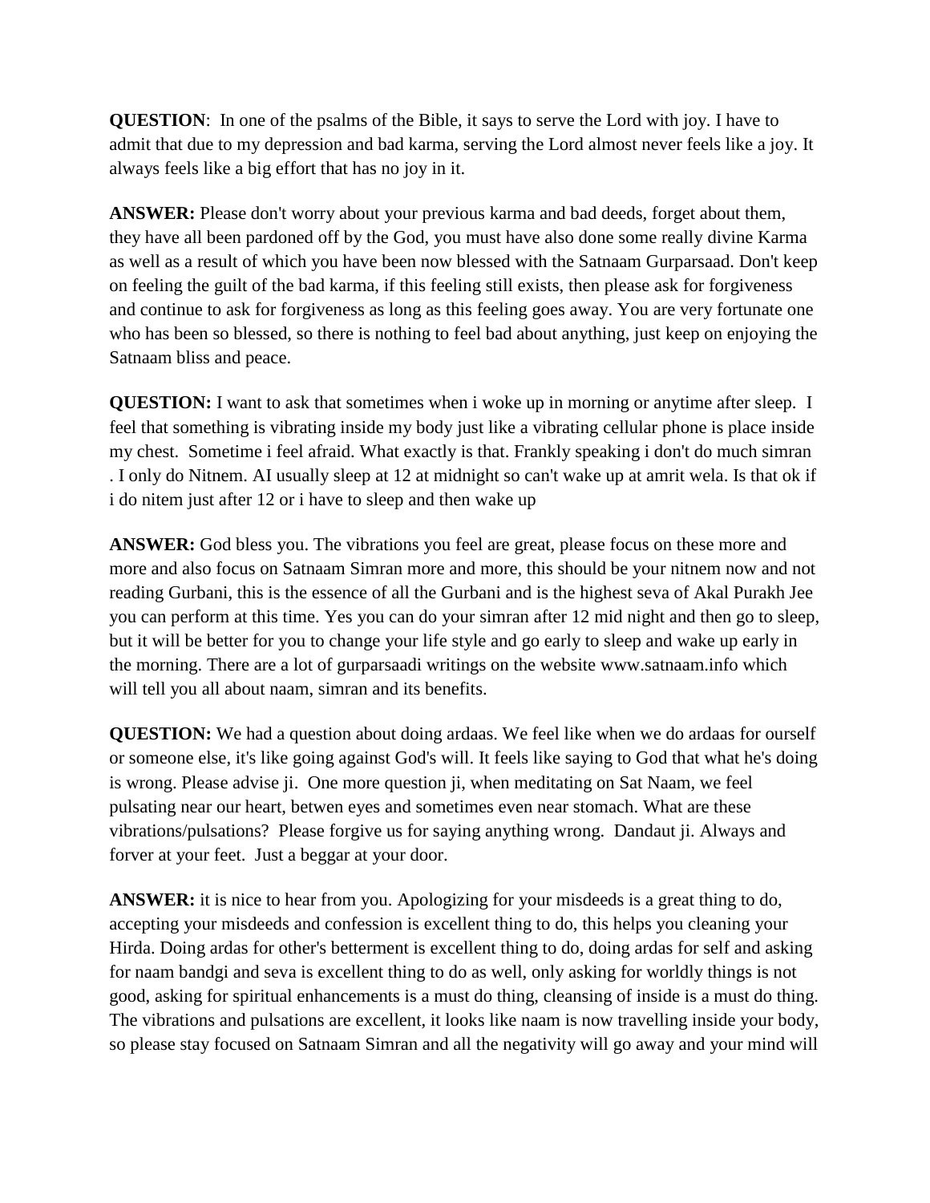**QUESTION**:  In one of the psalms of the Bible, it says to serve the Lord with joy. I have to admit that due to my depression and bad karma, serving the Lord almost never feels like a joy. It always feels like a big effort that has no joy in it.

**ANSWER:** Please don't worry about your previous karma and bad deeds, forget about them, they have all been pardoned off by the God, you must have also done some really divine Karma as well as a result of which you have been now blessed with the Satnaam Gurparsaad. Don't keep on feeling the guilt of the bad karma, if this feeling still exists, then please ask for forgiveness and continue to ask for forgiveness as long as this feeling goes away. You are very fortunate one who has been so blessed, so there is nothing to feel bad about anything, just keep on enjoying the Satnaam bliss and peace.

**QUESTION:** I want to ask that sometimes when i woke up in morning or anytime after sleep.  I feel that something is vibrating inside my body just like a vibrating cellular phone is place inside my chest.  Sometime i feel afraid. What exactly is that. Frankly speaking i don't do much simran . I only do Nitnem. AI usually sleep at 12 at midnight so can't wake up at amrit wela. Is that ok if i do nitem just after 12 or i have to sleep and then wake up

**ANSWER:** God bless you. The vibrations you feel are great, please focus on these more and more and also focus on Satnaam Simran more and more, this should be your nitnem now and not reading Gurbani, this is the essence of all the Gurbani and is the highest seva of Akal Purakh Jee you can perform at this time. Yes you can do your simran after 12 mid night and then go to sleep, but it will be better for you to change your life style and go early to sleep and wake up early in the morning. There are a lot of gurparsaadi writings on the website www.satnaam.info which will tell you all about naam, simran and its benefits.

**QUESTION:** We had a question about doing ardaas. We feel like when we do ardaas for ourself or someone else, it's like going against God's will. It feels like saying to God that what he's doing is wrong. Please advise ji.  One more question ji, when meditating on Sat Naam, we feel pulsating near our heart, betwen eyes and sometimes even near stomach. What are these vibrations/pulsations?  Please forgive us for saying anything wrong.  Dandaut ji. Always and forver at your feet.  Just a beggar at your door.

**ANSWER:** it is nice to hear from you. Apologizing for your misdeeds is a great thing to do, accepting your misdeeds and confession is excellent thing to do, this helps you cleaning your Hirda. Doing ardas for other's betterment is excellent thing to do, doing ardas for self and asking for naam bandgi and seva is excellent thing to do as well, only asking for worldly things is not good, asking for spiritual enhancements is a must do thing, cleansing of inside is a must do thing. The vibrations and pulsations are excellent, it looks like naam is now travelling inside your body, so please stay focused on Satnaam Simran and all the negativity will go away and your mind will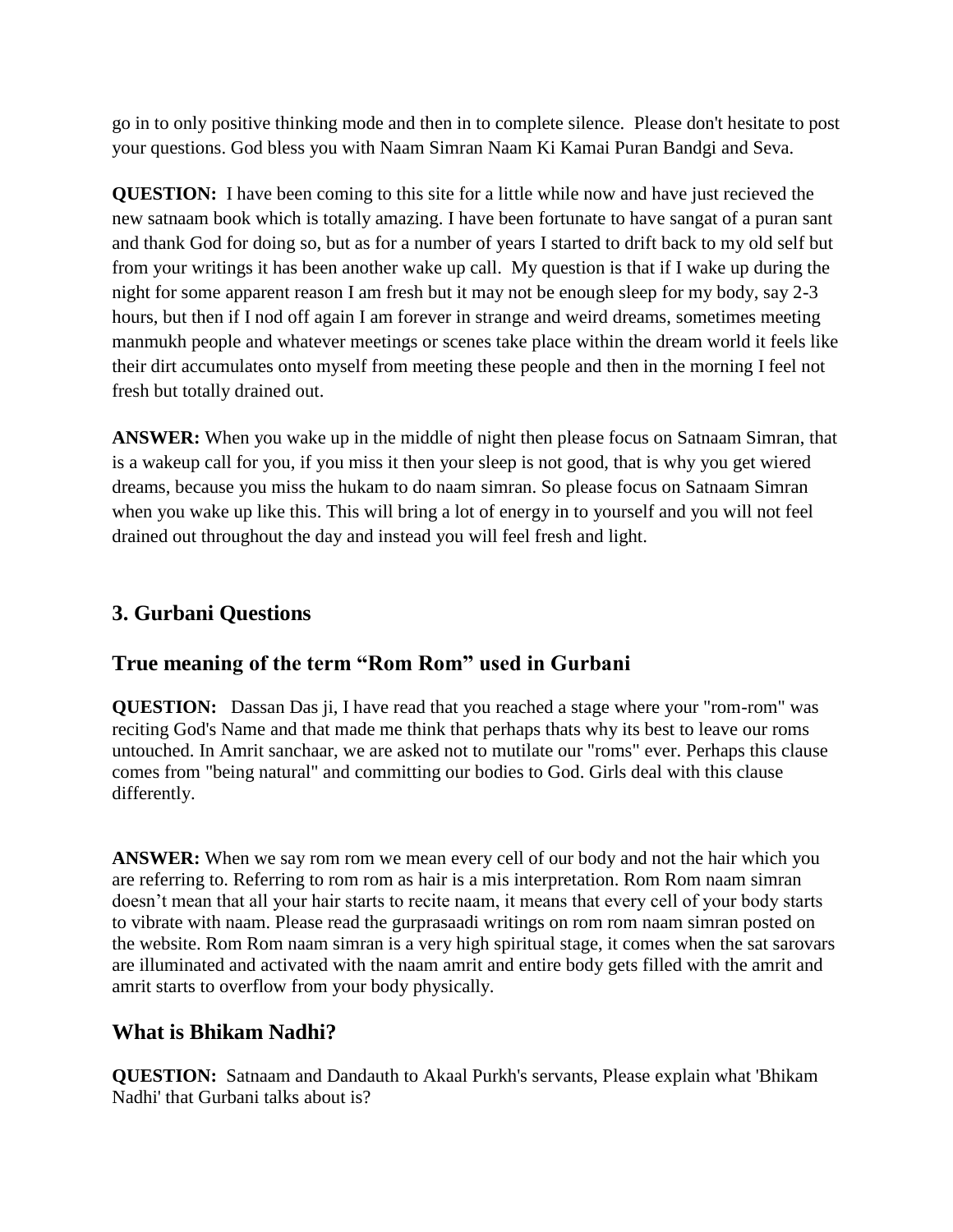go in to only positive thinking mode and then in to complete silence. Please don't hesitate to post your questions. God bless you with Naam Simran Naam Ki Kamai Puran Bandgi and Seva.

**QUESTION:** I have been coming to this site for a little while now and have just recieved the new satnaam book which is totally amazing. I have been fortunate to have sangat of a puran sant and thank God for doing so, but as for a number of years I started to drift back to my old self but from your writings it has been another wake up call. My question is that if I wake up during the night for some apparent reason I am fresh but it may not be enough sleep for my body, say 2-3 hours, but then if I nod off again I am forever in strange and weird dreams, sometimes meeting manmukh people and whatever meetings or scenes take place within the dream world it feels like their dirt accumulates onto myself from meeting these people and then in the morning I feel not fresh but totally drained out.

**ANSWER:** When you wake up in the middle of night then please focus on Satnaam Simran, that is a wakeup call for you, if you miss it then your sleep is not good, that is why you get wiered dreams, because you miss the hukam to do naam simran. So please focus on Satnaam Simran when you wake up like this. This will bring a lot of energy in to yourself and you will not feel drained out throughout the day and instead you will feel fresh and light.

## 3. Gurbani Questions

## True meaning of the term "Rom Rom" used in Gurbani

**QUESTION:** Dassan Das ji, I have read that you reached a stage where your "rom-rom" was reciting God's Name and that made me think that perhaps thats why its best to leave our roms untouched. In Amrit sanchaar, we are asked not to mutilate our "roms" ever. Perhaps this clause comes from "being natural" and committing our bodies to God. Girls deal with this clause differently.

**ANSWER:** When we say rom rom we mean every cell of our body and not the hair which you are referring to. Referring to rom rom as hair is a mis interpretation. Rom Rom naam simran doesn't mean that all your hair starts to recite naam, it means that every cell of your body starts to vibrate with naam. Please read the gurprasaadi writings on rom rom naam simran posted on the website. Rom Rom naam simran is a very high spiritual stage, it comes when the sat sarovars are illuminated and activated with the naam amrit and entire body gets filled with the amrit and amrit starts to overflow from your body physically.

## What is Bhikam Nadhi?

**QUESTION:** Satnaam and Dandauth to Akaal Purkh's servants, Please explain what 'Bhikam Nadhi' that Gurbani talks about is?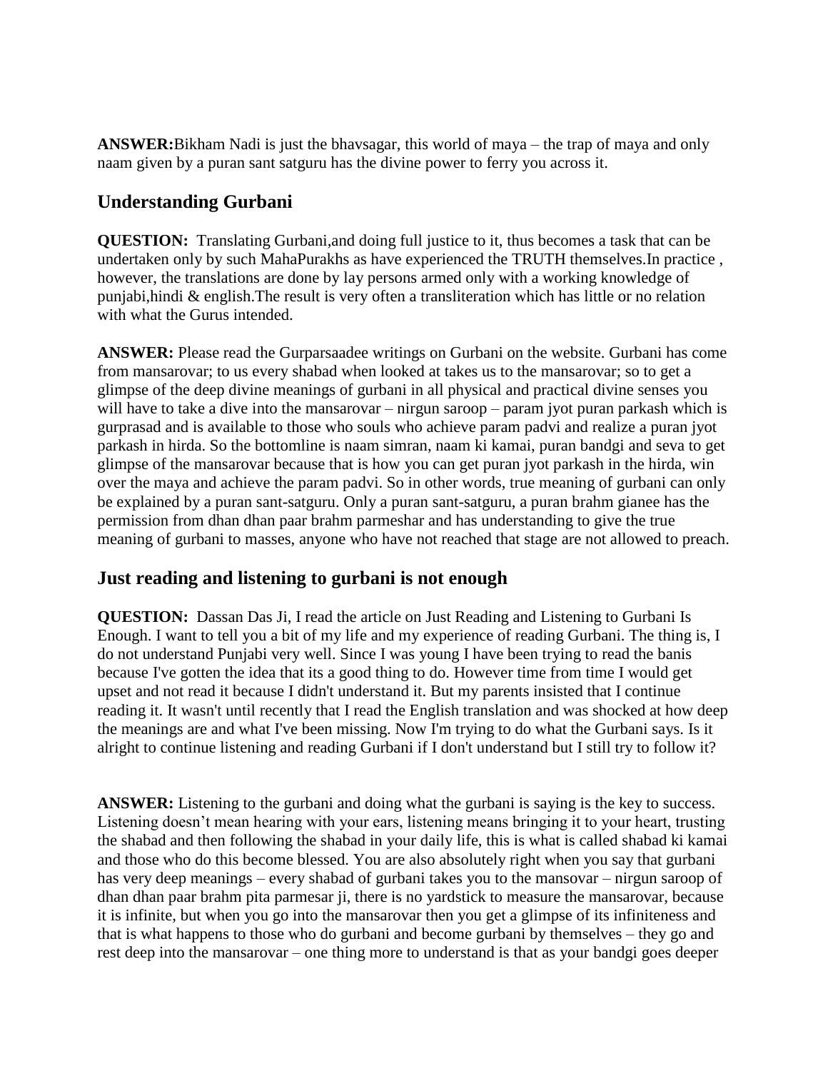**ANSWER:**Bikham Nadi is just the bhavsagar, this world of maya – the trap of maya and only naam given by a puran sant satguru has the divine power to ferry you across it.

## Understanding Gurbani

**QUESTION:** Translating Gurbani,and doing full justice to it, thus becomes a task that can be undertaken only by such MahaPurakhs as have experienced the TRUTH themselves.In practice , however, the translations are done by lay persons armed only with a working knowledge of punjabi,hindi & english.The result is very often a transliteration which has little or no relation with what the Gurus intended.

**ANSWER:** Please read the Gurparsaadee writings on Gurbani on the website. Gurbani has come from mansarovar; to us every shabad when looked at takes us to the mansarovar; so to get a glimpse of the deep divine meanings of gurbani in all physical and practical divine senses you will have to take a dive into the mansarovar – nirgun saroop – param jyot puran parkash which is gurprasad and is available to those who souls who achieve param padvi and realize a puran jyot parkash in hirda. So the bottomline is naam simran, naam ki kamai, puran bandgi and seva to get glimpse of the mansarovar because that is how you can get puran jyot parkash in the hirda, win over the maya and achieve the param padvi. So in other words, true meaning of gurbani can only be explained by a puran sant-satguru. Only a puran sant-satguru, a puran brahm gianee has the permission from dhan dhan paar brahm parmeshar and has understanding to give the true meaning of gurbani to masses, anyone who have not reached that stage are not allowed to preach.

## Just reading and listening to gurbani is not enough

**QUESTION:** Dassan Das Ji, I read the article on Just Reading and Listening to Gurbani Is Enough. I want to tell you a bit of my life and my experience of reading Gurbani. The thing is, I do not understand Punjabi very well. Since I was young I have been trying to read the banis because I've gotten the idea that its a good thing to do. However time from time I would get upset and not read it because I didn't understand it. But my parents insisted that I continue reading it. It wasn't until recently that I read the English translation and was shocked at how deep the meanings are and what I've been missing. Now I'm trying to do what the Gurbani says. Is it alright to continue listening and reading Gurbani if I don't understand but I still try to follow it?

**ANSWER:** Listening to the gurbani and doing what the gurbani is saying is the key to success. Listening doesn't mean hearing with your ears, listening means bringing it to your heart, trusting the shabad and then following the shabad in your daily life, this is what is called shabad ki kamai and those who do this become blessed. You are also absolutely right when you say that gurbani has very deep meanings – every shabad of gurbani takes you to the mansovar – nirgun saroop of dhan dhan paar brahm pita parmesar ji, there is no yardstick to measure the mansarovar, because it is infinite, but when you go into the mansarovar then you get a glimpse of its infiniteness and that is what happens to those who do gurbani and become gurbani by themselves – they go and rest deep into the mansarovar – one thing more to understand is that as your bandgi goes deeper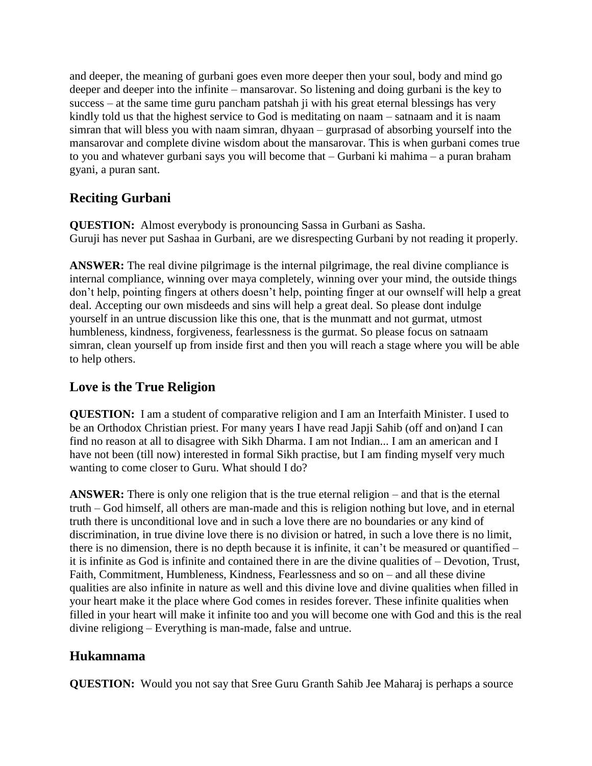and deeper, the meaning of gurbani goes even more deeper then your soul, body and mind go deeper and deeper into the infinite – mansarovar. So listening and doing gurbani is the key to success – at the same time guru pancham patshah ji with his great eternal blessings has very kindly told us that the highest service to God is meditating on naam – satnaam and it is naam simran that will bless you with naam simran, dhyaan – gurprasad of absorbing yourself into the mansarovar and complete divine wisdom about the mansarovar. This is when gurbani comes true to you and whatever gurbani says you will become that – Gurbani ki mahima – a puran braham gyani, a puran sant.

## Reciting Gurbani

**QUESTION:** Almost everybody is pronouncing Sassa in Gurbani as Sasha.
Guruji has never put Sashaa in Gurbani, are we disrespecting Gurbani by not reading it properly.

**ANSWER:** The real divine pilgrimage is the internal pilgrimage, the real divine compliance is internal compliance, winning over maya completely, winning over your mind, the outside things don't help, pointing fingers at others doesn't help, pointing finger at our ownself will help a great deal. Accepting our own misdeeds and sins will help a great deal. So please dont indulge yourself in an untrue discussion like this one, that is the munmatt and not gurmat, utmost humbleness, kindness, forgiveness, fearlessness is the gurmat. So please focus on satnaam simran, clean yourself up from inside first and then you will reach a stage where you will be able to help others.

## Love is the True Religion

**QUESTION:** I am a student of comparative religion and I am an Interfaith Minister. I used to be an Orthodox Christian priest. For many years I have read Japji Sahib (off and on)and I can find no reason at all to disagree with Sikh Dharma. I am not Indian... I am an american and I have not been (till now) interested in formal Sikh practise, but I am finding myself very much wanting to come closer to Guru. What should I do?

**ANSWER:** There is only one religion that is the true eternal religion – and that is the eternal truth – God himself, all others are man-made and this is religion nothing but love, and in eternal truth there is unconditional love and in such a love there are no boundaries or any kind of discrimination, in true divine love there is no division or hatred, in such a love there is no limit, there is no dimension, there is no depth because it is infinite, it can't be measured or quantified – it is infinite as God is infinite and contained there in are the divine qualities of – Devotion, Trust, Faith, Commitment, Humbleness, Kindness, Fearlessness and so on – and all these divine qualities are also infinite in nature as well and this divine love and divine qualities when filled in your heart make it the place where God comes in resides forever. These infinite qualities when filled in your heart will make it infinite too and you will become one with God and this is the real divine religiong – Everything is man-made, false and untrue.

## Hukamnama

**QUESTION:** Would you not say that Sree Guru Granth Sahib Jee Maharaj is perhaps a source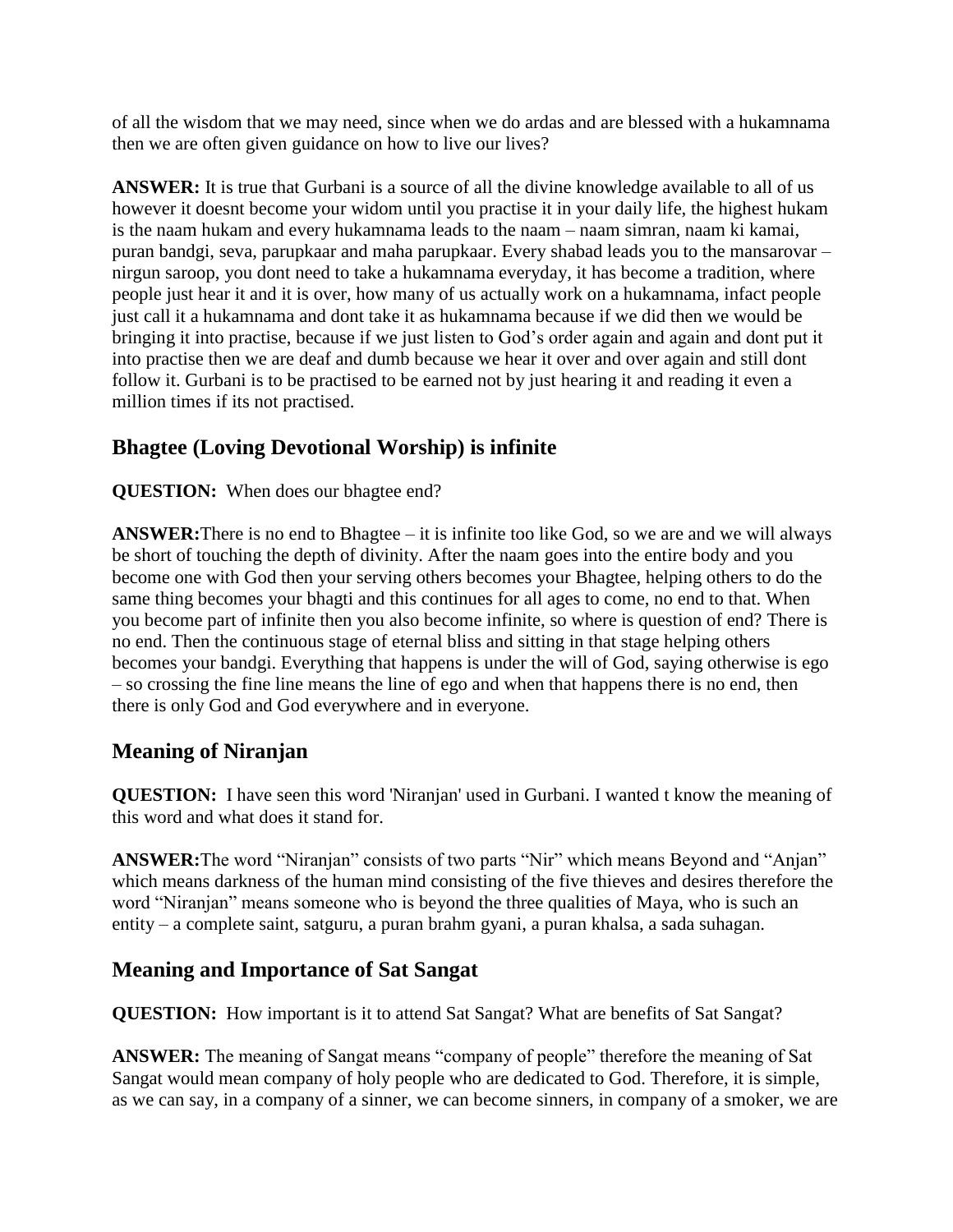of all the wisdom that we may need, since when we do ardas and are blessed with a hukamnama then we are often given guidance on how to live our lives?

**ANSWER:** It is true that Gurbani is a source of all the divine knowledge available to all of us however it doesnt become your widom until you practise it in your daily life, the highest hukam is the naam hukam and every hukamnama leads to the naam – naam simran, naam ki kamai, puran bandgi, seva, parupkaar and maha parupkaar. Every shabad leads you to the mansarovar – nirgun saroop, you dont need to take a hukamnama everyday, it has become a tradition, where people just hear it and it is over, how many of us actually work on a hukamnama, infact people just call it a hukamnama and dont take it as hukamnama because if we did then we would be bringing it into practise, because if we just listen to God's order again and again and dont put it into practise then we are deaf and dumb because we hear it over and over again and still dont follow it. Gurbani is to be practised to be earned not by just hearing it and reading it even a million times if its not practised.

## Bhagtee (Loving Devotional Worship) is infinite

**QUESTION:** When does our bhagtee end?

**ANSWER:**There is no end to Bhagtee – it is infinite too like God, so we are and we will always be short of touching the depth of divinity. After the naam goes into the entire body and you become one with God then your serving others becomes your Bhagtee, helping others to do the same thing becomes your bhagti and this continues for all ages to come, no end to that. When you become part of infinite then you also become infinite, so where is question of end? There is no end. Then the continuous stage of eternal bliss and sitting in that stage helping others becomes your bandgi. Everything that happens is under the will of God, saying otherwise is ego – so crossing the fine line means the line of ego and when that happens there is no end, then there is only God and God everywhere and in everyone.

## Meaning of Niranjan

**QUESTION:** I have seen this word 'Niranjan' used in Gurbani. I wanted t know the meaning of this word and what does it stand for.

**ANSWER:**The word "Niranjan" consists of two parts "Nir" which means Beyond and "Anjan" which means darkness of the human mind consisting of the five thieves and desires therefore the word "Niranjan" means someone who is beyond the three qualities of Maya, who is such an entity – a complete saint, satguru, a puran brahm gyani, a puran khalsa, a sada suhagan.

## Meaning and Importance of Sat Sangat

**QUESTION:** How important is it to attend Sat Sangat? What are benefits of Sat Sangat?

**ANSWER:** The meaning of Sangat means "company of people" therefore the meaning of Sat Sangat would mean company of holy people who are dedicated to God. Therefore, it is simple, as we can say, in a company of a sinner, we can become sinners, in company of a smoker, we are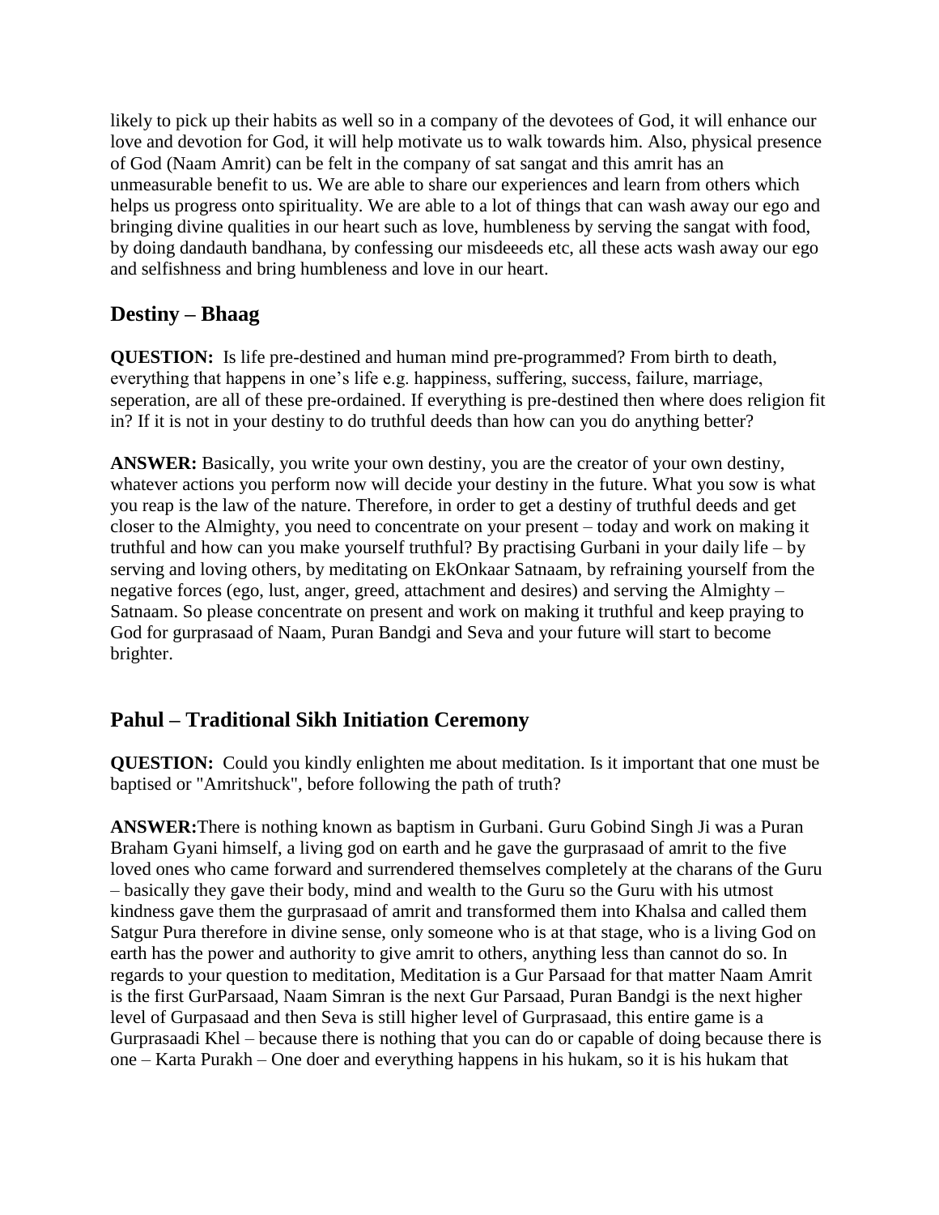likely to pick up their habits as well so in a company of the devotees of God, it will enhance our love and devotion for God, it will help motivate us to walk towards him. Also, physical presence of God (Naam Amrit) can be felt in the company of sat sangat and this amrit has an unmeasurable benefit to us. We are able to share our experiences and learn from others which helps us progress onto spirituality. We are able to a lot of things that can wash away our ego and bringing divine qualities in our heart such as love, humbleness by serving the sangat with food, by doing dandauth bandhana, by confessing our misdeeeds etc, all these acts wash away our ego and selfishness and bring humbleness and love in our heart.

## Destiny – Bhaag

**QUESTION:** Is life pre-destined and human mind pre-programmed? From birth to death, everything that happens in one's life e.g. happiness, suffering, success, failure, marriage, seperation, are all of these pre-ordained. If everything is pre-destined then where does religion fit in? If it is not in your destiny to do truthful deeds than how can you do anything better?

**ANSWER:** Basically, you write your own destiny, you are the creator of your own destiny, whatever actions you perform now will decide your destiny in the future. What you sow is what you reap is the law of the nature. Therefore, in order to get a destiny of truthful deeds and get closer to the Almighty, you need to concentrate on your present – today and work on making it truthful and how can you make yourself truthful? By practising Gurbani in your daily life – by serving and loving others, by meditating on EkOnkaar Satnaam, by refraining yourself from the negative forces (ego, lust, anger, greed, attachment and desires) and serving the Almighty – Satnaam. So please concentrate on present and work on making it truthful and keep praying to God for gurprasaad of Naam, Puran Bandgi and Seva and your future will start to become brighter.

## Pahul – Traditional Sikh Initiation Ceremony

**QUESTION:** Could you kindly enlighten me about meditation. Is it important that one must be baptised or "Amritshuck", before following the path of truth?

**ANSWER:**There is nothing known as baptism in Gurbani. Guru Gobind Singh Ji was a Puran Braham Gyani himself, a living god on earth and he gave the gurprasaad of amrit to the five loved ones who came forward and surrendered themselves completely at the charans of the Guru – basically they gave their body, mind and wealth to the Guru so the Guru with his utmost kindness gave them the gurprasaad of amrit and transformed them into Khalsa and called them Satgur Pura therefore in divine sense, only someone who is at that stage, who is a living God on earth has the power and authority to give amrit to others, anything less than cannot do so. In regards to your question to meditation, Meditation is a Gur Parsaad for that matter Naam Amrit is the first GurParsaad, Naam Simran is the next Gur Parsaad, Puran Bandgi is the next higher level of Gurpasaad and then Seva is still higher level of Gurprasaad, this entire game is a Gurprasaadi Khel – because there is nothing that you can do or capable of doing because there is one – Karta Purakh – One doer and everything happens in his hukam, so it is his hukam that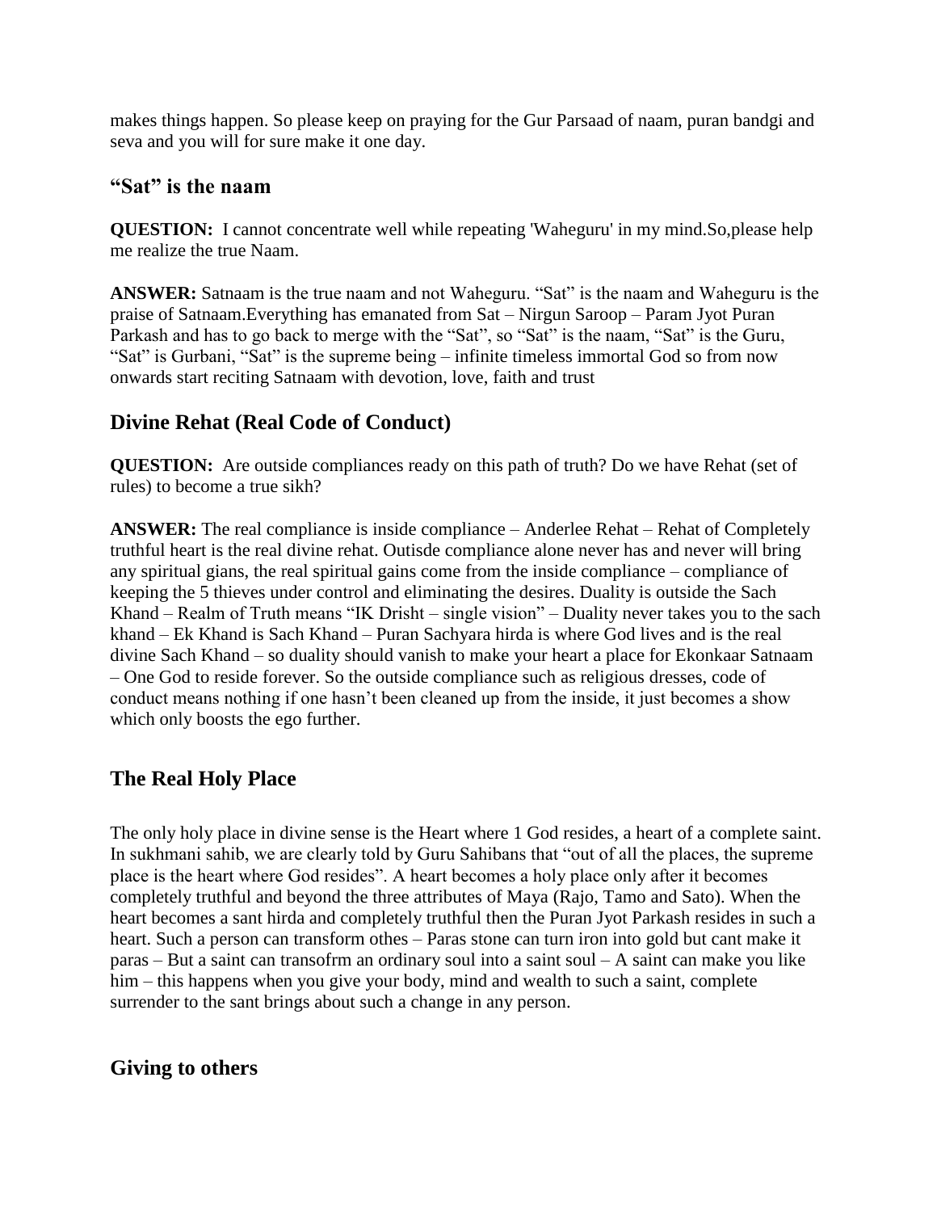makes things happen. So please keep on praying for the Gur Parsaad of naam, puran bandgi and seva and you will for sure make it one day.

### "Sat" is the naam

**QUESTION:** I cannot concentrate well while repeating 'Waheguru' in my mind.So,please help me realize the true Naam.

**ANSWER:** Satnaam is the true naam and not Waheguru. "Sat" is the naam and Waheguru is the praise of Satnaam.Everything has emanated from Sat – Nirgun Saroop – Param Jyot Puran Parkash and has to go back to merge with the "Sat", so "Sat" is the naam, "Sat" is the Guru, "Sat" is Gurbani, "Sat" is the supreme being – infinite timeless immortal God so from now onwards start reciting Satnaam with devotion, love, faith and trust

## Divine Rehat (Real Code of Conduct)

**QUESTION:** Are outside compliances ready on this path of truth? Do we have Rehat (set of rules) to become a true sikh?

**ANSWER:** The real compliance is inside compliance – Anderlee Rehat – Rehat of Completely truthful heart is the real divine rehat. Outisde compliance alone never has and never will bring any spiritual gians, the real spiritual gains come from the inside compliance – compliance of keeping the 5 thieves under control and eliminating the desires. Duality is outside the Sach Khand – Realm of Truth means "IK Drisht – single vision" – Duality never takes you to the sach khand – Ek Khand is Sach Khand – Puran Sachyara hirda is where God lives and is the real divine Sach Khand – so duality should vanish to make your heart a place for Ekonkaar Satnaam – One God to reside forever. So the outside compliance such as religious dresses, code of conduct means nothing if one hasn't been cleaned up from the inside, it just becomes a show which only boosts the ego further.

## The Real Holy Place

The only holy place in divine sense is the Heart where 1 God resides, a heart of a complete saint. In sukhmani sahib, we are clearly told by Guru Sahibans that "out of all the places, the supreme place is the heart where God resides". A heart becomes a holy place only after it becomes completely truthful and beyond the three attributes of Maya (Rajo, Tamo and Sato). When the heart becomes a sant hirda and completely truthful then the Puran Jyot Parkash resides in such a heart. Such a person can transform othes – Paras stone can turn iron into gold but cant make it paras – But a saint can transofrm an ordinary soul into a saint soul – A saint can make you like him – this happens when you give your body, mind and wealth to such a saint, complete surrender to the sant brings about such a change in any person.

## Giving to others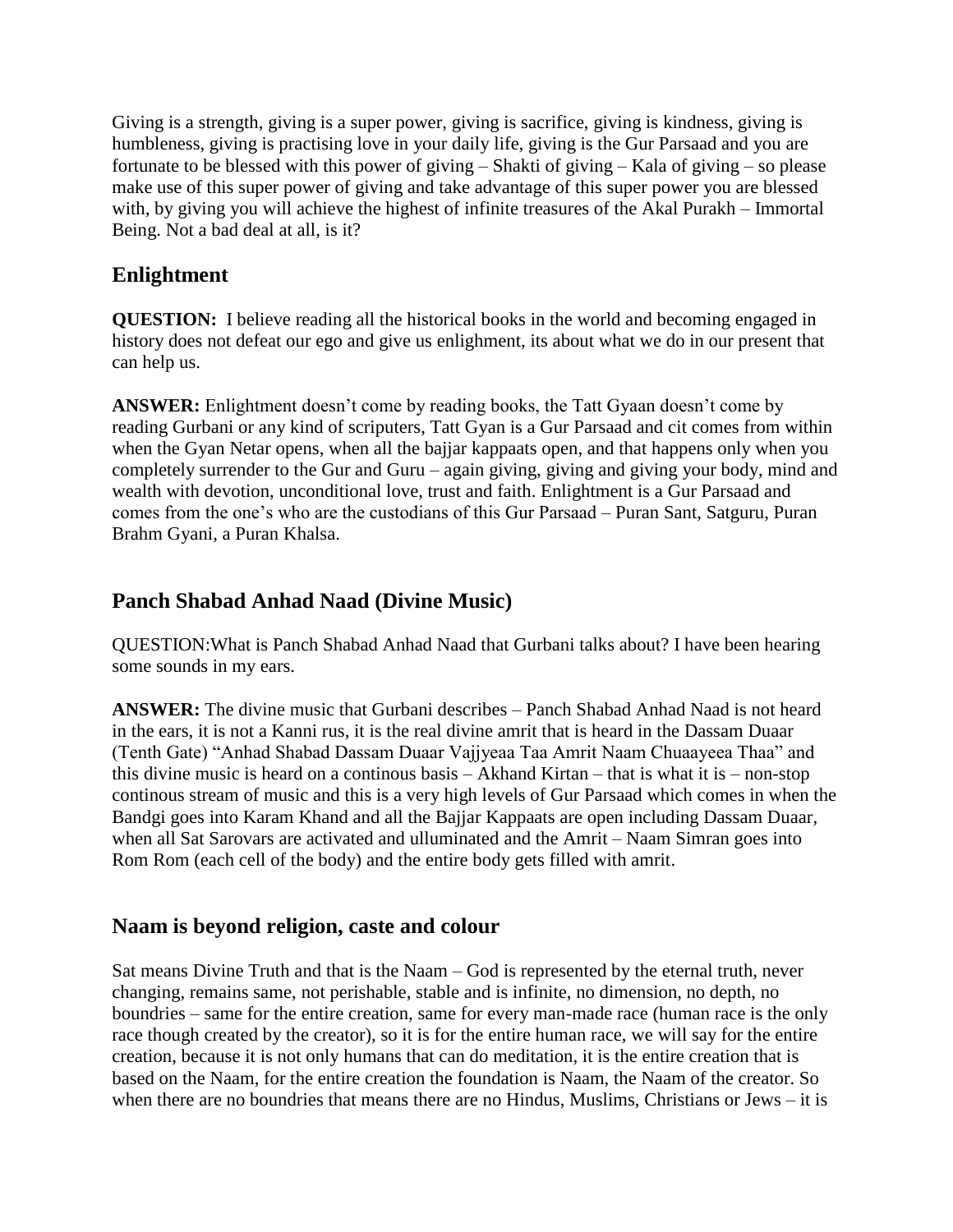Giving is a strength, giving is a super power, giving is sacrifice, giving is kindness, giving is humbleness, giving is practising love in your daily life, giving is the Gur Parsaad and you are fortunate to be blessed with this power of giving – Shakti of giving – Kala of giving – so please make use of this super power of giving and take advantage of this super power you are blessed with, by giving you will achieve the highest of infinite treasures of the Akal Purakh – Immortal Being. Not a bad deal at all, is it?

## Enlightment

**QUESTION:** I believe reading all the historical books in the world and becoming engaged in history does not defeat our ego and give us enlighment, its about what we do in our present that can help us.

**ANSWER:** Enlightment doesn't come by reading books, the Tatt Gyaan doesn't come by reading Gurbani or any kind of scriputers, Tatt Gyan is a Gur Parsaad and cit comes from within when the Gyan Netar opens, when all the bajjar kappaats open, and that happens only when you completely surrender to the Gur and Guru – again giving, giving and giving your body, mind and wealth with devotion, unconditional love, trust and faith. Enlightment is a Gur Parsaad and comes from the one's who are the custodians of this Gur Parsaad – Puran Sant, Satguru, Puran Brahm Gyani, a Puran Khalsa.

## Panch Shabad Anhad Naad (Divine Music)

QUESTION:What is Panch Shabad Anhad Naad that Gurbani talks about? I have been hearing some sounds in my ears.

**ANSWER:** The divine music that Gurbani describes – Panch Shabad Anhad Naad is not heard in the ears, it is not a Kanni rus, it is the real divine amrit that is heard in the Dassam Duaar (Tenth Gate) "Anhad Shabad Dassam Duaar Vajjyeaa Taa Amrit Naam Chuaayeea Thaa" and this divine music is heard on a continous basis – Akhand Kirtan – that is what it is – non-stop continous stream of music and this is a very high levels of Gur Parsaad which comes in when the Bandgi goes into Karam Khand and all the Bajjar Kappaats are open including Dassam Duaar, when all Sat Sarovars are activated and ulluminated and the Amrit – Naam Simran goes into Rom Rom (each cell of the body) and the entire body gets filled with amrit.

## Naam is beyond religion, caste and colour

Sat means Divine Truth and that is the Naam – God is represented by the eternal truth, never changing, remains same, not perishable, stable and is infinite, no dimension, no depth, no boundries – same for the entire creation, same for every man-made race (human race is the only race though created by the creator), so it is for the entire human race, we will say for the entire creation, because it is not only humans that can do meditation, it is the entire creation that is based on the Naam, for the entire creation the foundation is Naam, the Naam of the creator. So when there are no boundries that means there are no Hindus, Muslims, Christians or Jews – it is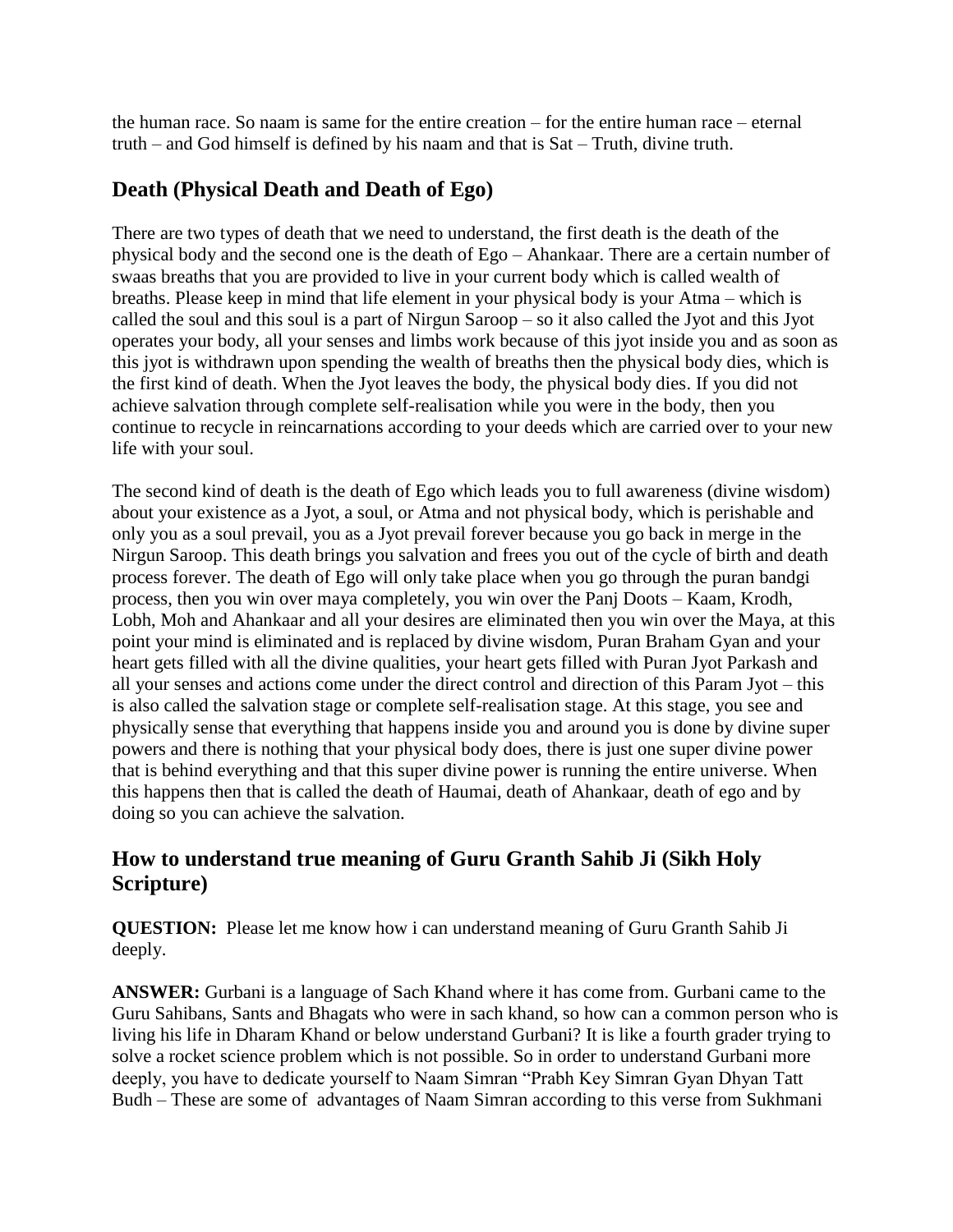the human race. So naam is same for the entire creation – for the entire human race – eternal truth – and God himself is defined by his naam and that is Sat – Truth, divine truth.

## Death (Physical Death and Death of Ego)

There are two types of death that we need to understand, the first death is the death of the physical body and the second one is the death of Ego – Ahankaar. There are a certain number of swaas breaths that you are provided to live in your current body which is called wealth of breaths. Please keep in mind that life element in your physical body is your Atma – which is called the soul and this soul is a part of Nirgun Saroop – so it also called the Jyot and this Jyot operates your body, all your senses and limbs work because of this jyot inside you and as soon as this jyot is withdrawn upon spending the wealth of breaths then the physical body dies, which is the first kind of death. When the Jyot leaves the body, the physical body dies. If you did not achieve salvation through complete self-realisation while you were in the body, then you continue to recycle in reincarnations according to your deeds which are carried over to your new life with your soul.

The second kind of death is the death of Ego which leads you to full awareness (divine wisdom) about your existence as a Jyot, a soul, or Atma and not physical body, which is perishable and only you as a soul prevail, you as a Jyot prevail forever because you go back in merge in the Nirgun Saroop. This death brings you salvation and frees you out of the cycle of birth and death process forever. The death of Ego will only take place when you go through the puran bandgi process, then you win over maya completely, you win over the Panj Doots – Kaam, Krodh, Lobh, Moh and Ahankaar and all your desires are eliminated then you win over the Maya, at this point your mind is eliminated and is replaced by divine wisdom, Puran Braham Gyan and your heart gets filled with all the divine qualities, your heart gets filled with Puran Jyot Parkash and all your senses and actions come under the direct control and direction of this Param Jyot – this is also called the salvation stage or complete self-realisation stage. At this stage, you see and physically sense that everything that happens inside you and around you is done by divine super powers and there is nothing that your physical body does, there is just one super divine power that is behind everything and that this super divine power is running the entire universe. When this happens then that is called the death of Haumai, death of Ahankaar, death of ego and by doing so you can achieve the salvation.

## How to understand true meaning of Guru Granth Sahib Ji (Sikh Holy Scripture)

**QUESTION:** Please let me know how i can understand meaning of Guru Granth Sahib Ji deeply.

**ANSWER:** Gurbani is a language of Sach Khand where it has come from. Gurbani came to the Guru Sahibans, Sants and Bhagats who were in sach khand, so how can a common person who is living his life in Dharam Khand or below understand Gurbani? It is like a fourth grader trying to solve a rocket science problem which is not possible. So in order to understand Gurbani more deeply, you have to dedicate yourself to Naam Simran "Prabh Key Simran Gyan Dhyan Tatt Budh – These are some of advantages of Naam Simran according to this verse from Sukhmani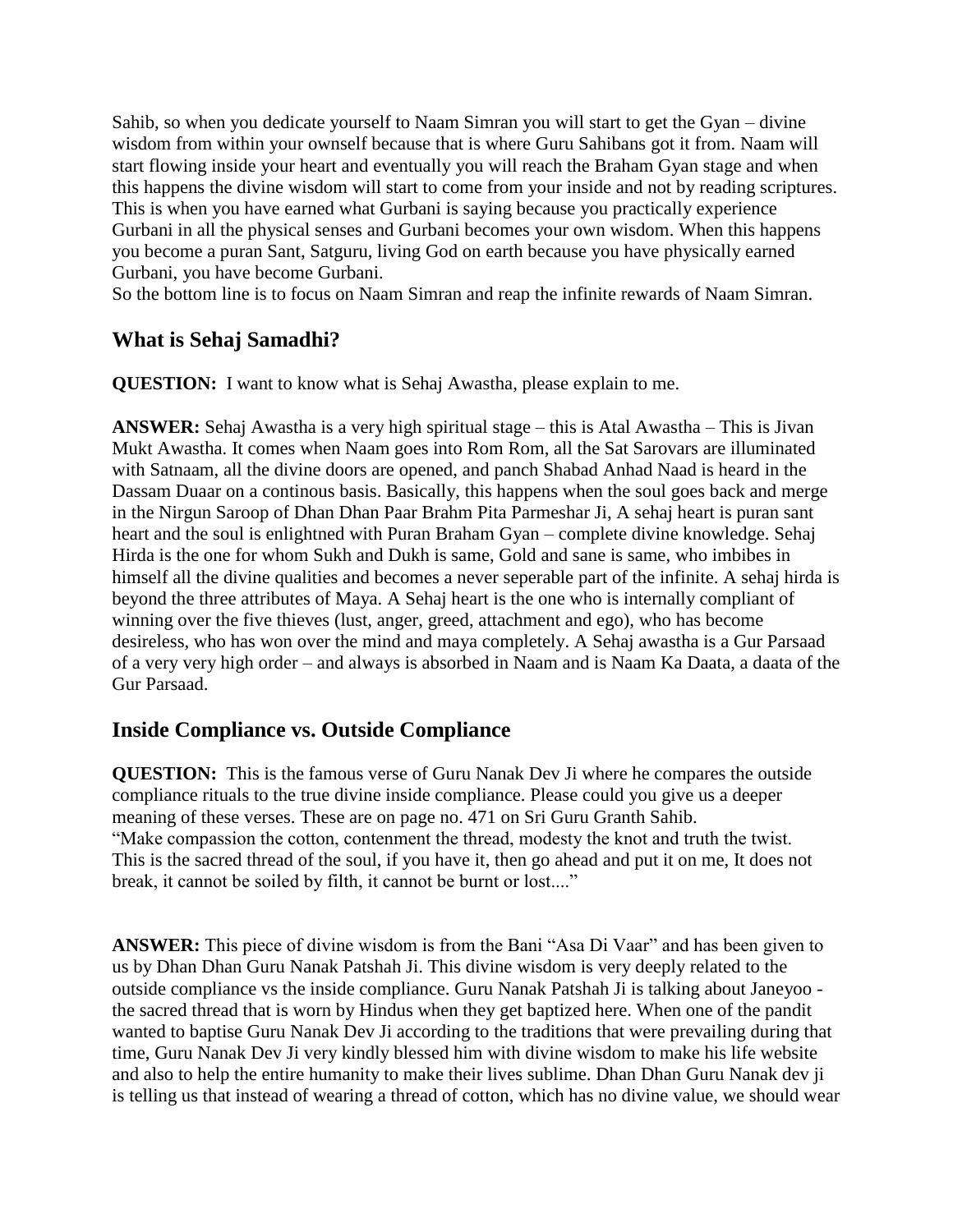Sahib, so when you dedicate yourself to Naam Simran you will start to get the Gyan – divine wisdom from within your ownself because that is where Guru Sahibans got it from. Naam will start flowing inside your heart and eventually you will reach the Braham Gyan stage and when this happens the divine wisdom will start to come from your inside and not by reading scriptures. This is when you have earned what Gurbani is saying because you practically experience Gurbani in all the physical senses and Gurbani becomes your own wisdom. When this happens you become a puran Sant, Satguru, living God on earth because you have physically earned Gurbani, you have become Gurbani.

So the bottom line is to focus on Naam Simran and reap the infinite rewards of Naam Simran.

## What is Sehaj Samadhi?

**QUESTION:** I want to know what is Sehaj Awastha, please explain to me.

**ANSWER:** Sehaj Awastha is a very high spiritual stage – this is Atal Awastha – This is Jivan Mukt Awastha. It comes when Naam goes into Rom Rom, all the Sat Sarovars are illuminated with Satnaam, all the divine doors are opened, and panch Shabad Anhad Naad is heard in the Dassam Duaar on a continous basis. Basically, this happens when the soul goes back and merge in the Nirgun Saroop of Dhan Dhan Paar Brahm Pita Parmeshar Ji, A sehaj heart is puran sant heart and the soul is enlightned with Puran Braham Gyan – complete divine knowledge. Sehaj Hirda is the one for whom Sukh and Dukh is same, Gold and sane is same, who imbibes in himself all the divine qualities and becomes a never seperable part of the infinite. A sehaj hirda is beyond the three attributes of Maya. A Sehaj heart is the one who is internally compliant of winning over the five thieves (lust, anger, greed, attachment and ego), who has become desireless, who has won over the mind and maya completely. A Sehaj awastha is a Gur Parsaad of a very very high order – and always is absorbed in Naam and is Naam Ka Daata, a daata of the Gur Parsaad.

## Inside Compliance vs. Outside Compliance

**QUESTION:** This is the famous verse of Guru Nanak Dev Ji where he compares the outside compliance rituals to the true divine inside compliance. Please could you give us a deeper meaning of these verses. These are on page no. 471 on Sri Guru Granth Sahib.
"Make compassion the cotton, contenment the thread, modesty the knot and truth the twist. This is the sacred thread of the soul, if you have it, then go ahead and put it on me, It does not break, it cannot be soiled by filth, it cannot be burnt or lost...."

**ANSWER:** This piece of divine wisdom is from the Bani "Asa Di Vaar" and has been given to us by Dhan Dhan Guru Nanak Patshah Ji. This divine wisdom is very deeply related to the outside compliance vs the inside compliance. Guru Nanak Patshah Ji is talking about Janeyoo - the sacred thread that is worn by Hindus when they get baptized here. When one of the pandit wanted to baptise Guru Nanak Dev Ji according to the traditions that were prevailing during that time, Guru Nanak Dev Ji very kindly blessed him with divine wisdom to make his life website and also to help the entire humanity to make their lives sublime. Dhan Dhan Guru Nanak dev ji is telling us that instead of wearing a thread of cotton, which has no divine value, we should wear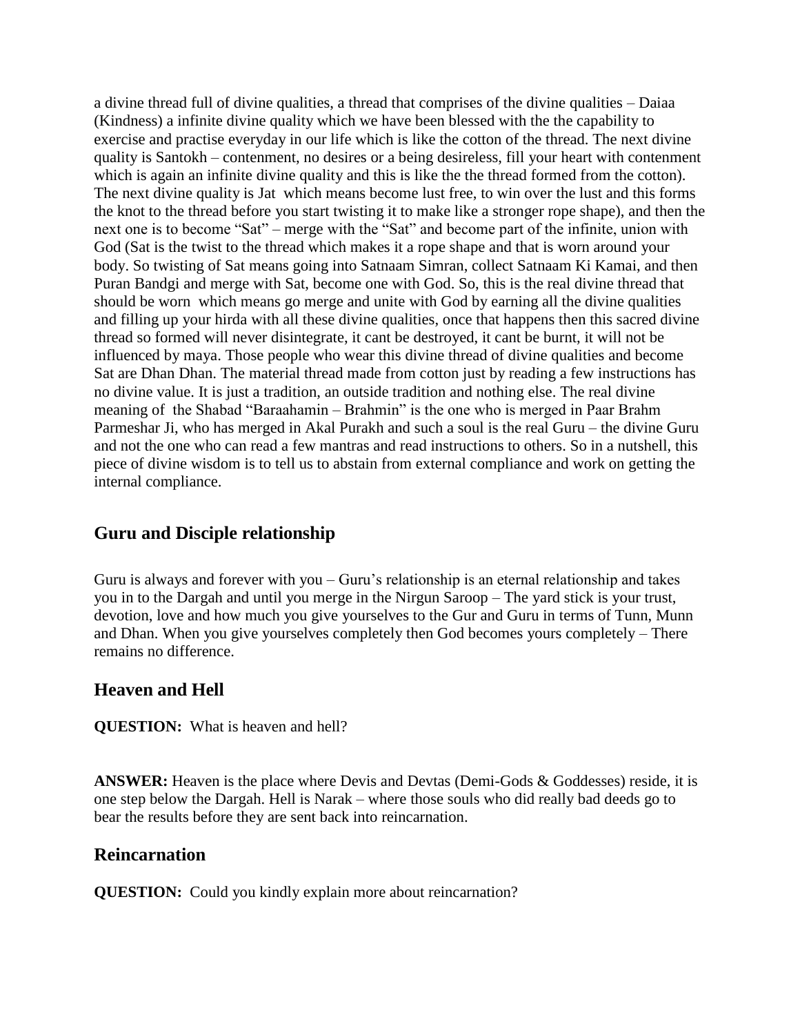a divine thread full of divine qualities, a thread that comprises of the divine qualities – Daiaa (Kindness) a infinite divine quality which we have been blessed with the the capability to exercise and practise everyday in our life which is like the cotton of the thread. The next divine quality is Santokh – contenment, no desires or a being desireless, fill your heart with contenment which is again an infinite divine quality and this is like the the thread formed from the cotton). The next divine quality is Jat which means become lust free, to win over the lust and this forms the knot to the thread before you start twisting it to make like a stronger rope shape), and then the next one is to become "Sat" – merge with the "Sat" and become part of the infinite, union with God (Sat is the twist to the thread which makes it a rope shape and that is worn around your body. So twisting of Sat means going into Satnaam Simran, collect Satnaam Ki Kamai, and then Puran Bandgi and merge with Sat, become one with God. So, this is the real divine thread that should be worn which means go merge and unite with God by earning all the divine qualities and filling up your hirda with all these divine qualities, once that happens then this sacred divine thread so formed will never disintegrate, it cant be destroyed, it cant be burnt, it will not be influenced by maya. Those people who wear this divine thread of divine qualities and become Sat are Dhan Dhan. The material thread made from cotton just by reading a few instructions has no divine value. It is just a tradition, an outside tradition and nothing else. The real divine meaning of the Shabad "Baraahamin – Brahmin" is the one who is merged in Paar Brahm Parmeshar Ji, who has merged in Akal Purakh and such a soul is the real Guru – the divine Guru and not the one who can read a few mantras and read instructions to others. So in a nutshell, this piece of divine wisdom is to tell us to abstain from external compliance and work on getting the internal compliance.

## Guru and Disciple relationship

Guru is always and forever with you – Guru's relationship is an eternal relationship and takes you in to the Dargah and until you merge in the Nirgun Saroop – The yard stick is your trust, devotion, love and how much you give yourselves to the Gur and Guru in terms of Tunn, Munn and Dhan. When you give yourselves completely then God becomes yours completely – There remains no difference.

## Heaven and Hell

**QUESTION:** What is heaven and hell?

**ANSWER:** Heaven is the place where Devis and Devtas (Demi-Gods & Goddesses) reside, it is one step below the Dargah. Hell is Narak – where those souls who did really bad deeds go to bear the results before they are sent back into reincarnation.

## Reincarnation

**QUESTION:** Could you kindly explain more about reincarnation?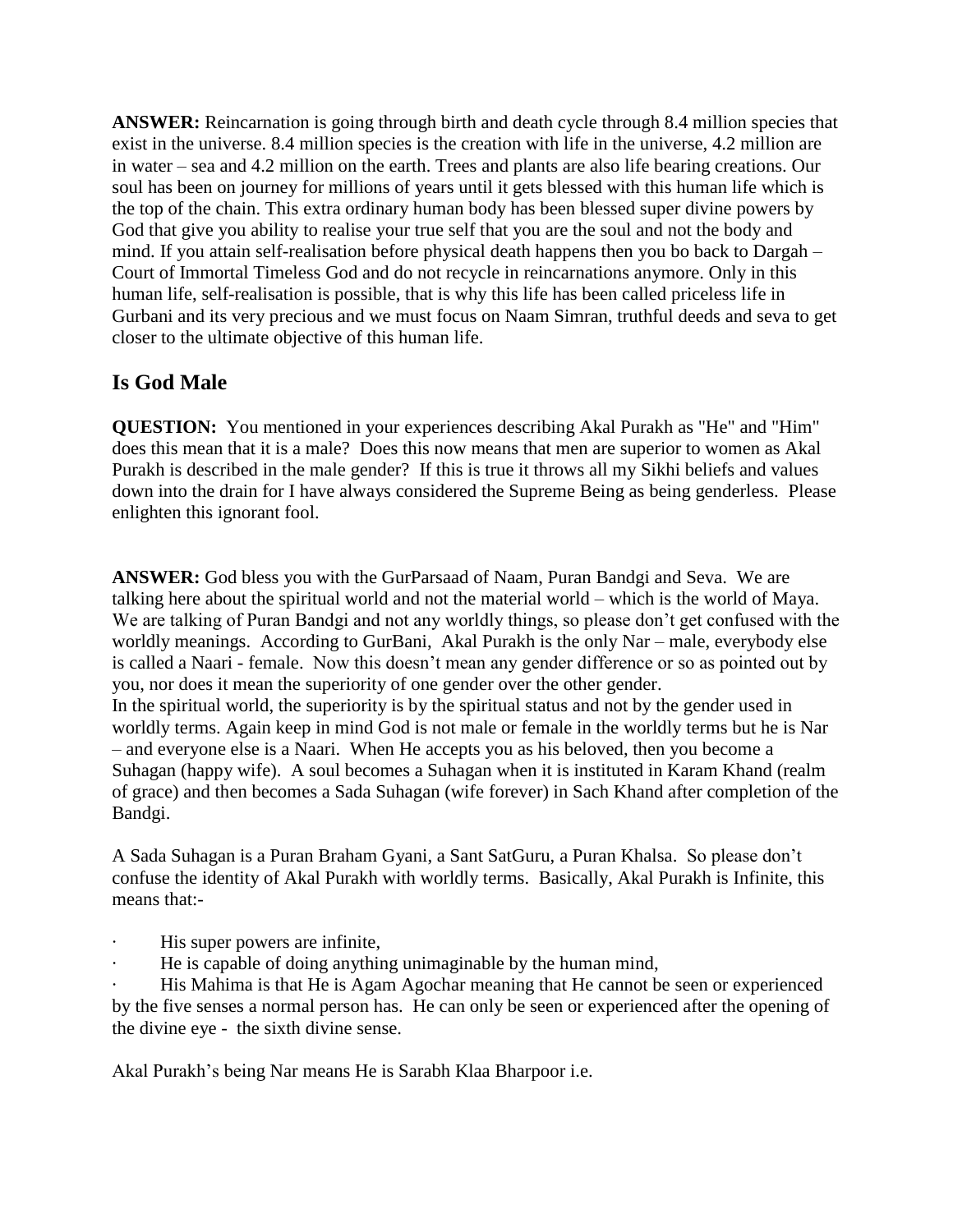**ANSWER:** Reincarnation is going through birth and death cycle through 8.4 million species that exist in the universe. 8.4 million species is the creation with life in the universe, 4.2 million are in water – sea and 4.2 million on the earth. Trees and plants are also life bearing creations. Our soul has been on journey for millions of years until it gets blessed with this human life which is the top of the chain. This extra ordinary human body has been blessed super divine powers by God that give you ability to realise your true self that you are the soul and not the body and mind. If you attain self-realisation before physical death happens then you bo back to Dargah – Court of Immortal Timeless God and do not recycle in reincarnations anymore. Only in this human life, self-realisation is possible, that is why this life has been called priceless life in Gurbani and its very precious and we must focus on Naam Simran, truthful deeds and seva to get closer to the ultimate objective of this human life.

## Is God Male

**QUESTION:** You mentioned in your experiences describing Akal Purakh as "He" and "Him" does this mean that it is a male? Does this now means that men are superior to women as Akal Purakh is described in the male gender? If this is true it throws all my Sikhi beliefs and values down into the drain for I have always considered the Supreme Being as being genderless. Please enlighten this ignorant fool.

**ANSWER:** God bless you with the GurParsaad of Naam, Puran Bandgi and Seva. We are talking here about the spiritual world and not the material world – which is the world of Maya. We are talking of Puran Bandgi and not any worldly things, so please don't get confused with the worldly meanings. According to GurBani, Akal Purakh is the only Nar – male, everybody else is called a Naari - female. Now this doesn't mean any gender difference or so as pointed out by you, nor does it mean the superiority of one gender over the other gender.
In the spiritual world, the superiority is by the spiritual status and not by the gender used in worldly terms. Again keep in mind God is not male or female in the worldly terms but he is Nar – and everyone else is a Naari. When He accepts you as his beloved, then you become a Suhagan (happy wife). A soul becomes a Suhagan when it is instituted in Karam Khand (realm of grace) and then becomes a Sada Suhagan (wife forever) in Sach Khand after completion of the Bandgi.

A Sada Suhagan is a Puran Braham Gyani, a Sant SatGuru, a Puran Khalsa. So please don't confuse the identity of Akal Purakh with worldly terms. Basically, Akal Purakh is Infinite, this means that:-

- His super powers are infinite,
- He is capable of doing anything unimaginable by the human mind,
- His Mahima is that He is Agam Agochar meaning that He cannot be seen or experienced by the five senses a normal person has. He can only be seen or experienced after the opening of the divine eye - the sixth divine sense.

Akal Purakh's being Nar means He is Sarabh Klaa Bharpoor i.e.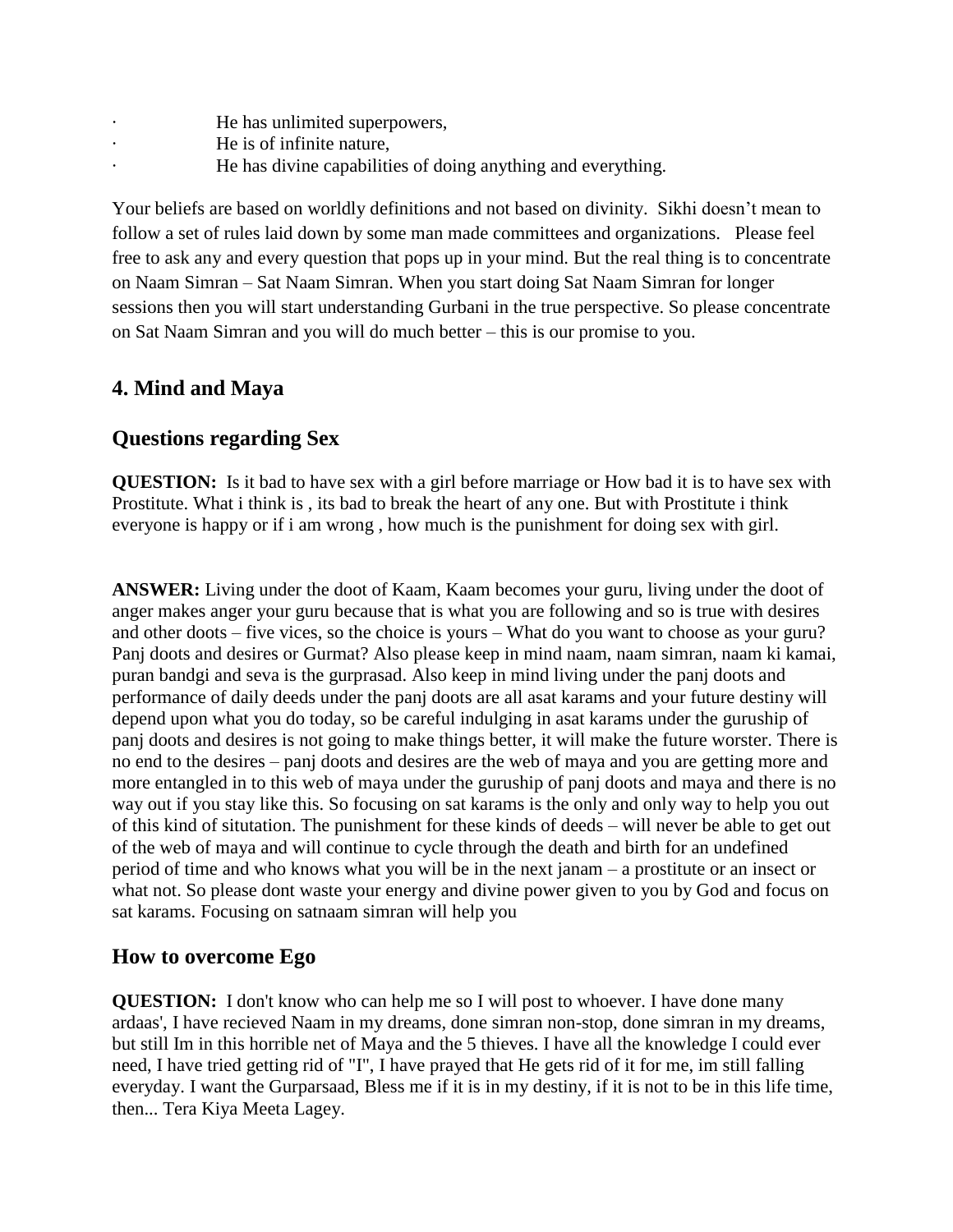- He has unlimited superpowers,
- He is of infinite nature,
- He has divine capabilities of doing anything and everything.

Your beliefs are based on worldly definitions and not based on divinity. Sikhi doesn't mean to follow a set of rules laid down by some man made committees and organizations. Please feel free to ask any and every question that pops up in your mind. But the real thing is to concentrate on Naam Simran – Sat Naam Simran. When you start doing Sat Naam Simran for longer sessions then you will start understanding Gurbani in the true perspective. So please concentrate on Sat Naam Simran and you will do much better – this is our promise to you.

## 4. Mind and Maya

## Questions regarding Sex

**QUESTION:** Is it bad to have sex with a girl before marriage or How bad it is to have sex with Prostitute. What i think is , its bad to break the heart of any one. But with Prostitute i think everyone is happy or if i am wrong , how much is the punishment for doing sex with girl.

**ANSWER:** Living under the doot of Kaam, Kaam becomes your guru, living under the doot of anger makes anger your guru because that is what you are following and so is true with desires and other doots – five vices, so the choice is yours – What do you want to choose as your guru? Panj doots and desires or Gurmat? Also please keep in mind naam, naam simran, naam ki kamai, puran bandgi and seva is the gurprasad. Also keep in mind living under the panj doots and performance of daily deeds under the panj doots are all asat karams and your future destiny will depend upon what you do today, so be careful indulging in asat karams under the guruship of panj doots and desires is not going to make things better, it will make the future worster. There is no end to the desires – panj doots and desires are the web of maya and you are getting more and more entangled in to this web of maya under the guruship of panj doots and maya and there is no way out if you stay like this. So focusing on sat karams is the only and only way to help you out of this kind of situtation. The punishment for these kinds of deeds – will never be able to get out of the web of maya and will continue to cycle through the death and birth for an undefined period of time and who knows what you will be in the next janam – a prostitute or an insect or what not. So please dont waste your energy and divine power given to you by God and focus on sat karams. Focusing on satnaam simran will help you

## How to overcome Ego

**QUESTION:** I don't know who can help me so I will post to whoever. I have done many ardaas', I have recieved Naam in my dreams, done simran non-stop, done simran in my dreams, but still Im in this horrible net of Maya and the 5 thieves. I have all the knowledge I could ever need, I have tried getting rid of "I", I have prayed that He gets rid of it for me, im still falling everyday. I want the Gurparsaad, Bless me if it is in my destiny, if it is not to be in this life time, then... Tera Kiya Meeta Lagey.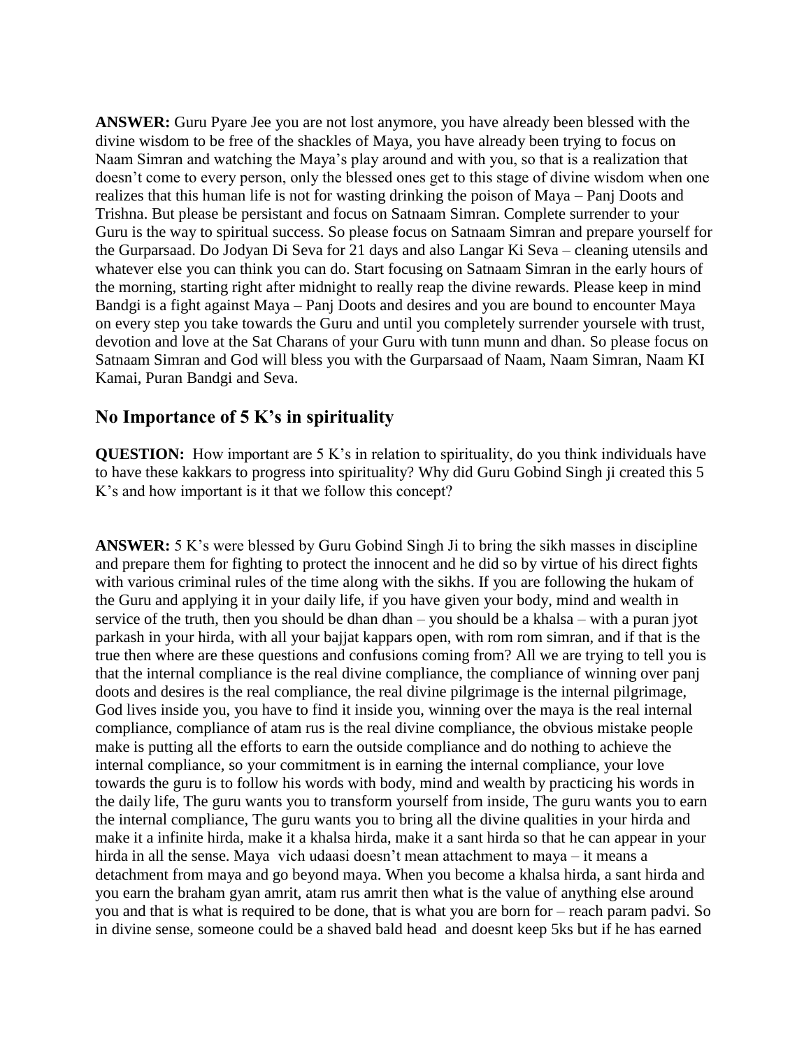**ANSWER:** Guru Pyare Jee you are not lost anymore, you have already been blessed with the divine wisdom to be free of the shackles of Maya, you have already been trying to focus on Naam Simran and watching the Maya's play around and with you, so that is a realization that doesn't come to every person, only the blessed ones get to this stage of divine wisdom when one realizes that this human life is not for wasting drinking the poison of Maya – Panj Doots and Trishna. But please be persistant and focus on Satnaam Simran. Complete surrender to your Guru is the way to spiritual success. So please focus on Satnaam Simran and prepare yourself for the Gurparsaad. Do Jodyan Di Seva for 21 days and also Langar Ki Seva – cleaning utensils and whatever else you can think you can do. Start focusing on Satnaam Simran in the early hours of the morning, starting right after midnight to really reap the divine rewards. Please keep in mind Bandgi is a fight against Maya – Panj Doots and desires and you are bound to encounter Maya on every step you take towards the Guru and until you completely surrender yoursele with trust, devotion and love at the Sat Charans of your Guru with tunn munn and dhan. So please focus on Satnaam Simran and God will bless you with the Gurparsaad of Naam, Naam Simran, Naam KI Kamai, Puran Bandgi and Seva.

## No Importance of 5 K's in spirituality

**QUESTION:** How important are 5 K's in relation to spirituality, do you think individuals have to have these kakkars to progress into spirituality? Why did Guru Gobind Singh ji created this 5 K's and how important is it that we follow this concept?

**ANSWER:** 5 K's were blessed by Guru Gobind Singh Ji to bring the sikh masses in discipline and prepare them for fighting to protect the innocent and he did so by virtue of his direct fights with various criminal rules of the time along with the sikhs. If you are following the hukam of the Guru and applying it in your daily life, if you have given your body, mind and wealth in service of the truth, then you should be dhan dhan – you should be a khalsa – with a puran jyot parkash in your hirda, with all your bajjat kappars open, with rom rom simran, and if that is the true then where are these questions and confusions coming from? All we are trying to tell you is that the internal compliance is the real divine compliance, the compliance of winning over panj doots and desires is the real compliance, the real divine pilgrimage is the internal pilgrimage, God lives inside you, you have to find it inside you, winning over the maya is the real internal compliance, compliance of atam rus is the real divine compliance, the obvious mistake people make is putting all the efforts to earn the outside compliance and do nothing to achieve the internal compliance, so your commitment is in earning the internal compliance, your love towards the guru is to follow his words with body, mind and wealth by practicing his words in the daily life, The guru wants you to transform yourself from inside, The guru wants you to earn the internal compliance, The guru wants you to bring all the divine qualities in your hirda and make it a infinite hirda, make it a khalsa hirda, make it a sant hirda so that he can appear in your hirda in all the sense. Maya vich udaasi doesn't mean attachment to maya – it means a detachment from maya and go beyond maya. When you become a khalsa hirda, a sant hirda and you earn the braham gyan amrit, atam rus amrit then what is the value of anything else around you and that is what is required to be done, that is what you are born for – reach param padvi. So in divine sense, someone could be a shaved bald head and doesnt keep 5ks but if he has earned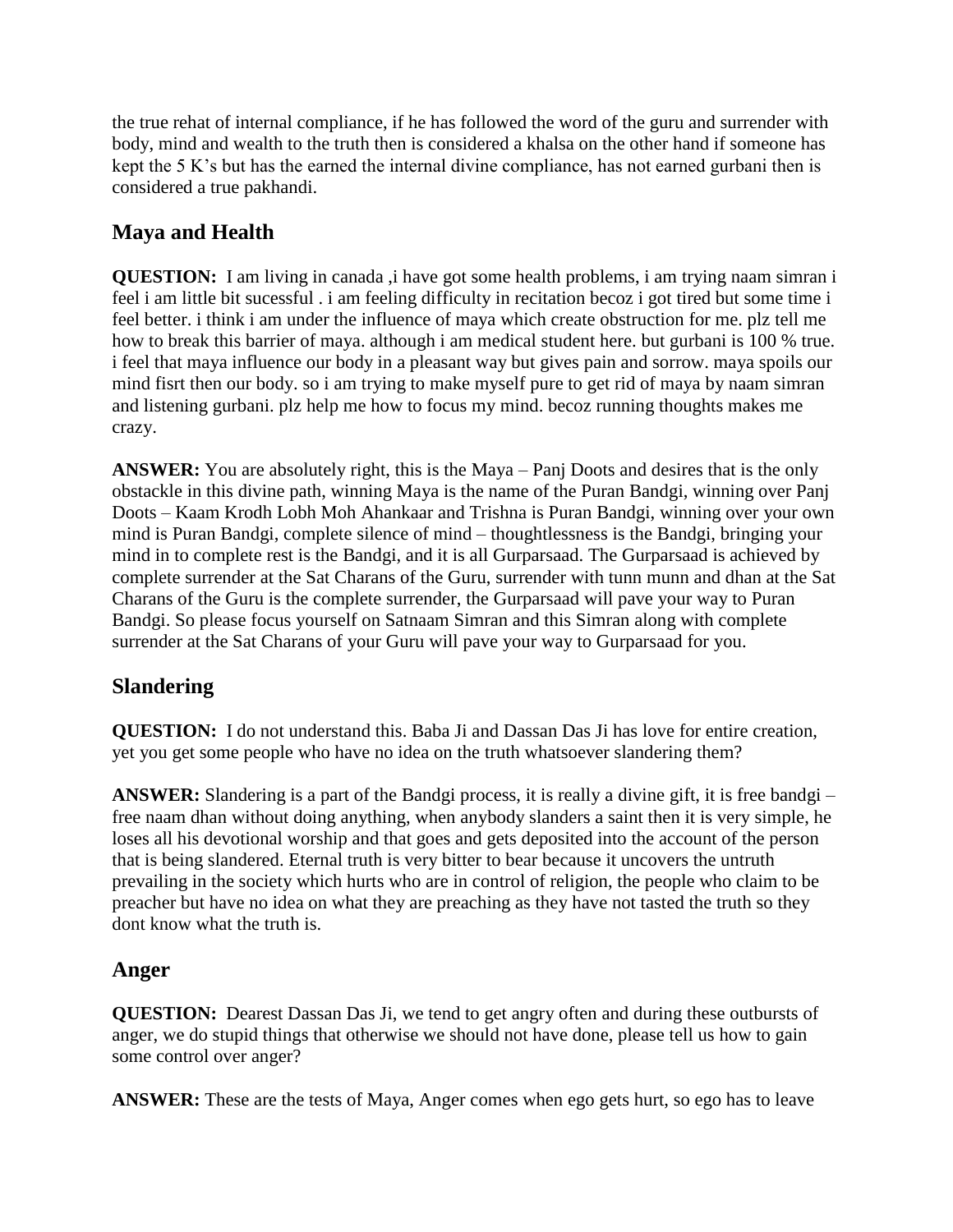the true rehat of internal compliance, if he has followed the word of the guru and surrender with body, mind and wealth to the truth then is considered a khalsa on the other hand if someone has kept the 5 K's but has the earned the internal divine compliance, has not earned gurbani then is considered a true pakhandi.

## Maya and Health

**QUESTION:** I am living in canada ,i have got some health problems, i am trying naam simran i feel i am little bit sucessful . i am feeling difficulty in recitation becoz i got tired but some time i feel better. i think i am under the influence of maya which create obstruction for me. plz tell me how to break this barrier of maya. although i am medical student here. but gurbani is 100 % true. i feel that maya influence our body in a pleasant way but gives pain and sorrow. maya spoils our mind fisrt then our body. so i am trying to make myself pure to get rid of maya by naam simran and listening gurbani. plz help me how to focus my mind. becoz running thoughts makes me crazy.

**ANSWER:** You are absolutely right, this is the Maya – Panj Doots and desires that is the only obstackle in this divine path, winning Maya is the name of the Puran Bandgi, winning over Panj Doots – Kaam Krodh Lobh Moh Ahankaar and Trishna is Puran Bandgi, winning over your own mind is Puran Bandgi, complete silence of mind – thoughtlessness is the Bandgi, bringing your mind in to complete rest is the Bandgi, and it is all Gurparsaad. The Gurparsaad is achieved by complete surrender at the Sat Charans of the Guru, surrender with tunn munn and dhan at the Sat Charans of the Guru is the complete surrender, the Gurparsaad will pave your way to Puran Bandgi. So please focus yourself on Satnaam Simran and this Simran along with complete surrender at the Sat Charans of your Guru will pave your way to Gurparsaad for you.

## Slandering

**QUESTION:** I do not understand this. Baba Ji and Dassan Das Ji has love for entire creation, yet you get some people who have no idea on the truth whatsoever slandering them?

**ANSWER:** Slandering is a part of the Bandgi process, it is really a divine gift, it is free bandgi – free naam dhan without doing anything, when anybody slanders a saint then it is very simple, he loses all his devotional worship and that goes and gets deposited into the account of the person that is being slandered. Eternal truth is very bitter to bear because it uncovers the untruth prevailing in the society which hurts who are in control of religion, the people who claim to be preacher but have no idea on what they are preaching as they have not tasted the truth so they dont know what the truth is.

## Anger

**QUESTION:** Dearest Dassan Das Ji, we tend to get angry often and during these outbursts of anger, we do stupid things that otherwise we should not have done, please tell us how to gain some control over anger?

**ANSWER:** These are the tests of Maya, Anger comes when ego gets hurt, so ego has to leave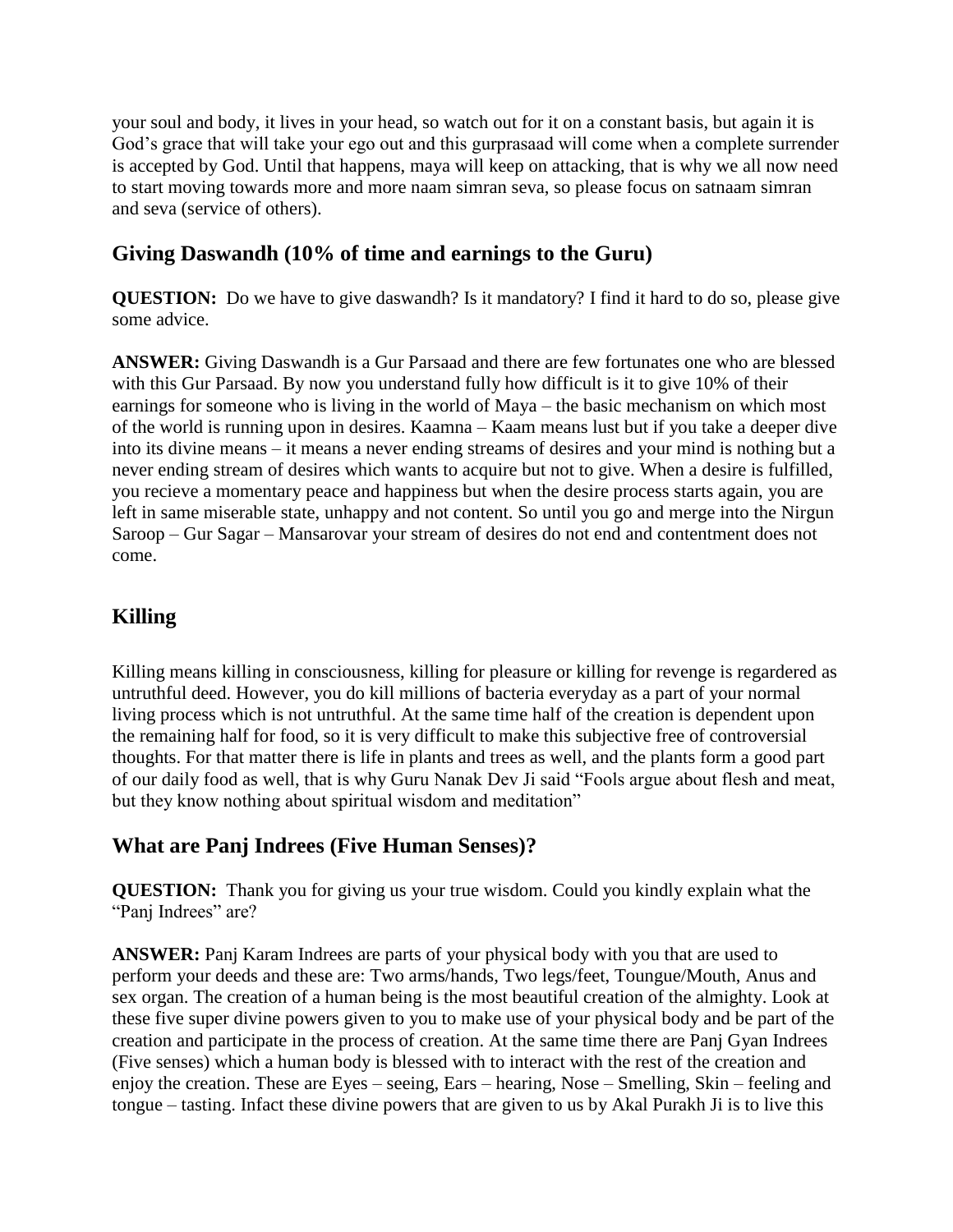your soul and body, it lives in your head, so watch out for it on a constant basis, but again it is God's grace that will take your ego out and this gurprasaad will come when a complete surrender is accepted by God. Until that happens, maya will keep on attacking, that is why we all now need to start moving towards more and more naam simran seva, so please focus on satnaam simran and seva (service of others).

## Giving Daswandh (10% of time and earnings to the Guru)

**QUESTION:** Do we have to give daswandh? Is it mandatory? I find it hard to do so, please give some advice.

**ANSWER:** Giving Daswandh is a Gur Parsaad and there are few fortunates one who are blessed with this Gur Parsaad. By now you understand fully how difficult is it to give 10% of their earnings for someone who is living in the world of Maya – the basic mechanism on which most of the world is running upon in desires. Kaamna – Kaam means lust but if you take a deeper dive into its divine means – it means a never ending streams of desires and your mind is nothing but a never ending stream of desires which wants to acquire but not to give. When a desire is fulfilled, you recieve a momentary peace and happiness but when the desire process starts again, you are left in same miserable state, unhappy and not content. So until you go and merge into the Nirgun Saroop – Gur Sagar – Mansarovar your stream of desires do not end and contentment does not come.

## Killing

Killing means killing in consciousness, killing for pleasure or killing for revenge is regardered as untruthful deed. However, you do kill millions of bacteria everyday as a part of your normal living process which is not untruthful. At the same time half of the creation is dependent upon the remaining half for food, so it is very difficult to make this subjective free of controversial thoughts. For that matter there is life in plants and trees as well, and the plants form a good part of our daily food as well, that is why Guru Nanak Dev Ji said "Fools argue about flesh and meat, but they know nothing about spiritual wisdom and meditation"

## What are Panj Indrees (Five Human Senses)?

**QUESTION:** Thank you for giving us your true wisdom. Could you kindly explain what the "Panj Indrees" are?

**ANSWER:** Panj Karam Indrees are parts of your physical body with you that are used to perform your deeds and these are: Two arms/hands, Two legs/feet, Toungue/Mouth, Anus and sex organ. The creation of a human being is the most beautiful creation of the almighty. Look at these five super divine powers given to you to make use of your physical body and be part of the creation and participate in the process of creation. At the same time there are Panj Gyan Indrees (Five senses) which a human body is blessed with to interact with the rest of the creation and enjoy the creation. These are Eyes – seeing, Ears – hearing, Nose – Smelling, Skin – feeling and tongue – tasting. Infact these divine powers that are given to us by Akal Purakh Ji is to live this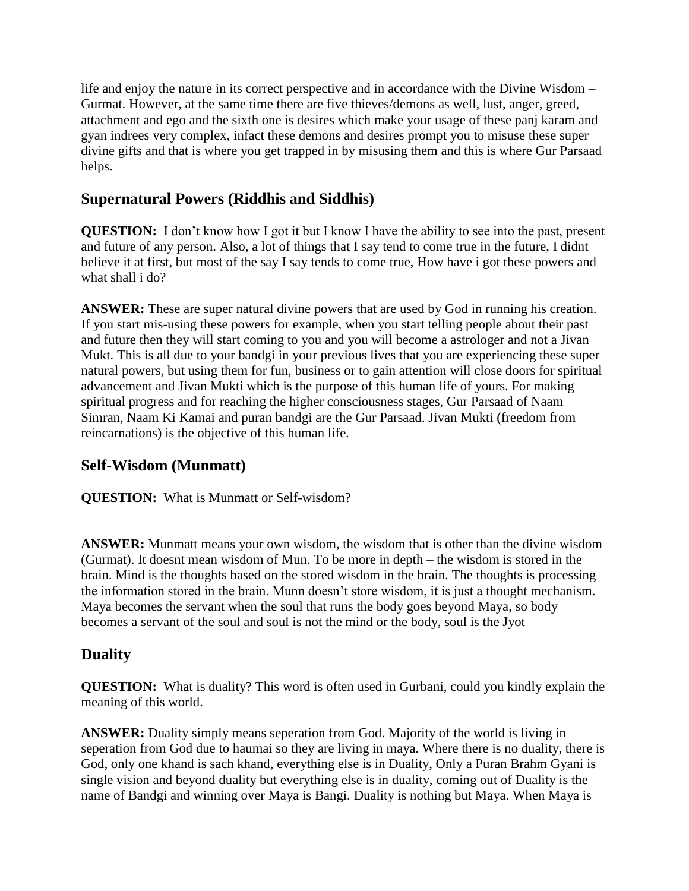life and enjoy the nature in its correct perspective and in accordance with the Divine Wisdom – Gurmat. However, at the same time there are five thieves/demons as well, lust, anger, greed, attachment and ego and the sixth one is desires which make your usage of these panj karam and gyan indrees very complex, infact these demons and desires prompt you to misuse these super divine gifts and that is where you get trapped in by misusing them and this is where Gur Parsaad helps.

## Supernatural Powers (Riddhis and Siddhis)

**QUESTION:** I don't know how I got it but I know I have the ability to see into the past, present and future of any person. Also, a lot of things that I say tend to come true in the future, I didnt believe it at first, but most of the say I say tends to come true, How have i got these powers and what shall i do?

**ANSWER:** These are super natural divine powers that are used by God in running his creation. If you start mis-using these powers for example, when you start telling people about their past and future then they will start coming to you and you will become a astrologer and not a Jivan Mukt. This is all due to your bandgi in your previous lives that you are experiencing these super natural powers, but using them for fun, business or to gain attention will close doors for spiritual advancement and Jivan Mukti which is the purpose of this human life of yours. For making spiritual progress and for reaching the higher consciousness stages, Gur Parsaad of Naam Simran, Naam Ki Kamai and puran bandgi are the Gur Parsaad. Jivan Mukti (freedom from reincarnations) is the objective of this human life.

## Self-Wisdom (Munmatt)

**QUESTION:** What is Munmatt or Self-wisdom?

**ANSWER:** Munmatt means your own wisdom, the wisdom that is other than the divine wisdom (Gurmat). It doesnt mean wisdom of Mun. To be more in depth – the wisdom is stored in the brain. Mind is the thoughts based on the stored wisdom in the brain. The thoughts is processing the information stored in the brain. Munn doesn't store wisdom, it is just a thought mechanism. Maya becomes the servant when the soul that runs the body goes beyond Maya, so body becomes a servant of the soul and soul is not the mind or the body, soul is the Jyot

## Duality

**QUESTION:** What is duality? This word is often used in Gurbani, could you kindly explain the meaning of this world.

**ANSWER:** Duality simply means seperation from God. Majority of the world is living in seperation from God due to haumai so they are living in maya. Where there is no duality, there is God, only one khand is sach khand, everything else is in Duality, Only a Puran Brahm Gyani is single vision and beyond duality but everything else is in duality, coming out of Duality is the name of Bandgi and winning over Maya is Bangi. Duality is nothing but Maya. When Maya is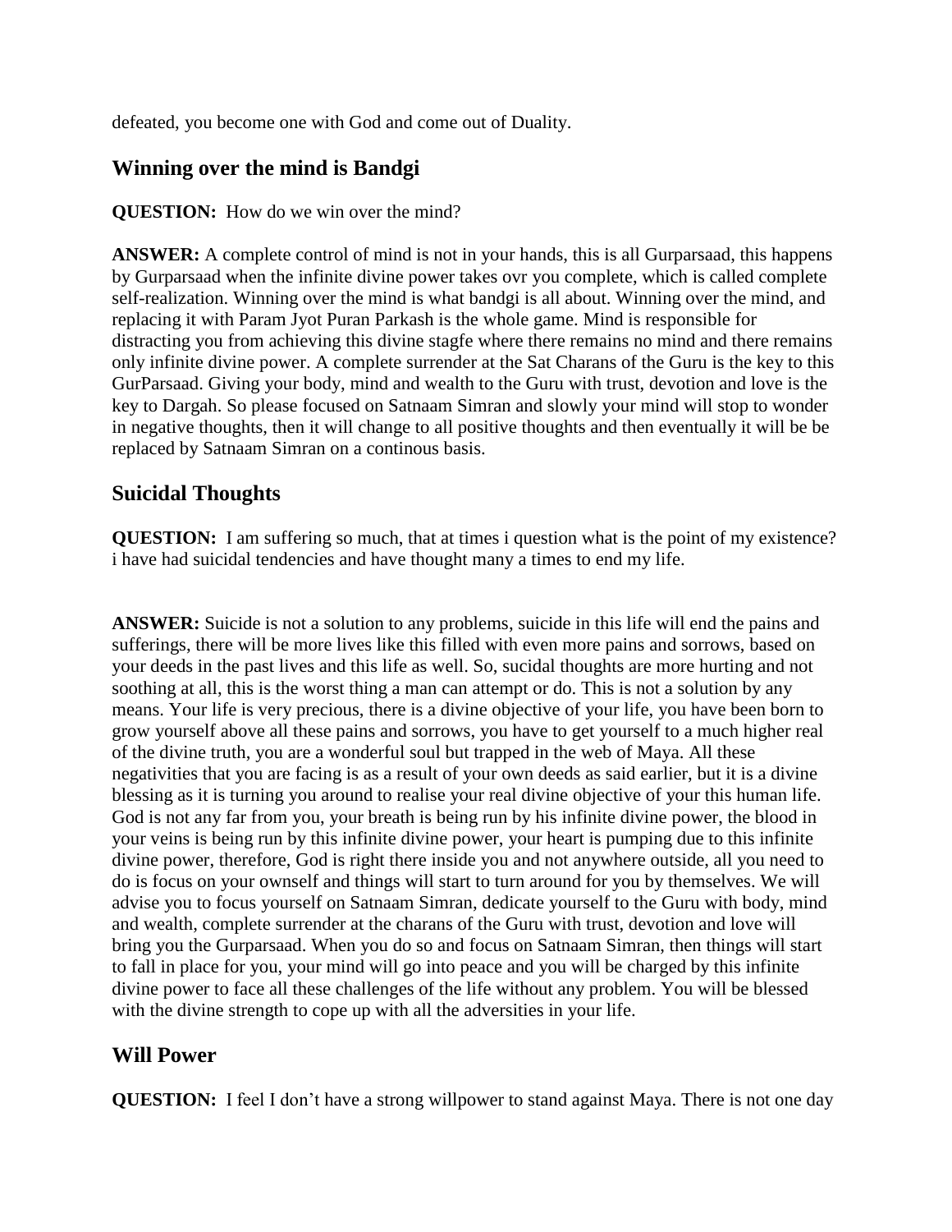defeated, you become one with God and come out of Duality.

## Winning over the mind is Bandgi

**QUESTION:** How do we win over the mind?

**ANSWER:** A complete control of mind is not in your hands, this is all Gurparsaad, this happens by Gurparsaad when the infinite divine power takes ovr you complete, which is called complete self-realization. Winning over the mind is what bandgi is all about. Winning over the mind, and replacing it with Param Jyot Puran Parkash is the whole game. Mind is responsible for distracting you from achieving this divine stagfe where there remains no mind and there remains only infinite divine power. A complete surrender at the Sat Charans of the Guru is the key to this GurParsaad. Giving your body, mind and wealth to the Guru with trust, devotion and love is the key to Dargah. So please focused on Satnaam Simran and slowly your mind will stop to wonder in negative thoughts, then it will change to all positive thoughts and then eventually it will be be replaced by Satnaam Simran on a continous basis.

## Suicidal Thoughts

**QUESTION:** I am suffering so much, that at times i question what is the point of my existence? i have had suicidal tendencies and have thought many a times to end my life.

**ANSWER:** Suicide is not a solution to any problems, suicide in this life will end the pains and sufferings, there will be more lives like this filled with even more pains and sorrows, based on your deeds in the past lives and this life as well. So, sucidal thoughts are more hurting and not soothing at all, this is the worst thing a man can attempt or do. This is not a solution by any means. Your life is very precious, there is a divine objective of your life, you have been born to grow yourself above all these pains and sorrows, you have to get yourself to a much higher real of the divine truth, you are a wonderful soul but trapped in the web of Maya. All these negativities that you are facing is as a result of your own deeds as said earlier, but it is a divine blessing as it is turning you around to realise your real divine objective of your this human life. God is not any far from you, your breath is being run by his infinite divine power, the blood in your veins is being run by this infinite divine power, your heart is pumping due to this infinite divine power, therefore, God is right there inside you and not anywhere outside, all you need to do is focus on your ownself and things will start to turn around for you by themselves. We will advise you to focus yourself on Satnaam Simran, dedicate yourself to the Guru with body, mind and wealth, complete surrender at the charans of the Guru with trust, devotion and love will bring you the Gurparsaad. When you do so and focus on Satnaam Simran, then things will start to fall in place for you, your mind will go into peace and you will be charged by this infinite divine power to face all these challenges of the life without any problem. You will be blessed with the divine strength to cope up with all the adversities in your life.

## Will Power

**QUESTION:** I feel I don't have a strong willpower to stand against Maya. There is not one day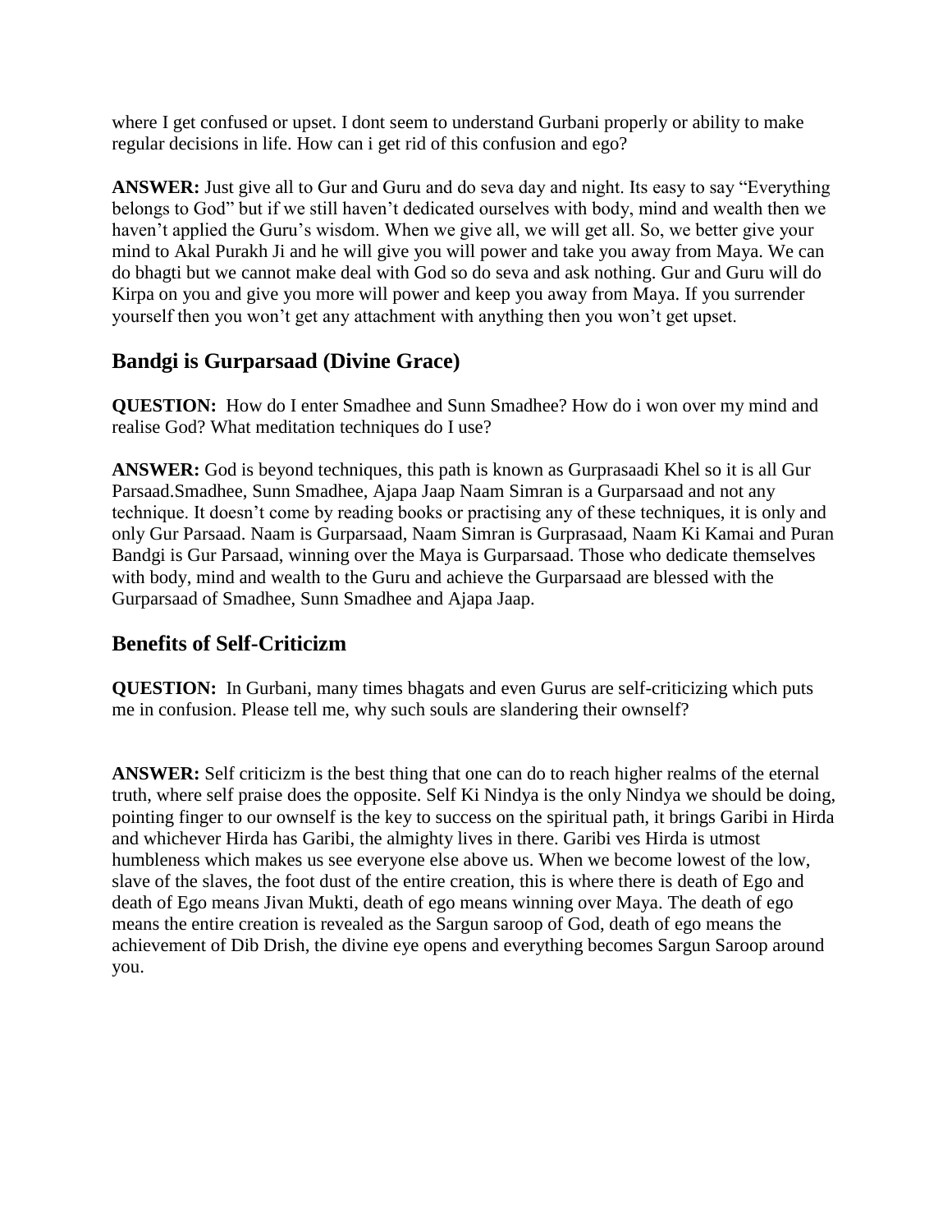where I get confused or upset. I dont seem to understand Gurbani properly or ability to make regular decisions in life. How can i get rid of this confusion and ego?

**ANSWER:** Just give all to Gur and Guru and do seva day and night. Its easy to say "Everything belongs to God" but if we still haven't dedicated ourselves with body, mind and wealth then we haven't applied the Guru's wisdom. When we give all, we will get all. So, we better give your mind to Akal Purakh Ji and he will give you will power and take you away from Maya. We can do bhagti but we cannot make deal with God so do seva and ask nothing. Gur and Guru will do Kirpa on you and give you more will power and keep you away from Maya. If you surrender yourself then you won't get any attachment with anything then you won't get upset.

## Bandgi is Gurparsaad (Divine Grace)

**QUESTION:** How do I enter Smadhee and Sunn Smadhee? How do i won over my mind and realise God? What meditation techniques do I use?

**ANSWER:** God is beyond techniques, this path is known as Gurprasaadi Khel so it is all Gur Parsaad.Smadhee, Sunn Smadhee, Ajapa Jaap Naam Simran is a Gurparsaad and not any technique. It doesn't come by reading books or practising any of these techniques, it is only and only Gur Parsaad. Naam is Gurparsaad, Naam Simran is Gurprasaad, Naam Ki Kamai and Puran Bandgi is Gur Parsaad, winning over the Maya is Gurparsaad. Those who dedicate themselves with body, mind and wealth to the Guru and achieve the Gurparsaad are blessed with the Gurparsaad of Smadhee, Sunn Smadhee and Ajapa Jaap.

## Benefits of Self-Criticizm

**QUESTION:** In Gurbani, many times bhagats and even Gurus are self-criticizing which puts me in confusion. Please tell me, why such souls are slandering their ownself?

**ANSWER:** Self criticizm is the best thing that one can do to reach higher realms of the eternal truth, where self praise does the opposite. Self Ki Nindya is the only Nindya we should be doing, pointing finger to our ownself is the key to success on the spiritual path, it brings Garibi in Hirda and whichever Hirda has Garibi, the almighty lives in there. Garibi ves Hirda is utmost humbleness which makes us see everyone else above us. When we become lowest of the low, slave of the slaves, the foot dust of the entire creation, this is where there is death of Ego and death of Ego means Jivan Mukti, death of ego means winning over Maya. The death of ego means the entire creation is revealed as the Sargun saroop of God, death of ego means the achievement of Dib Drish, the divine eye opens and everything becomes Sargun Saroop around you.